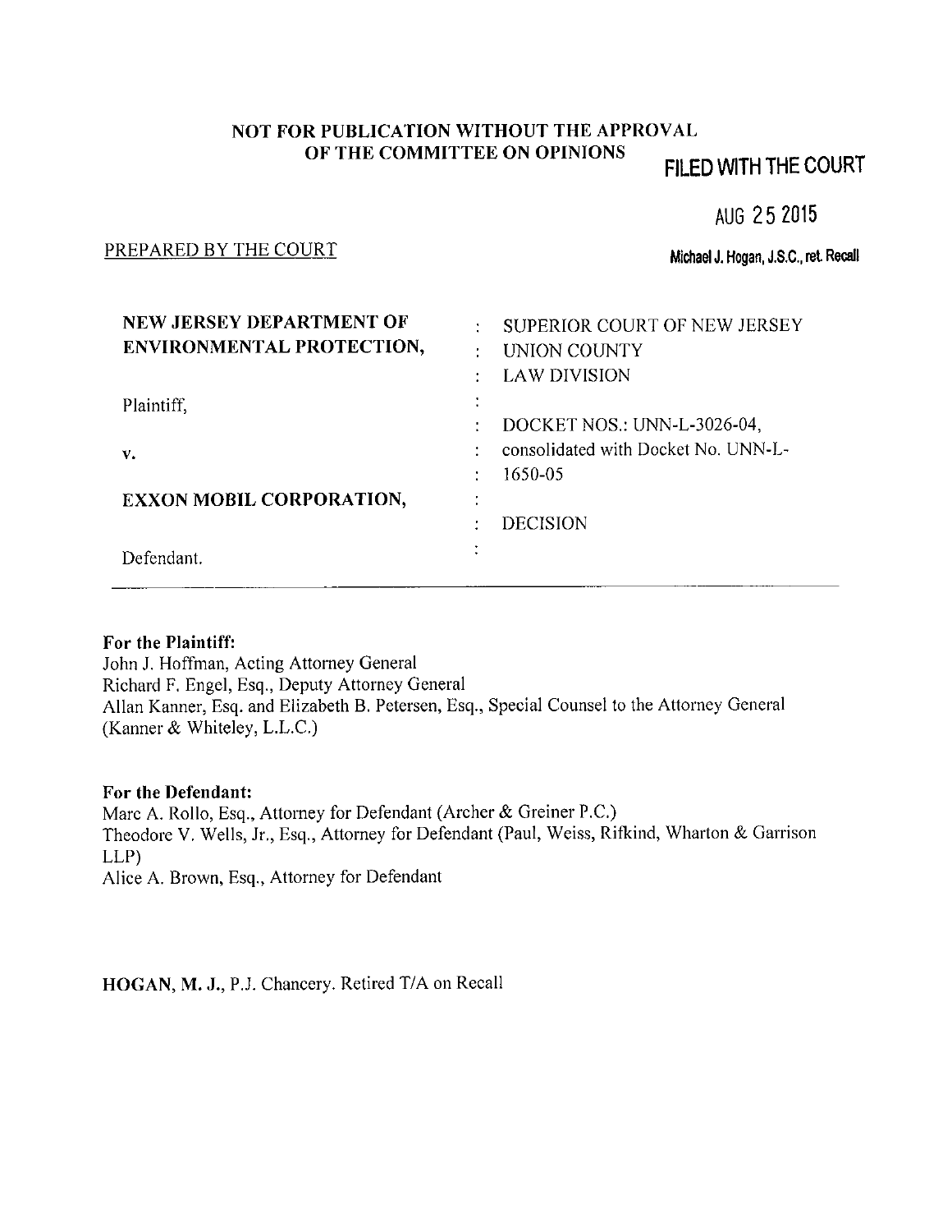**NOT FOR PUBLICATION WITHOUT THE APPROVAL OF THE COMMITTEE ON OPINIONS**

**FILED WITH THE COURT**

**AUG 25 2015**

**Michael J. Hogan, J.S.C., ret. Recall**

PREPARED BY THE COURT

| | |
|---|---|
| **NEW JERSEY DEPARTMENT OF ENVIRONMENTAL PROTECTION,** | SUPERIOR COURT OF NEW JERSEY<br>UNION COUNTY<br>LAW DIVISION |
| Plaintiff, | DOCKET NOS.: UNN-L-3026-04, consolidated with Docket No. UNN-L-1650-05 |
| v. | |
| **EXXON MOBIL CORPORATION,** | DECISION |
| Defendant. | |

**For the Plaintiff:**
John J. Hoffman, Acting Attorney General
Richard F. Engel, Esq., Deputy Attorney General
Allan Kanner, Esq. and Elizabeth B. Petersen, Esq., Special Counsel to the Attorney General (Kanner & Whiteley, L.L.C.)

**For the Defendant:**
Marc A. Rollo, Esq., Attorney for Defendant (Archer & Greiner P.C.)
Theodore V. Wells, Jr., Esq., Attorney for Defendant (Paul, Weiss, Rifkind, Wharton & Garrison LLP)
Alice A. Brown, Esq., Attorney for Defendant

**HOGAN, M. J.**, P.J. Chancery. Retired T/A on Recall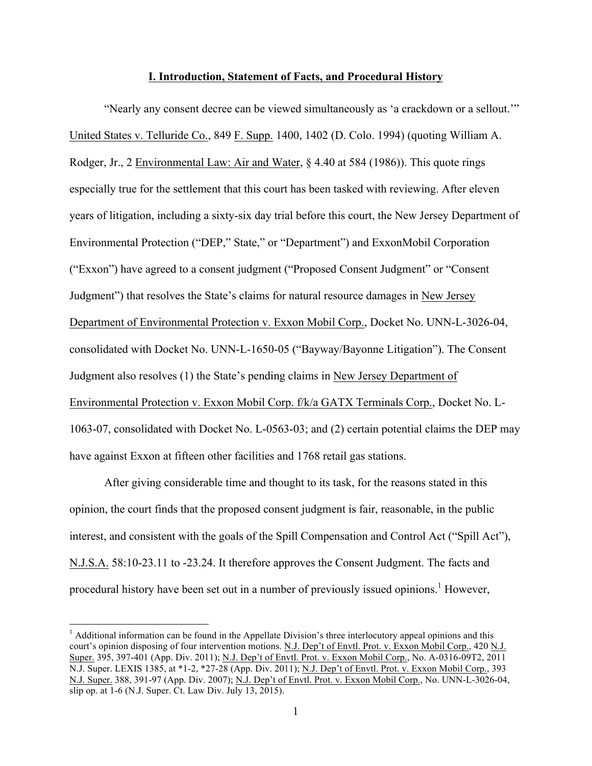## I. Introduction, Statement of Facts, and Procedural History

"Nearly any consent decree can be viewed simultaneously as 'a crackdown or a sellout.'" United States v. Telluride Co., 849 F. Supp. 1400, 1402 (D. Colo. 1994) (quoting William A. Rodger, Jr., 2 Environmental Law: Air and Water, § 4.40 at 584 (1986)). This quote rings especially true for the settlement that this court has been tasked with reviewing. After eleven years of litigation, including a sixty-six day trial before this court, the New Jersey Department of Environmental Protection ("DEP," State," or "Department") and ExxonMobil Corporation ("Exxon") have agreed to a consent judgment ("Proposed Consent Judgment" or "Consent Judgment") that resolves the State's claims for natural resource damages in New Jersey Department of Environmental Protection v. Exxon Mobil Corp., Docket No. UNN-L-3026-04, consolidated with Docket No. UNN-L-1650-05 ("Bayway/Bayonne Litigation"). The Consent Judgment also resolves (1) the State's pending claims in New Jersey Department of Environmental Protection v. Exxon Mobil Corp. f/k/a GATX Terminals Corp., Docket No. L-1063-07, consolidated with Docket No. L-0563-03; and (2) certain potential claims the DEP may have against Exxon at fifteen other facilities and 1768 retail gas stations.

After giving considerable time and thought to its task, for the reasons stated in this opinion, the court finds that the proposed consent judgment is fair, reasonable, in the public interest, and consistent with the goals of the Spill Compensation and Control Act ("Spill Act"), N.J.S.A. 58:10-23.11 to -23.24. It therefore approves the Consent Judgment. The facts and procedural history have been set out in a number of previously issued opinions.[1] However,

[1] Additional information can be found in the Appellate Division's three interlocutory appeal opinions and this court's opinion disposing of four intervention motions. N.J. Dep't of Envtl. Prot. v. Exxon Mobil Corp., 420 N.J. Super. 395, 397-401 (App. Div. 2011); N.J. Dep't of Envtl. Prot. v. Exxon Mobil Corp., No. A-0316-09T2, 2011 N.J. Super. LEXIS 1385, at *1-2, *27-28 (App. Div. 2011); N.J. Dep't of Envtl. Prot. v. Exxon Mobil Corp., 393 N.J. Super. 388, 391-97 (App. Div. 2007); N.J. Dep't of Envtl. Prot. v. Exxon Mobil Corp., No. UNN-L-3026-04, slip op. at 1-6 (N.J. Super. Ct. Law Div. July 13, 2015).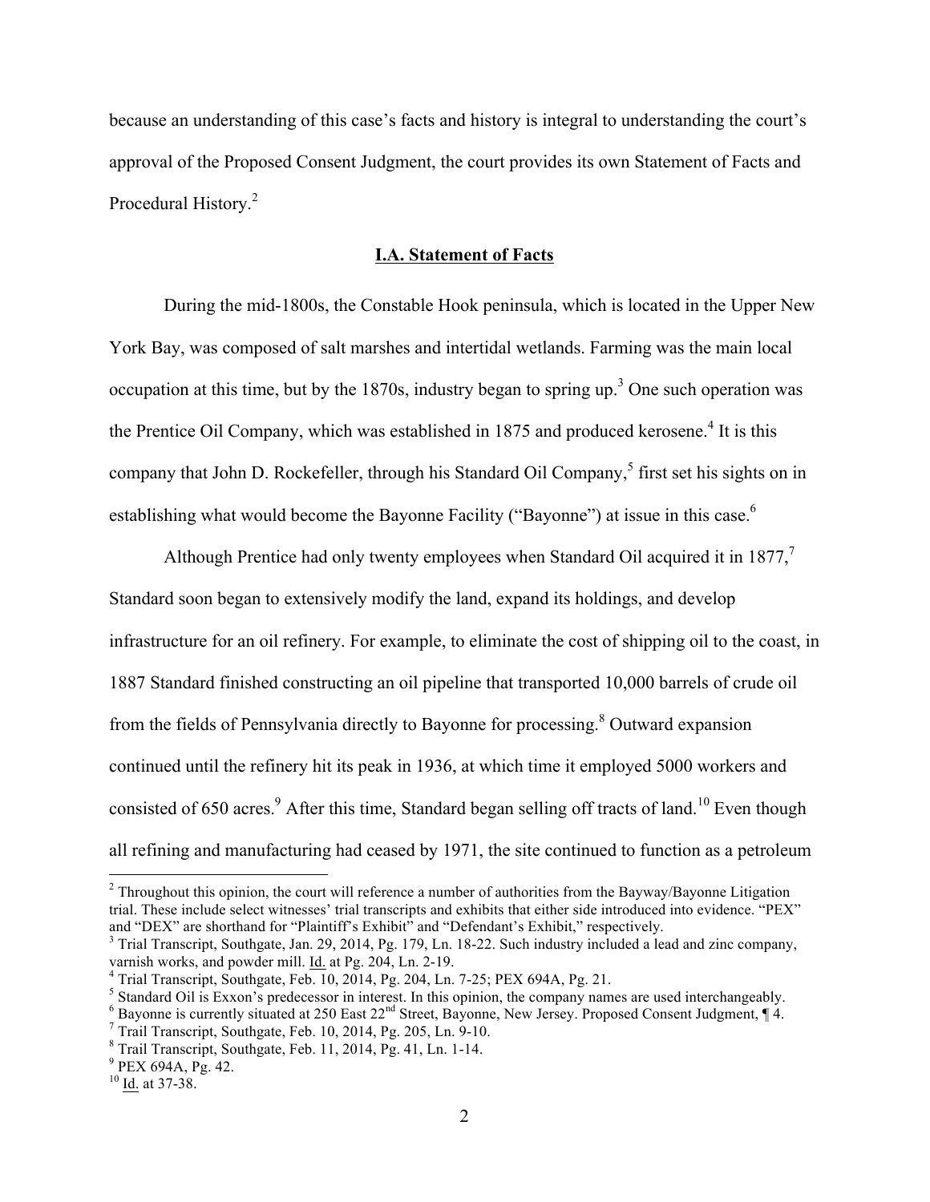because an understanding of this case's facts and history is integral to understanding the court's approval of the Proposed Consent Judgment, the court provides its own Statement of Facts and Procedural History.[2]

## I.A. Statement of Facts

During the mid-1800s, the Constable Hook peninsula, which is located in the Upper New York Bay, was composed of salt marshes and intertidal wetlands. Farming was the main local occupation at this time, but by the 1870s, industry began to spring up.[3] One such operation was the Prentice Oil Company, which was established in 1875 and produced kerosene.[4] It is this company that John D. Rockefeller, through his Standard Oil Company,[5] first set his sights on in establishing what would become the Bayonne Facility ("Bayonne") at issue in this case.[6]

Although Prentice had only twenty employees when Standard Oil acquired it in 1877,[7] Standard soon began to extensively modify the land, expand its holdings, and develop infrastructure for an oil refinery. For example, to eliminate the cost of shipping oil to the coast, in 1887 Standard finished constructing an oil pipeline that transported 10,000 barrels of crude oil from the fields of Pennsylvania directly to Bayonne for processing.[8] Outward expansion continued until the refinery hit its peak in 1936, at which time it employed 5000 workers and consisted of 650 acres.[9] After this time, Standard began selling off tracts of land.[10] Even though all refining and manufacturing had ceased by 1971, the site continued to function as a petroleum

---

[2] Throughout this opinion, the court will reference a number of authorities from the Bayway/Bayonne Litigation trial. These include select witnesses' trial transcripts and exhibits that either side introduced into evidence. "PEX" and "DEX" are shorthand for "Plaintiff's Exhibit" and "Defendant's Exhibit," respectively.

[3] Trial Transcript, Southgate, Jan. 29, 2014, Pg. 179, Ln. 18-22. Such industry included a lead and zinc company, varnish works, and powder mill. Id. at Pg. 204, Ln. 2-19.

[4] Trial Transcript, Southgate, Feb. 10, 2014, Pg. 204, Ln. 7-25; PEX 694A, Pg. 21.

[5] Standard Oil is Exxon's predecessor in interest. In this opinion, the company names are used interchangeably.

[6] Bayonne is currently situated at 250 East 22nd Street, Bayonne, New Jersey. Proposed Consent Judgment, ¶ 4.

[7] Trail Transcript, Southgate, Feb. 10, 2014, Pg. 205, Ln. 9-10.

[8] Trail Transcript, Southgate, Feb. 11, 2014, Pg. 41, Ln. 1-14.

[9] PEX 694A, Pg. 42.

[10] Id. at 37-38.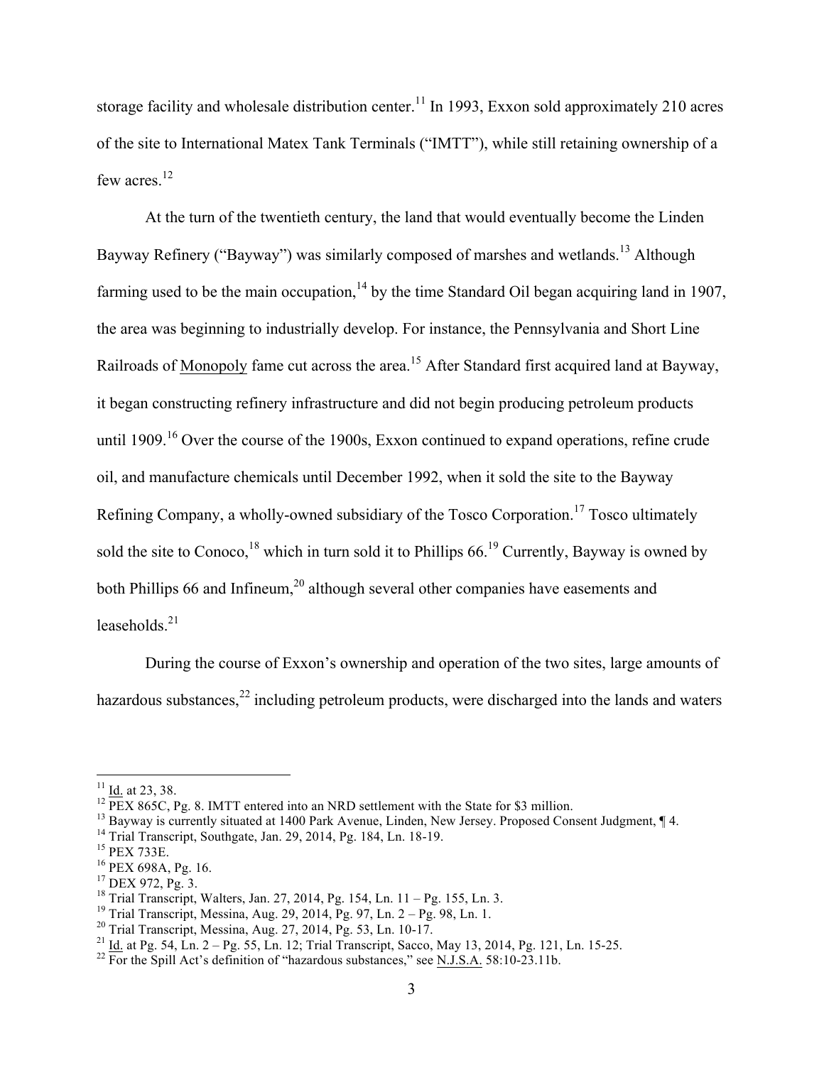storage facility and wholesale distribution center.[11] In 1993, Exxon sold approximately 210 acres of the site to International Matex Tank Terminals ("IMTT"), while still retaining ownership of a few acres.[12]

At the turn of the twentieth century, the land that would eventually become the Linden Bayway Refinery ("Bayway") was similarly composed of marshes and wetlands.[13] Although farming used to be the main occupation,[14] by the time Standard Oil began acquiring land in 1907, the area was beginning to industrially develop. For instance, the Pennsylvania and Short Line Railroads of Monopoly fame cut across the area.[15] After Standard first acquired land at Bayway, it began constructing refinery infrastructure and did not begin producing petroleum products until 1909.[16] Over the course of the 1900s, Exxon continued to expand operations, refine crude oil, and manufacture chemicals until December 1992, when it sold the site to the Bayway Refining Company, a wholly-owned subsidiary of the Tosco Corporation.[17] Tosco ultimately sold the site to Conoco,[18] which in turn sold it to Phillips 66.[19] Currently, Bayway is owned by both Phillips 66 and Infineum,[20] although several other companies have easements and leaseholds.[21]

During the course of Exxon's ownership and operation of the two sites, large amounts of hazardous substances,[22] including petroleum products, were discharged into the lands and waters

---

[11] Id. at 23, 38.

[12] PEX 865C, Pg. 8. IMTT entered into an NRD settlement with the State for $3 million.

[13] Bayway is currently situated at 1400 Park Avenue, Linden, New Jersey. Proposed Consent Judgment, ¶ 4.

[14] Trial Transcript, Southgate, Jan. 29, 2014, Pg. 184, Ln. 18-19.

[15] PEX 733E.

[16] PEX 698A, Pg. 16.

[17] DEX 972, Pg. 3.

[18] Trial Transcript, Walters, Jan. 27, 2014, Pg. 154, Ln. 11 – Pg. 155, Ln. 3.

[19] Trial Transcript, Messina, Aug. 29, 2014, Pg. 97, Ln. 2 – Pg. 98, Ln. 1.

[20] Trial Transcript, Messina, Aug. 27, 2014, Pg. 53, Ln. 10-17.

[21] Id. at Pg. 54, Ln. 2 – Pg. 55, Ln. 12; Trial Transcript, Sacco, May 13, 2014, Pg. 121, Ln. 15-25.

[22] For the Spill Act's definition of "hazardous substances," see N.J.S.A. 58:10-23.11b.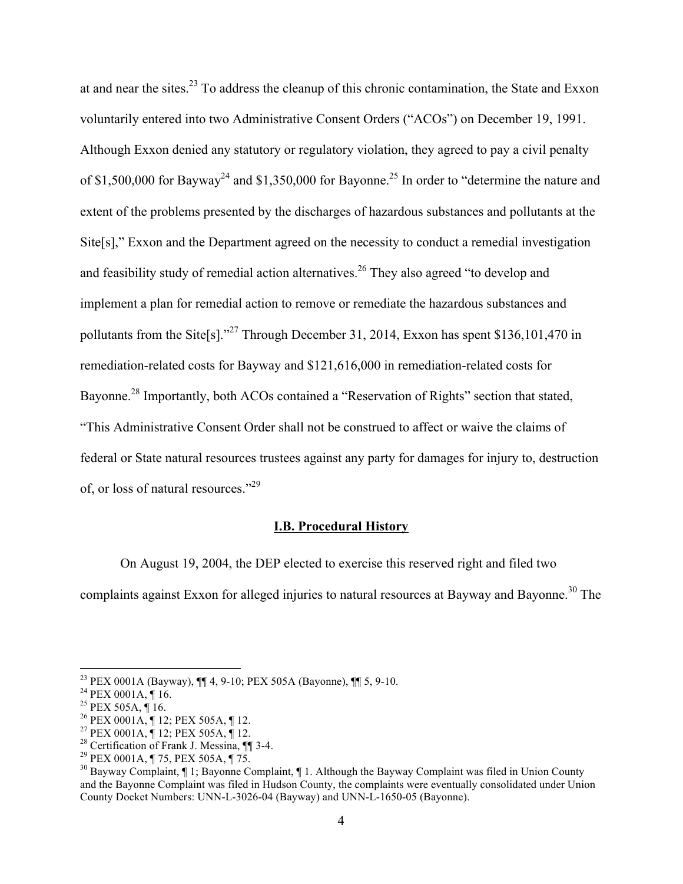at and near the sites.[23] To address the cleanup of this chronic contamination, the State and Exxon voluntarily entered into two Administrative Consent Orders ("ACOs") on December 19, 1991. Although Exxon denied any statutory or regulatory violation, they agreed to pay a civil penalty of $1,500,000 for Bayway[24] and $1,350,000 for Bayonne.[25] In order to "determine the nature and extent of the problems presented by the discharges of hazardous substances and pollutants at the Site[s]," Exxon and the Department agreed on the necessity to conduct a remedial investigation and feasibility study of remedial action alternatives.[26] They also agreed "to develop and implement a plan for remedial action to remove or remediate the hazardous substances and pollutants from the Site[s]."[27] Through December 31, 2014, Exxon has spent $136,101,470 in remediation-related costs for Bayway and $121,616,000 in remediation-related costs for Bayonne.[28] Importantly, both ACOs contained a "Reservation of Rights" section that stated, "This Administrative Consent Order shall not be construed to affect or waive the claims of federal or State natural resources trustees against any party for damages for injury to, destruction of, or loss of natural resources."[29]

## I.B. Procedural History

On August 19, 2004, the DEP elected to exercise this reserved right and filed two complaints against Exxon for alleged injuries to natural resources at Bayway and Bayonne.[30] The

---

[23] PEX 0001A (Bayway), ¶¶ 4, 9-10; PEX 505A (Bayonne), ¶¶ 5, 9-10.
[24] PEX 0001A, ¶ 16.
[25] PEX 505A, ¶ 16.
[26] PEX 0001A, ¶ 12; PEX 505A, ¶ 12.
[27] PEX 0001A, ¶ 12; PEX 505A, ¶ 12.
[28] Certification of Frank J. Messina, ¶¶ 3-4.
[29] PEX 0001A, ¶ 75, PEX 505A, ¶ 75.
[30] Bayway Complaint, ¶ 1; Bayonne Complaint, ¶ 1. Although the Bayway Complaint was filed in Union County and the Bayonne Complaint was filed in Hudson County, the complaints were eventually consolidated under Union County Docket Numbers: UNN-L-3026-04 (Bayway) and UNN-L-1650-05 (Bayonne).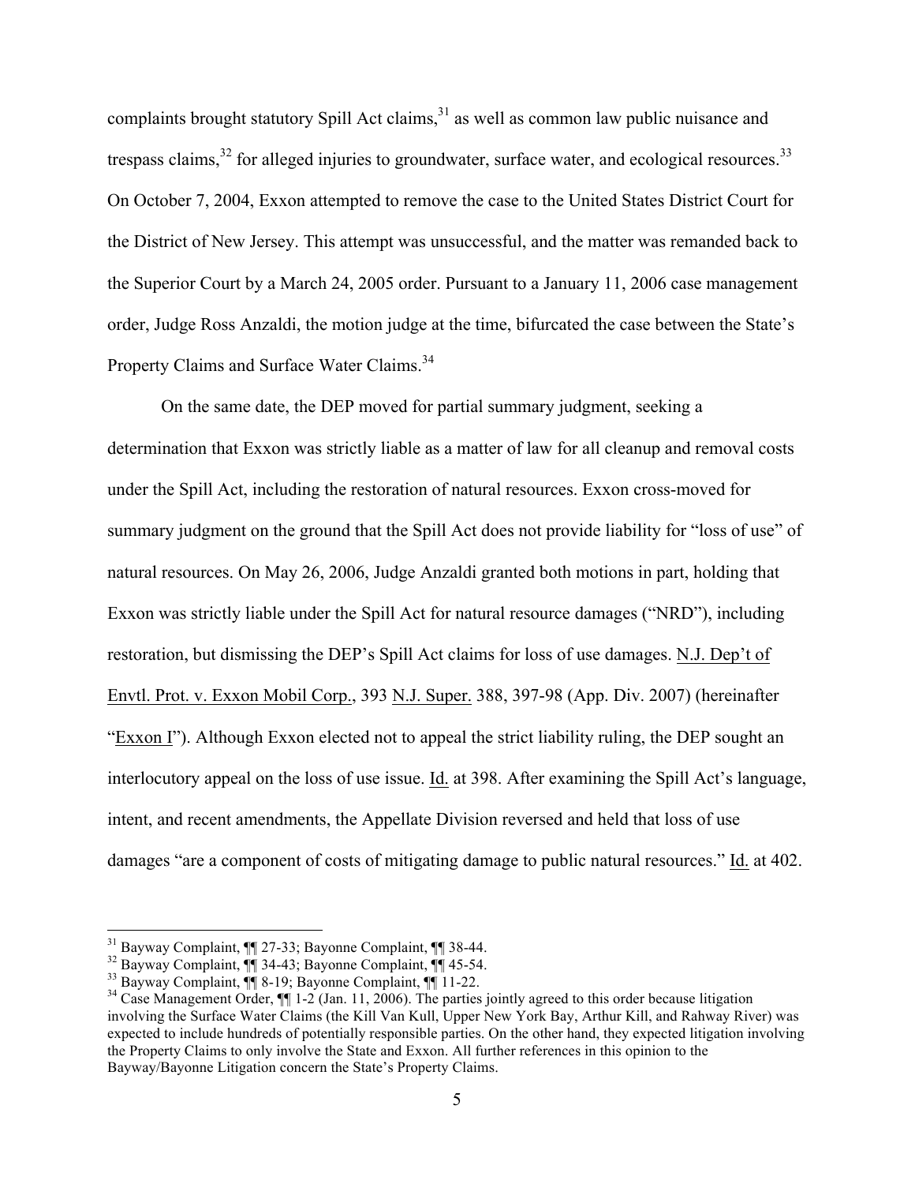complaints brought statutory Spill Act claims,[31] as well as common law public nuisance and trespass claims,[32] for alleged injuries to groundwater, surface water, and ecological resources.[33] On October 7, 2004, Exxon attempted to remove the case to the United States District Court for the District of New Jersey. This attempt was unsuccessful, and the matter was remanded back to the Superior Court by a March 24, 2005 order. Pursuant to a January 11, 2006 case management order, Judge Ross Anzaldi, the motion judge at the time, bifurcated the case between the State's Property Claims and Surface Water Claims.[34]

On the same date, the DEP moved for partial summary judgment, seeking a determination that Exxon was strictly liable as a matter of law for all cleanup and removal costs under the Spill Act, including the restoration of natural resources. Exxon cross-moved for summary judgment on the ground that the Spill Act does not provide liability for "loss of use" of natural resources. On May 26, 2006, Judge Anzaldi granted both motions in part, holding that Exxon was strictly liable under the Spill Act for natural resource damages ("NRD"), including restoration, but dismissing the DEP's Spill Act claims for loss of use damages. N.J. Dep't of Envtl. Prot. v. Exxon Mobil Corp., 393 N.J. Super. 388, 397-98 (App. Div. 2007) (hereinafter "Exxon I"). Although Exxon elected not to appeal the strict liability ruling, the DEP sought an interlocutory appeal on the loss of use issue. Id. at 398. After examining the Spill Act's language, intent, and recent amendments, the Appellate Division reversed and held that loss of use damages "are a component of costs of mitigating damage to public natural resources." Id. at 402.

---

[31] Bayway Complaint, ¶¶ 27-33; Bayonne Complaint, ¶¶ 38-44.

[32] Bayway Complaint, ¶¶ 34-43; Bayonne Complaint, ¶¶ 45-54.

[33] Bayway Complaint, ¶¶ 8-19; Bayonne Complaint, ¶¶ 11-22.

[34] Case Management Order, ¶¶ 1-2 (Jan. 11, 2006). The parties jointly agreed to this order because litigation involving the Surface Water Claims (the Kill Van Kull, Upper New York Bay, Arthur Kill, and Rahway River) was expected to include hundreds of potentially responsible parties. On the other hand, they expected litigation involving the Property Claims to only involve the State and Exxon. All further references in this opinion to the Bayway/Bayonne Litigation concern the State's Property Claims.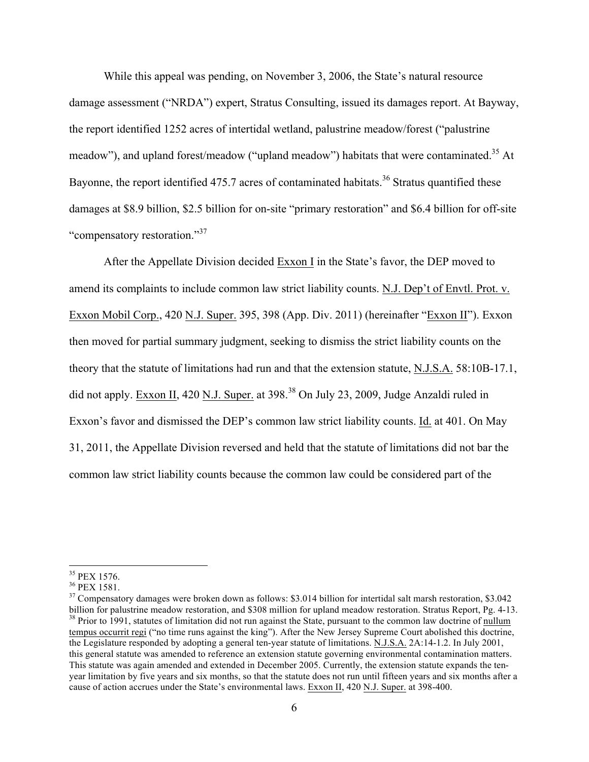While this appeal was pending, on November 3, 2006, the State's natural resource damage assessment ("NRDA") expert, Stratus Consulting, issued its damages report. At Bayway, the report identified 1252 acres of intertidal wetland, palustrine meadow/forest ("palustrine meadow"), and upland forest/meadow ("upland meadow") habitats that were contaminated.[35] At Bayonne, the report identified 475.7 acres of contaminated habitats.[36] Stratus quantified these damages at $8.9 billion, $2.5 billion for on-site "primary restoration" and $6.4 billion for off-site "compensatory restoration."[37]

After the Appellate Division decided Exxon I in the State's favor, the DEP moved to amend its complaints to include common law strict liability counts. N.J. Dep't of Envtl. Prot. v. Exxon Mobil Corp., 420 N.J. Super. 395, 398 (App. Div. 2011) (hereinafter "Exxon II"). Exxon then moved for partial summary judgment, seeking to dismiss the strict liability counts on the theory that the statute of limitations had run and that the extension statute, N.J.S.A. 58:10B-17.1, did not apply. Exxon II, 420 N.J. Super. at 398.[38] On July 23, 2009, Judge Anzaldi ruled in Exxon's favor and dismissed the DEP's common law strict liability counts. Id. at 401. On May 31, 2011, the Appellate Division reversed and held that the statute of limitations did not bar the common law strict liability counts because the common law could be considered part of the

---

[35] PEX 1576.

[36] PEX 1581.

[37] Compensatory damages were broken down as follows: $3.014 billion for intertidal salt marsh restoration, $3.042 billion for palustrine meadow restoration, and $308 million for upland meadow restoration. Stratus Report, Pg. 4-13.

[38] Prior to 1991, statutes of limitation did not run against the State, pursuant to the common law doctrine of nullum tempus occurrit regi ("no time runs against the king"). After the New Jersey Supreme Court abolished this doctrine, the Legislature responded by adopting a general ten-year statute of limitations. N.J.S.A. 2A:14-1.2. In July 2001, this general statute was amended to reference an extension statute governing environmental contamination matters. This statute was again amended and extended in December 2005. Currently, the extension statute expands the ten-year limitation by five years and six months, so that the statute does not run until fifteen years and six months after a cause of action accrues under the State's environmental laws. Exxon II, 420 N.J. Super. at 398-400.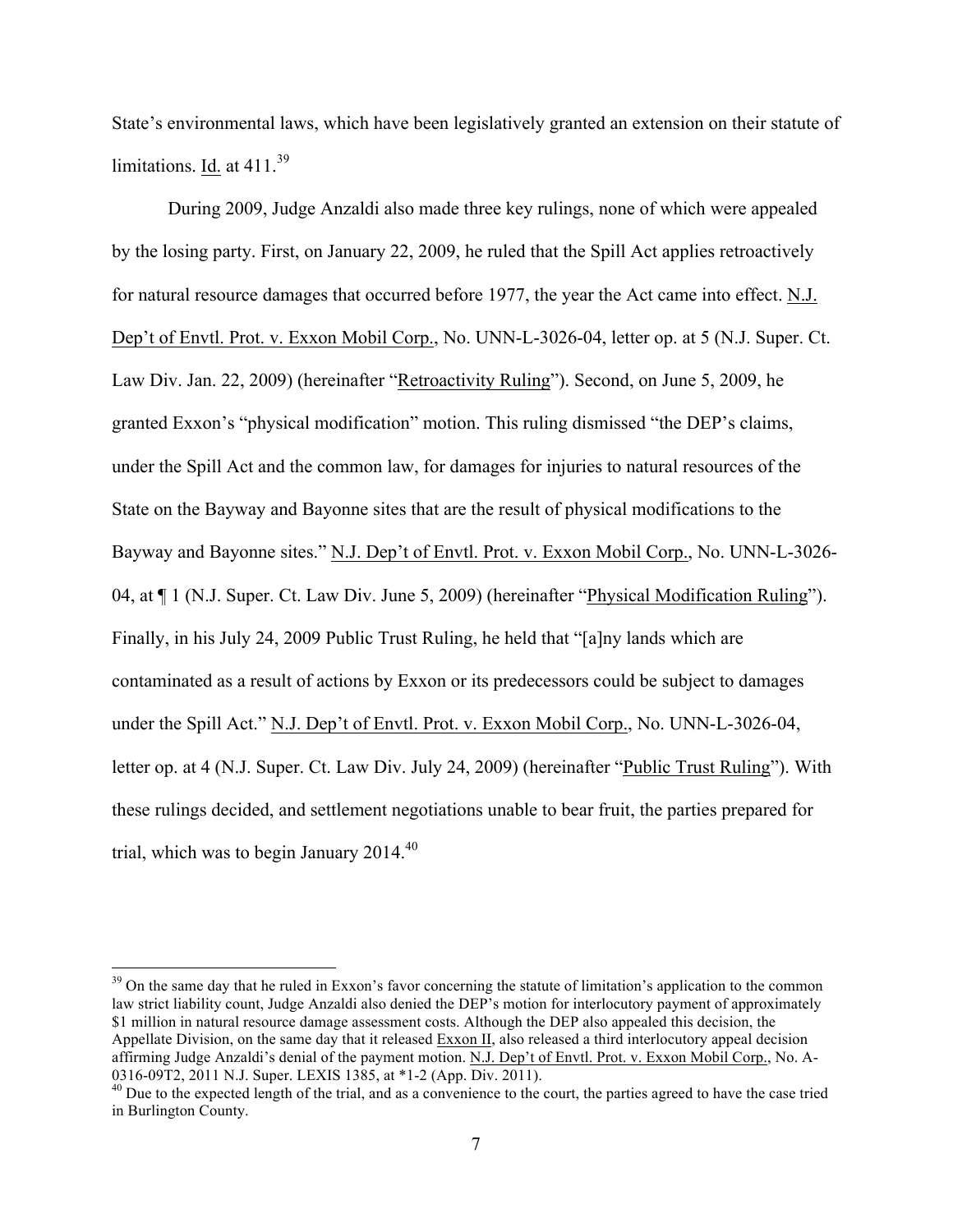State's environmental laws, which have been legislatively granted an extension on their statute of limitations. Id. at 411.[39]

During 2009, Judge Anzaldi also made three key rulings, none of which were appealed by the losing party. First, on January 22, 2009, he ruled that the Spill Act applies retroactively for natural resource damages that occurred before 1977, the year the Act came into effect. N.J. Dep't of Envtl. Prot. v. Exxon Mobil Corp., No. UNN-L-3026-04, letter op. at 5 (N.J. Super. Ct. Law Div. Jan. 22, 2009) (hereinafter "Retroactivity Ruling"). Second, on June 5, 2009, he granted Exxon's "physical modification" motion. This ruling dismissed "the DEP's claims, under the Spill Act and the common law, for damages for injuries to natural resources of the State on the Bayway and Bayonne sites that are the result of physical modifications to the Bayway and Bayonne sites." N.J. Dep't of Envtl. Prot. v. Exxon Mobil Corp., No. UNN-L-3026-04, at ¶ 1 (N.J. Super. Ct. Law Div. June 5, 2009) (hereinafter "Physical Modification Ruling"). Finally, in his July 24, 2009 Public Trust Ruling, he held that "[a]ny lands which are contaminated as a result of actions by Exxon or its predecessors could be subject to damages under the Spill Act." N.J. Dep't of Envtl. Prot. v. Exxon Mobil Corp., No. UNN-L-3026-04, letter op. at 4 (N.J. Super. Ct. Law Div. July 24, 2009) (hereinafter "Public Trust Ruling"). With these rulings decided, and settlement negotiations unable to bear fruit, the parties prepared for trial, which was to begin January 2014.[40]

---

[39] On the same day that he ruled in Exxon's favor concerning the statute of limitation's application to the common law strict liability count, Judge Anzaldi also denied the DEP's motion for interlocutory payment of approximately $1 million in natural resource damage assessment costs. Although the DEP also appealed this decision, the Appellate Division, on the same day that it released Exxon II, also released a third interlocutory appeal decision affirming Judge Anzaldi's denial of the payment motion. N.J. Dep't of Envtl. Prot. v. Exxon Mobil Corp., No. A-0316-09T2, 2011 N.J. Super. LEXIS 1385, at *1-2 (App. Div. 2011).

[40] Due to the expected length of the trial, and as a convenience to the court, the parties agreed to have the case tried in Burlington County.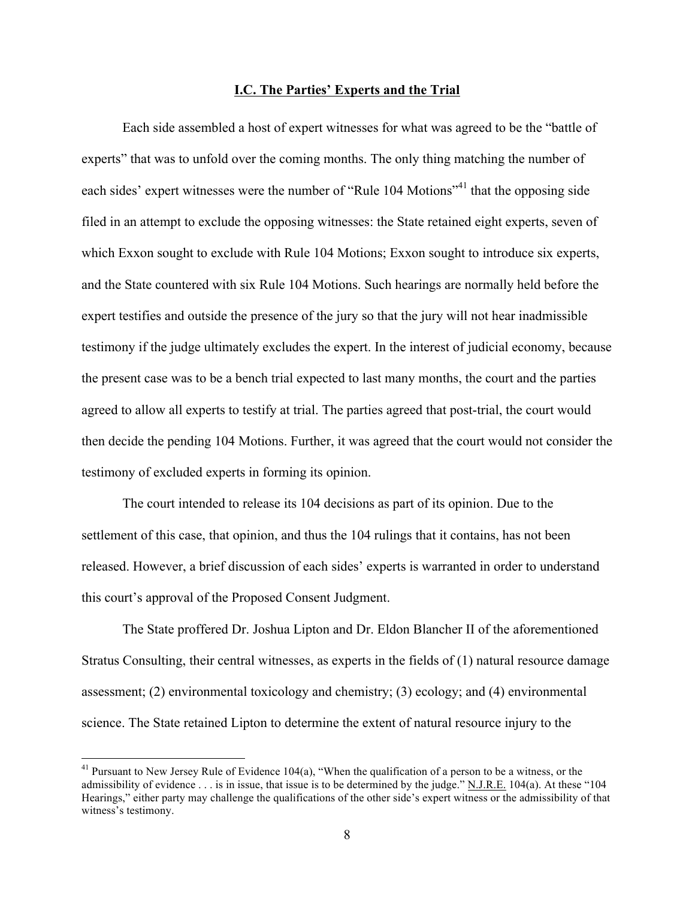## I.C. The Parties' Experts and the Trial

Each side assembled a host of expert witnesses for what was agreed to be the "battle of experts" that was to unfold over the coming months. The only thing matching the number of each sides' expert witnesses were the number of "Rule 104 Motions"[41] that the opposing side filed in an attempt to exclude the opposing witnesses: the State retained eight experts, seven of which Exxon sought to exclude with Rule 104 Motions; Exxon sought to introduce six experts, and the State countered with six Rule 104 Motions. Such hearings are normally held before the expert testifies and outside the presence of the jury so that the jury will not hear inadmissible testimony if the judge ultimately excludes the expert. In the interest of judicial economy, because the present case was to be a bench trial expected to last many months, the court and the parties agreed to allow all experts to testify at trial. The parties agreed that post-trial, the court would then decide the pending 104 Motions. Further, it was agreed that the court would not consider the testimony of excluded experts in forming its opinion.

The court intended to release its 104 decisions as part of its opinion. Due to the settlement of this case, that opinion, and thus the 104 rulings that it contains, has not been released. However, a brief discussion of each sides' experts is warranted in order to understand this court's approval of the Proposed Consent Judgment.

The State proffered Dr. Joshua Lipton and Dr. Eldon Blancher II of the aforementioned Stratus Consulting, their central witnesses, as experts in the fields of (1) natural resource damage assessment; (2) environmental toxicology and chemistry; (3) ecology; and (4) environmental science. The State retained Lipton to determine the extent of natural resource injury to the

---

[41] Pursuant to New Jersey Rule of Evidence 104(a), "When the qualification of a person to be a witness, or the admissibility of evidence . . . is in issue, that issue is to be determined by the judge." N.J.R.E. 104(a). At these "104 Hearings," either party may challenge the qualifications of the other side's expert witness or the admissibility of that witness's testimony.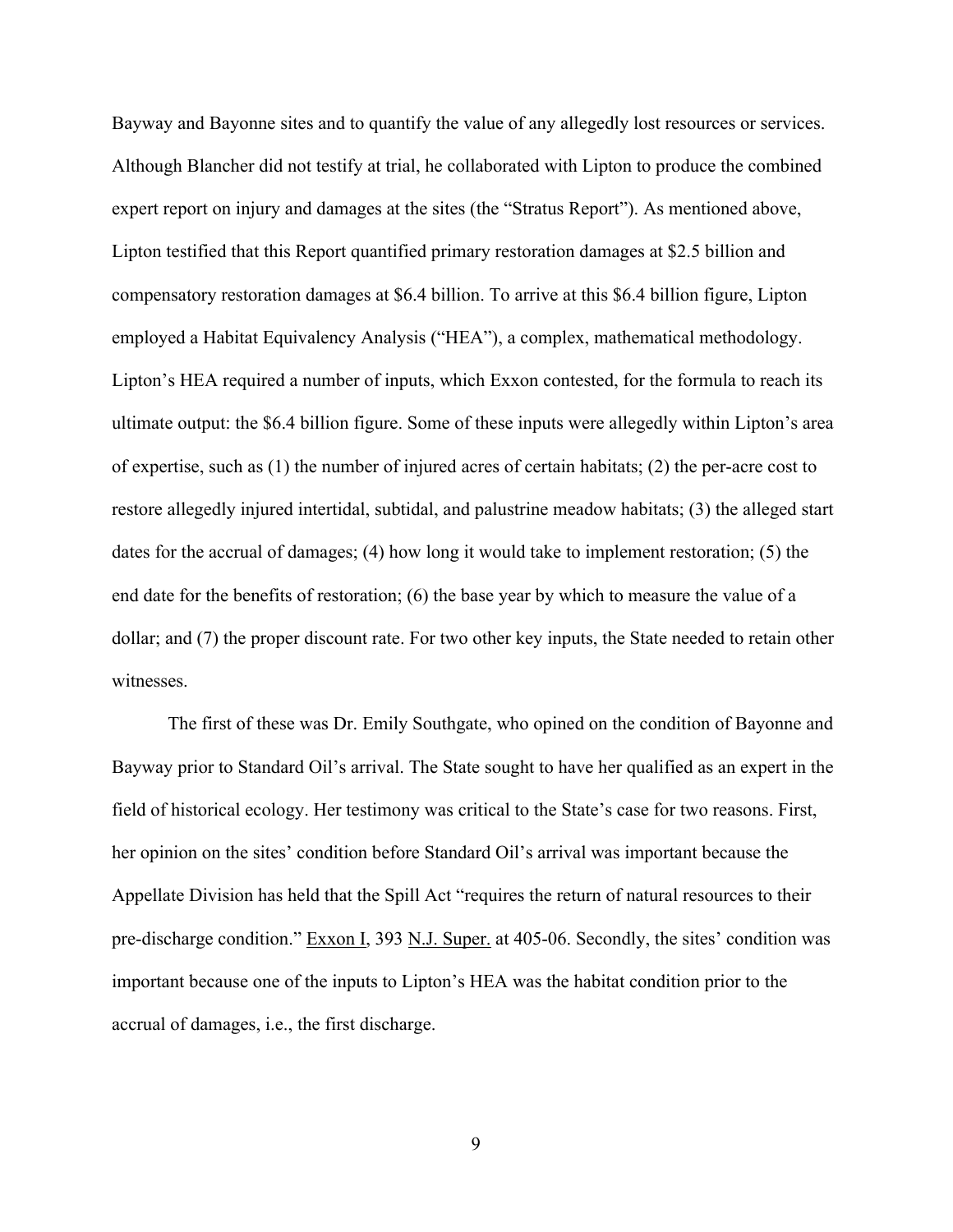Bayway and Bayonne sites and to quantify the value of any allegedly lost resources or services. Although Blancher did not testify at trial, he collaborated with Lipton to produce the combined expert report on injury and damages at the sites (the "Stratus Report"). As mentioned above, Lipton testified that this Report quantified primary restoration damages at $2.5 billion and compensatory restoration damages at $6.4 billion. To arrive at this $6.4 billion figure, Lipton employed a Habitat Equivalency Analysis ("HEA"), a complex, mathematical methodology. Lipton's HEA required a number of inputs, which Exxon contested, for the formula to reach its ultimate output: the $6.4 billion figure. Some of these inputs were allegedly within Lipton's area of expertise, such as (1) the number of injured acres of certain habitats; (2) the per-acre cost to restore allegedly injured intertidal, subtidal, and palustrine meadow habitats; (3) the alleged start dates for the accrual of damages; (4) how long it would take to implement restoration; (5) the end date for the benefits of restoration; (6) the base year by which to measure the value of a dollar; and (7) the proper discount rate. For two other key inputs, the State needed to retain other witnesses.

The first of these was Dr. Emily Southgate, who opined on the condition of Bayonne and Bayway prior to Standard Oil's arrival. The State sought to have her qualified as an expert in the field of historical ecology. Her testimony was critical to the State's case for two reasons. First, her opinion on the sites' condition before Standard Oil's arrival was important because the Appellate Division has held that the Spill Act "requires the return of natural resources to their pre-discharge condition." Exxon I, 393 N.J. Super. at 405-06. Secondly, the sites' condition was important because one of the inputs to Lipton's HEA was the habitat condition prior to the accrual of damages, i.e., the first discharge.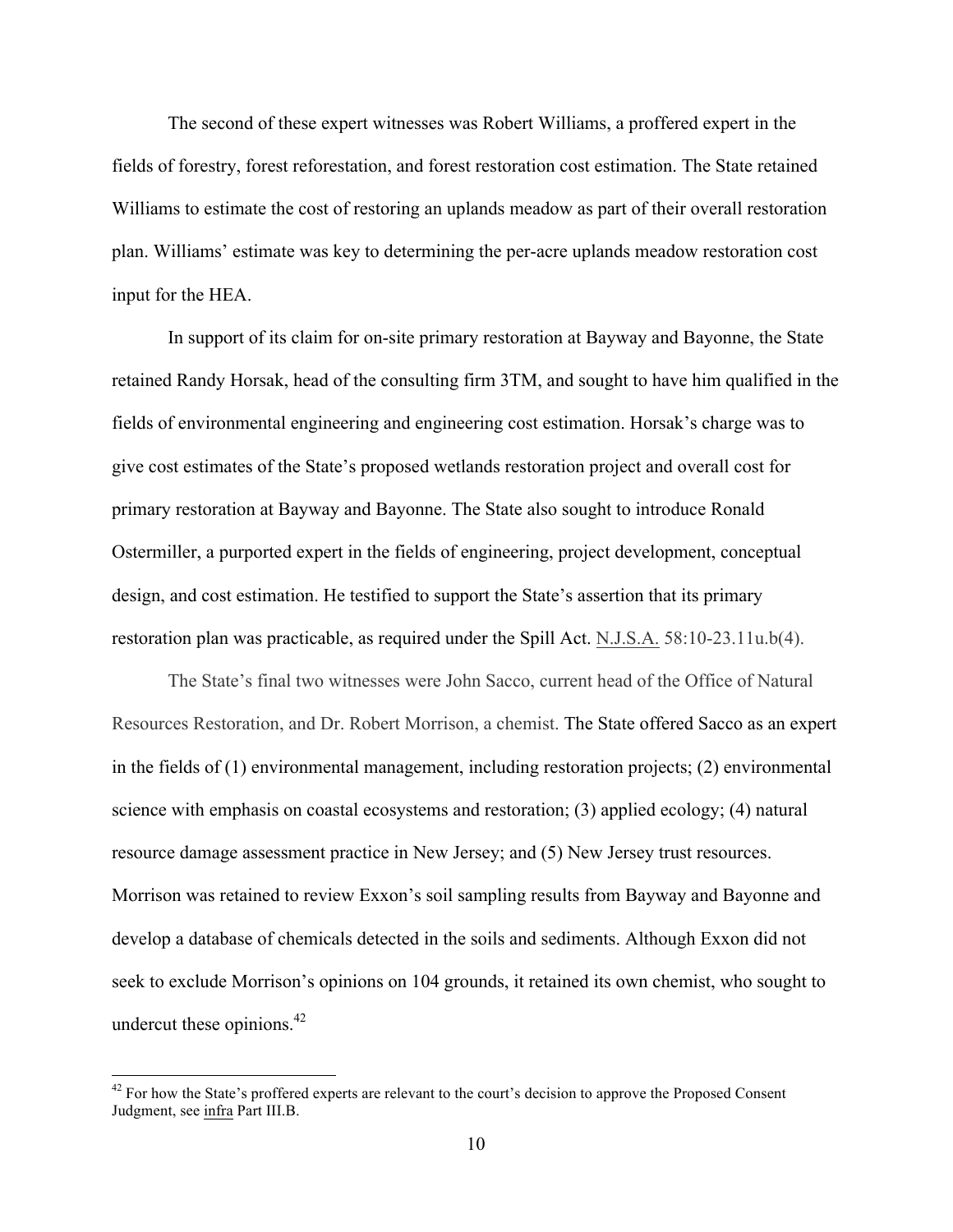The second of these expert witnesses was Robert Williams, a proffered expert in the fields of forestry, forest reforestation, and forest restoration cost estimation. The State retained Williams to estimate the cost of restoring an uplands meadow as part of their overall restoration plan. Williams' estimate was key to determining the per-acre uplands meadow restoration cost input for the HEA.

In support of its claim for on-site primary restoration at Bayway and Bayonne, the State retained Randy Horsak, head of the consulting firm 3TM, and sought to have him qualified in the fields of environmental engineering and engineering cost estimation. Horsak's charge was to give cost estimates of the State's proposed wetlands restoration project and overall cost for primary restoration at Bayway and Bayonne. The State also sought to introduce Ronald Ostermiller, a purported expert in the fields of engineering, project development, conceptual design, and cost estimation. He testified to support the State's assertion that its primary restoration plan was practicable, as required under the Spill Act. N.J.S.A. 58:10-23.11u.b(4).

The State's final two witnesses were John Sacco, current head of the Office of Natural Resources Restoration, and Dr. Robert Morrison, a chemist. The State offered Sacco as an expert in the fields of (1) environmental management, including restoration projects; (2) environmental science with emphasis on coastal ecosystems and restoration; (3) applied ecology; (4) natural resource damage assessment practice in New Jersey; and (5) New Jersey trust resources. Morrison was retained to review Exxon's soil sampling results from Bayway and Bayonne and develop a database of chemicals detected in the soils and sediments. Although Exxon did not seek to exclude Morrison's opinions on 104 grounds, it retained its own chemist, who sought to undercut these opinions.[42]

---

[42] For how the State's proffered experts are relevant to the court's decision to approve the Proposed Consent Judgment, see infra Part III.B.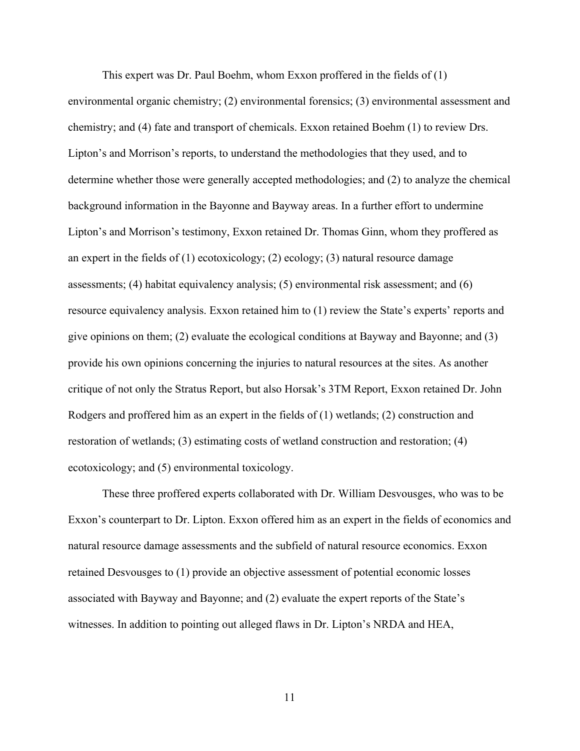This expert was Dr. Paul Boehm, whom Exxon proffered in the fields of (1) environmental organic chemistry; (2) environmental forensics; (3) environmental assessment and chemistry; and (4) fate and transport of chemicals. Exxon retained Boehm (1) to review Drs. Lipton's and Morrison's reports, to understand the methodologies that they used, and to determine whether those were generally accepted methodologies; and (2) to analyze the chemical background information in the Bayonne and Bayway areas. In a further effort to undermine Lipton's and Morrison's testimony, Exxon retained Dr. Thomas Ginn, whom they proffered as an expert in the fields of (1) ecotoxicology; (2) ecology; (3) natural resource damage assessments; (4) habitat equivalency analysis; (5) environmental risk assessment; and (6) resource equivalency analysis. Exxon retained him to (1) review the State's experts' reports and give opinions on them; (2) evaluate the ecological conditions at Bayway and Bayonne; and (3) provide his own opinions concerning the injuries to natural resources at the sites. As another critique of not only the Stratus Report, but also Horsak's 3TM Report, Exxon retained Dr. John Rodgers and proffered him as an expert in the fields of (1) wetlands; (2) construction and restoration of wetlands; (3) estimating costs of wetland construction and restoration; (4) ecotoxicology; and (5) environmental toxicology.

These three proffered experts collaborated with Dr. William Desvousges, who was to be Exxon's counterpart to Dr. Lipton. Exxon offered him as an expert in the fields of economics and natural resource damage assessments and the subfield of natural resource economics. Exxon retained Desvousges to (1) provide an objective assessment of potential economic losses associated with Bayway and Bayonne; and (2) evaluate the expert reports of the State's witnesses. In addition to pointing out alleged flaws in Dr. Lipton's NRDA and HEA,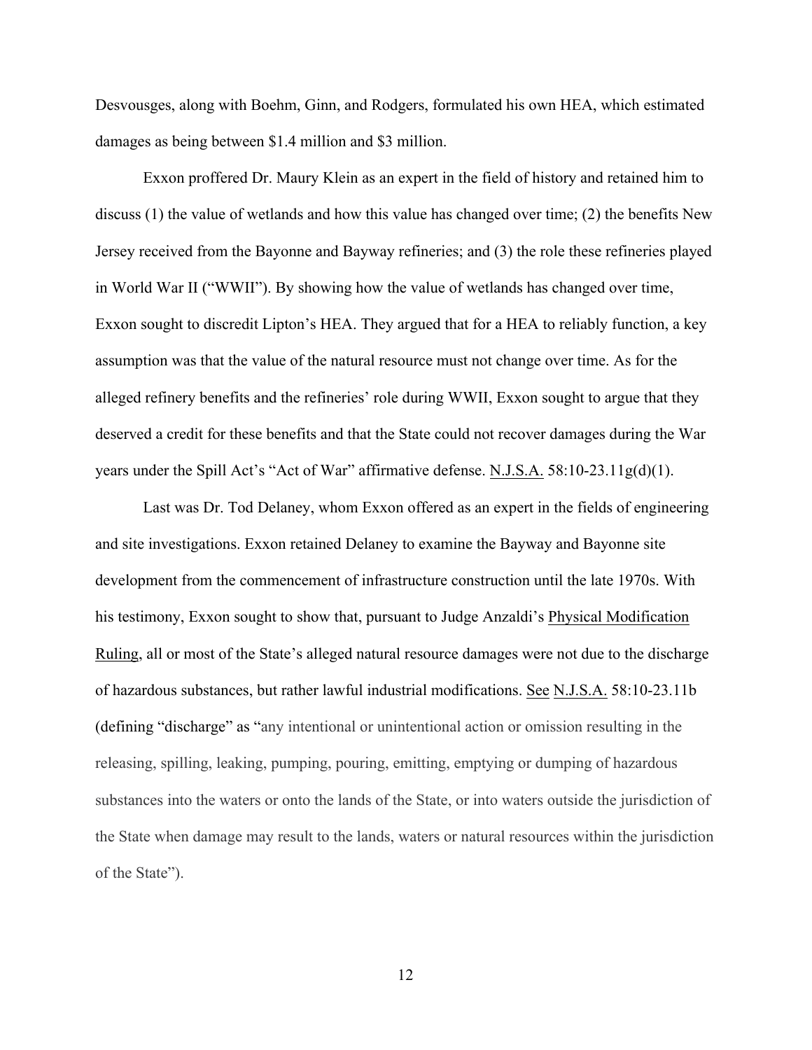Desvousges, along with Boehm, Ginn, and Rodgers, formulated his own HEA, which estimated damages as being between $1.4 million and $3 million.

Exxon proffered Dr. Maury Klein as an expert in the field of history and retained him to discuss (1) the value of wetlands and how this value has changed over time; (2) the benefits New Jersey received from the Bayonne and Bayway refineries; and (3) the role these refineries played in World War II ("WWII"). By showing how the value of wetlands has changed over time, Exxon sought to discredit Lipton's HEA. They argued that for a HEA to reliably function, a key assumption was that the value of the natural resource must not change over time. As for the alleged refinery benefits and the refineries' role during WWII, Exxon sought to argue that they deserved a credit for these benefits and that the State could not recover damages during the War years under the Spill Act's "Act of War" affirmative defense. N.J.S.A. 58:10-23.11g(d)(1).

Last was Dr. Tod Delaney, whom Exxon offered as an expert in the fields of engineering and site investigations. Exxon retained Delaney to examine the Bayway and Bayonne site development from the commencement of infrastructure construction until the late 1970s. With his testimony, Exxon sought to show that, pursuant to Judge Anzaldi's Physical Modification Ruling, all or most of the State's alleged natural resource damages were not due to the discharge of hazardous substances, but rather lawful industrial modifications. See N.J.S.A. 58:10-23.11b (defining "discharge" as "any intentional or unintentional action or omission resulting in the releasing, spilling, leaking, pumping, pouring, emitting, emptying or dumping of hazardous substances into the waters or onto the lands of the State, or into waters outside the jurisdiction of the State when damage may result to the lands, waters or natural resources within the jurisdiction of the State").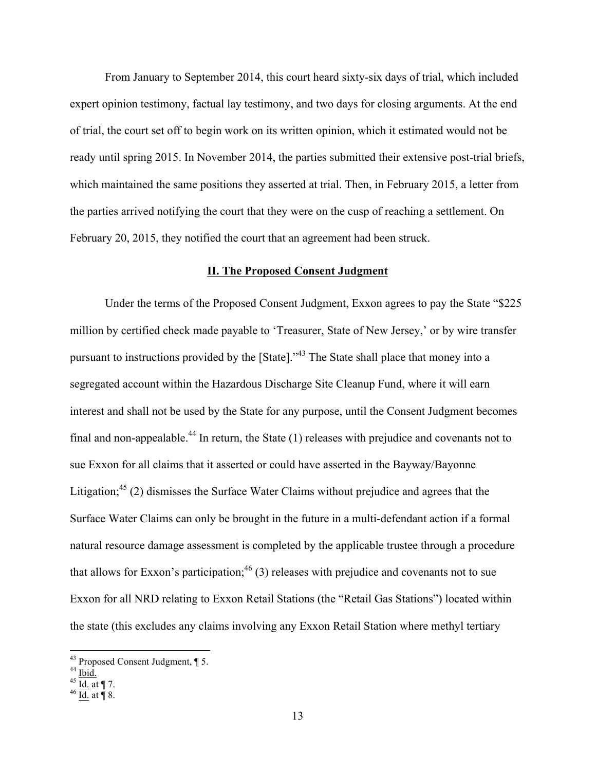From January to September 2014, this court heard sixty-six days of trial, which included expert opinion testimony, factual lay testimony, and two days for closing arguments. At the end of trial, the court set off to begin work on its written opinion, which it estimated would not be ready until spring 2015. In November 2014, the parties submitted their extensive post-trial briefs, which maintained the same positions they asserted at trial. Then, in February 2015, a letter from the parties arrived notifying the court that they were on the cusp of reaching a settlement. On February 20, 2015, they notified the court that an agreement had been struck.

## II. The Proposed Consent Judgment

Under the terms of the Proposed Consent Judgment, Exxon agrees to pay the State "$225 million by certified check made payable to 'Treasurer, State of New Jersey,' or by wire transfer pursuant to instructions provided by the [State]."[43] The State shall place that money into a segregated account within the Hazardous Discharge Site Cleanup Fund, where it will earn interest and shall not be used by the State for any purpose, until the Consent Judgment becomes final and non-appealable.[44] In return, the State (1) releases with prejudice and covenants not to sue Exxon for all claims that it asserted or could have asserted in the Bayway/Bayonne Litigation;[45] (2) dismisses the Surface Water Claims without prejudice and agrees that the Surface Water Claims can only be brought in the future in a multi-defendant action if a formal natural resource damage assessment is completed by the applicable trustee through a procedure that allows for Exxon's participation;[46] (3) releases with prejudice and covenants not to sue Exxon for all NRD relating to Exxon Retail Stations (the "Retail Gas Stations") located within the state (this excludes any claims involving any Exxon Retail Station where methyl tertiary

---

[43] Proposed Consent Judgment, ¶ 5.

[44] Ibid.

[45] Id. at ¶ 7.

[46] Id. at ¶ 8.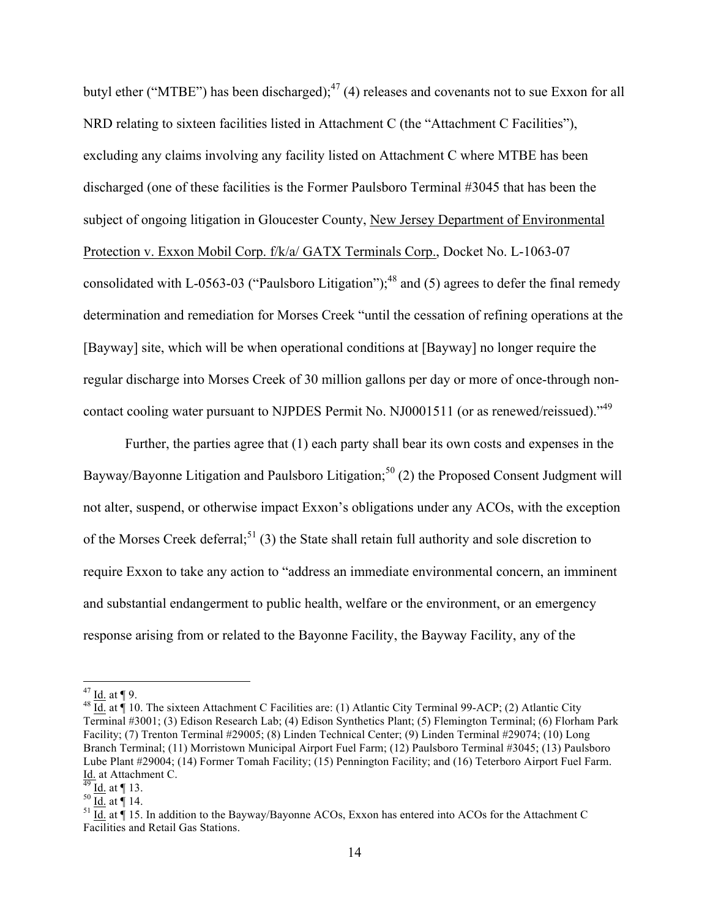butyl ether ("MTBE") has been discharged);[47] (4) releases and covenants not to sue Exxon for all NRD relating to sixteen facilities listed in Attachment C (the "Attachment C Facilities"), excluding any claims involving any facility listed on Attachment C where MTBE has been discharged (one of these facilities is the Former Paulsboro Terminal #3045 that has been the subject of ongoing litigation in Gloucester County, New Jersey Department of Environmental Protection v. Exxon Mobil Corp. f/k/a/ GATX Terminals Corp., Docket No. L-1063-07 consolidated with L-0563-03 ("Paulsboro Litigation");[48] and (5) agrees to defer the final remedy determination and remediation for Morses Creek "until the cessation of refining operations at the [Bayway] site, which will be when operational conditions at [Bayway] no longer require the regular discharge into Morses Creek of 30 million gallons per day or more of once-through non-contact cooling water pursuant to NJPDES Permit No. NJ0001511 (or as renewed/reissued)."[49]

Further, the parties agree that (1) each party shall bear its own costs and expenses in the Bayway/Bayonne Litigation and Paulsboro Litigation;[50] (2) the Proposed Consent Judgment will not alter, suspend, or otherwise impact Exxon's obligations under any ACOs, with the exception of the Morses Creek deferral;[51] (3) the State shall retain full authority and sole discretion to require Exxon to take any action to "address an immediate environmental concern, an imminent and substantial endangerment to public health, welfare or the environment, or an emergency response arising from or related to the Bayonne Facility, the Bayway Facility, any of the

---

[47] Id. at ¶ 9.

[48] Id. at ¶ 10. The sixteen Attachment C Facilities are: (1) Atlantic City Terminal 99-ACP; (2) Atlantic City Terminal #3001; (3) Edison Research Lab; (4) Edison Synthetics Plant; (5) Flemington Terminal; (6) Florham Park Facility; (7) Trenton Terminal #29005; (8) Linden Technical Center; (9) Linden Terminal #29074; (10) Long Branch Terminal; (11) Morristown Municipal Airport Fuel Farm; (12) Paulsboro Terminal #3045; (13) Paulsboro Lube Plant #29004; (14) Former Tomah Facility; (15) Pennington Facility; and (16) Teterboro Airport Fuel Farm. Id. at Attachment C.

[49] Id. at ¶ 13.

[50] Id. at ¶ 14.

[51] Id. at ¶ 15. In addition to the Bayway/Bayonne ACOs, Exxon has entered into ACOs for the Attachment C Facilities and Retail Gas Stations.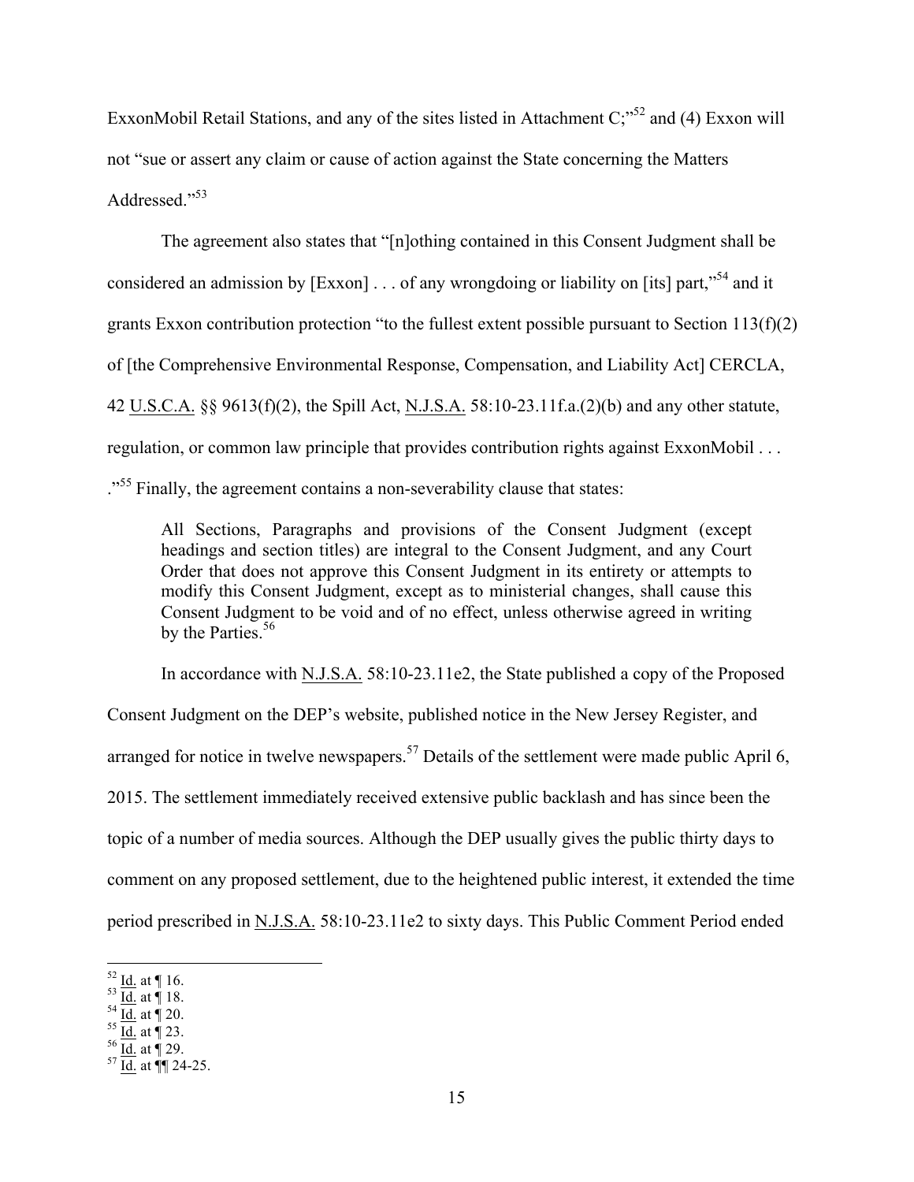ExxonMobil Retail Stations, and any of the sites listed in Attachment C;"[52] and (4) Exxon will not "sue or assert any claim or cause of action against the State concerning the Matters Addressed."[53]

The agreement also states that "[n]othing contained in this Consent Judgment shall be considered an admission by [Exxon] . . . of any wrongdoing or liability on [its] part,"[54] and it grants Exxon contribution protection "to the fullest extent possible pursuant to Section 113(f)(2) of [the Comprehensive Environmental Response, Compensation, and Liability Act] CERCLA, 42 U.S.C.A. §§ 9613(f)(2), the Spill Act, N.J.S.A. 58:10-23.11f.a.(2)(b) and any other statute, regulation, or common law principle that provides contribution rights against ExxonMobil . . . ."[55] Finally, the agreement contains a non-severability clause that states:

> All Sections, Paragraphs and provisions of the Consent Judgment (except headings and section titles) are integral to the Consent Judgment, and any Court Order that does not approve this Consent Judgment in its entirety or attempts to modify this Consent Judgment, except as to ministerial changes, shall cause this Consent Judgment to be void and of no effect, unless otherwise agreed in writing by the Parties.[56]

In accordance with N.J.S.A. 58:10-23.11e2, the State published a copy of the Proposed Consent Judgment on the DEP's website, published notice in the New Jersey Register, and arranged for notice in twelve newspapers.[57] Details of the settlement were made public April 6, 2015. The settlement immediately received extensive public backlash and has since been the topic of a number of media sources. Although the DEP usually gives the public thirty days to comment on any proposed settlement, due to the heightened public interest, it extended the time period prescribed in N.J.S.A. 58:10-23.11e2 to sixty days. This Public Comment Period ended

[52] Id. at ¶ 16.
[53] Id. at ¶ 18.
[54] Id. at ¶ 20.
[55] Id. at ¶ 23.
[56] Id. at ¶ 29.
[57] Id. at ¶¶ 24-25.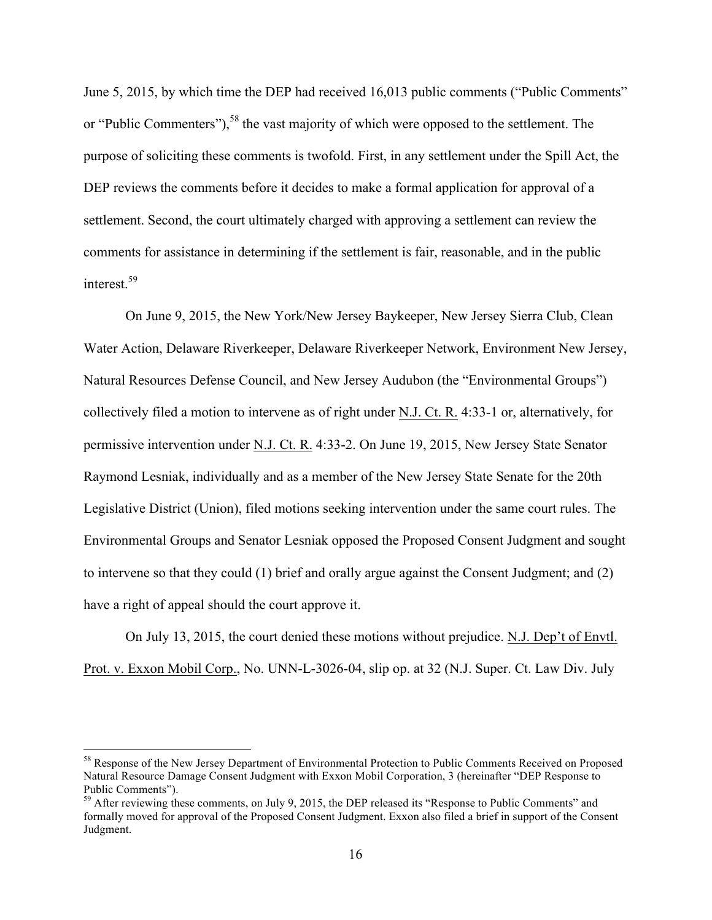June 5, 2015, by which time the DEP had received 16,013 public comments ("Public Comments" or "Public Commenters"),[58] the vast majority of which were opposed to the settlement. The purpose of soliciting these comments is twofold. First, in any settlement under the Spill Act, the DEP reviews the comments before it decides to make a formal application for approval of a settlement. Second, the court ultimately charged with approving a settlement can review the comments for assistance in determining if the settlement is fair, reasonable, and in the public interest.[59]

On June 9, 2015, the New York/New Jersey Baykeeper, New Jersey Sierra Club, Clean Water Action, Delaware Riverkeeper, Delaware Riverkeeper Network, Environment New Jersey, Natural Resources Defense Council, and New Jersey Audubon (the "Environmental Groups") collectively filed a motion to intervene as of right under N.J. Ct. R. 4:33-1 or, alternatively, for permissive intervention under N.J. Ct. R. 4:33-2. On June 19, 2015, New Jersey State Senator Raymond Lesniak, individually and as a member of the New Jersey State Senate for the 20th Legislative District (Union), filed motions seeking intervention under the same court rules. The Environmental Groups and Senator Lesniak opposed the Proposed Consent Judgment and sought to intervene so that they could (1) brief and orally argue against the Consent Judgment; and (2) have a right of appeal should the court approve it.

On July 13, 2015, the court denied these motions without prejudice. N.J. Dep't of Envtl. Prot. v. Exxon Mobil Corp., No. UNN-L-3026-04, slip op. at 32 (N.J. Super. Ct. Law Div. July

---

[58] Response of the New Jersey Department of Environmental Protection to Public Comments Received on Proposed Natural Resource Damage Consent Judgment with Exxon Mobil Corporation, 3 (hereinafter "DEP Response to Public Comments").

[59] After reviewing these comments, on July 9, 2015, the DEP released its "Response to Public Comments" and formally moved for approval of the Proposed Consent Judgment. Exxon also filed a brief in support of the Consent Judgment.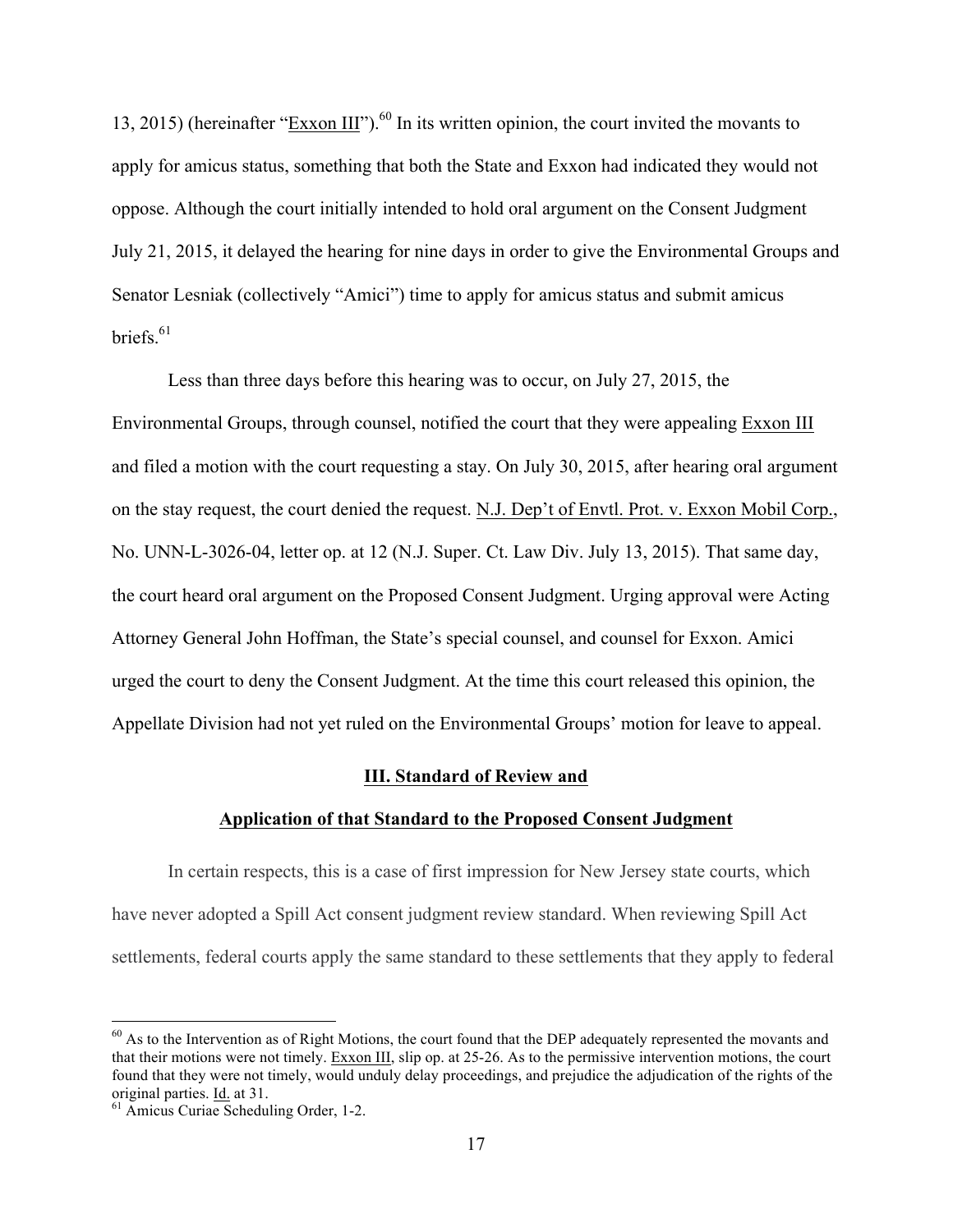13, 2015) (hereinafter "Exxon III").[60] In its written opinion, the court invited the movants to apply for amicus status, something that both the State and Exxon had indicated they would not oppose. Although the court initially intended to hold oral argument on the Consent Judgment July 21, 2015, it delayed the hearing for nine days in order to give the Environmental Groups and Senator Lesniak (collectively "Amici") time to apply for amicus status and submit amicus briefs.[61]

Less than three days before this hearing was to occur, on July 27, 2015, the Environmental Groups, through counsel, notified the court that they were appealing Exxon III and filed a motion with the court requesting a stay. On July 30, 2015, after hearing oral argument on the stay request, the court denied the request. N.J. Dep't of Envtl. Prot. v. Exxon Mobil Corp., No. UNN-L-3026-04, letter op. at 12 (N.J. Super. Ct. Law Div. July 13, 2015). That same day, the court heard oral argument on the Proposed Consent Judgment. Urging approval were Acting Attorney General John Hoffman, the State's special counsel, and counsel for Exxon. Amici urged the court to deny the Consent Judgment. At the time this court released this opinion, the Appellate Division had not yet ruled on the Environmental Groups' motion for leave to appeal.

## III. Standard of Review and Application of that Standard to the Proposed Consent Judgment

In certain respects, this is a case of first impression for New Jersey state courts, which have never adopted a Spill Act consent judgment review standard. When reviewing Spill Act settlements, federal courts apply the same standard to these settlements that they apply to federal

---

[60] As to the Intervention as of Right Motions, the court found that the DEP adequately represented the movants and that their motions were not timely. Exxon III, slip op. at 25-26. As to the permissive intervention motions, the court found that they were not timely, would unduly delay proceedings, and prejudice the adjudication of the rights of the original parties. Id. at 31.

[61] Amicus Curiae Scheduling Order, 1-2.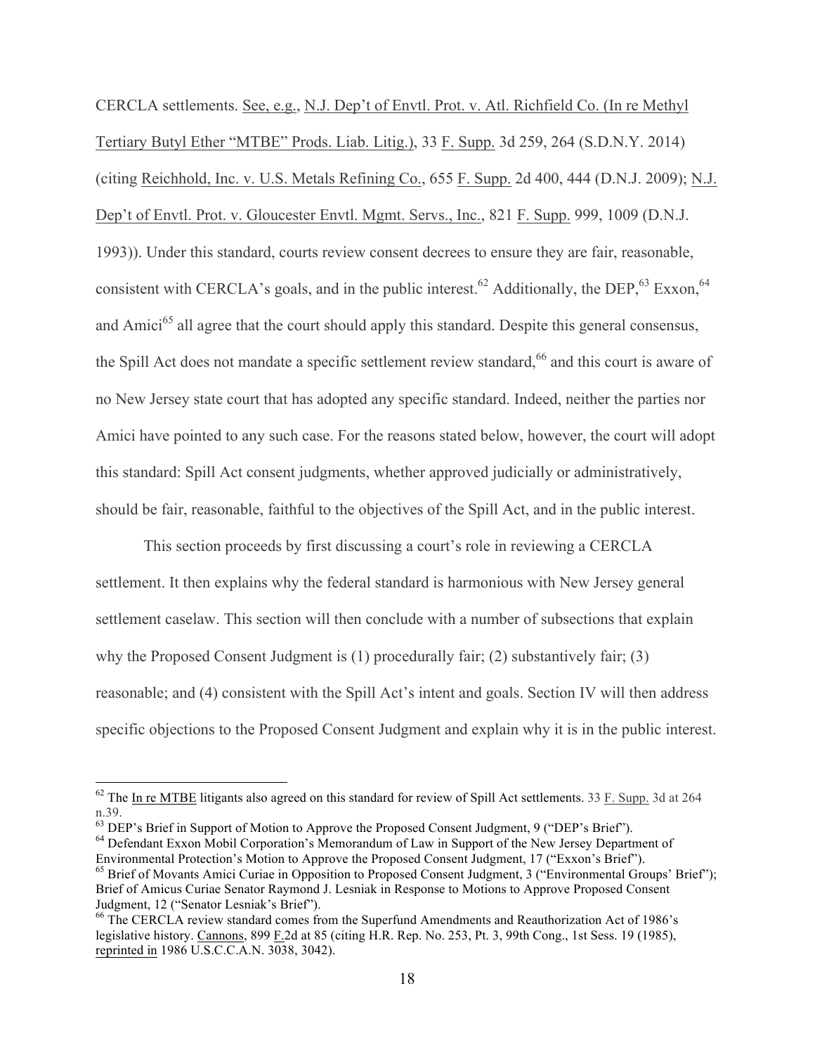CERCLA settlements. See, e.g., N.J. Dep't of Envtl. Prot. v. Atl. Richfield Co. (In re Methyl Tertiary Butyl Ether "MTBE" Prods. Liab. Litig.), 33 F. Supp. 3d 259, 264 (S.D.N.Y. 2014) (citing Reichhold, Inc. v. U.S. Metals Refining Co., 655 F. Supp. 2d 400, 444 (D.N.J. 2009); N.J. Dep't of Envtl. Prot. v. Gloucester Envtl. Mgmt. Servs., Inc., 821 F. Supp. 999, 1009 (D.N.J. 1993)). Under this standard, courts review consent decrees to ensure they are fair, reasonable, consistent with CERCLA's goals, and in the public interest.[62] Additionally, the DEP,[63] Exxon,[64] and Amici[65] all agree that the court should apply this standard. Despite this general consensus, the Spill Act does not mandate a specific settlement review standard,[66] and this court is aware of no New Jersey state court that has adopted any specific standard. Indeed, neither the parties nor Amici have pointed to any such case. For the reasons stated below, however, the court will adopt this standard: Spill Act consent judgments, whether approved judicially or administratively, should be fair, reasonable, faithful to the objectives of the Spill Act, and in the public interest.

This section proceeds by first discussing a court's role in reviewing a CERCLA settlement. It then explains why the federal standard is harmonious with New Jersey general settlement caselaw. This section will then conclude with a number of subsections that explain why the Proposed Consent Judgment is (1) procedurally fair; (2) substantively fair; (3) reasonable; and (4) consistent with the Spill Act's intent and goals. Section IV will then address specific objections to the Proposed Consent Judgment and explain why it is in the public interest.

---

[62] The In re MTBE litigants also agreed on this standard for review of Spill Act settlements. 33 F. Supp. 3d at 264 n.39.

[63] DEP's Brief in Support of Motion to Approve the Proposed Consent Judgment, 9 ("DEP's Brief").

[64] Defendant Exxon Mobil Corporation's Memorandum of Law in Support of the New Jersey Department of Environmental Protection's Motion to Approve the Proposed Consent Judgment, 17 ("Exxon's Brief").

[65] Brief of Movants Amici Curiae in Opposition to Proposed Consent Judgment, 3 ("Environmental Groups' Brief"); Brief of Amicus Curiae Senator Raymond J. Lesniak in Response to Motions to Approve Proposed Consent Judgment, 12 ("Senator Lesniak's Brief").

[66] The CERCLA review standard comes from the Superfund Amendments and Reauthorization Act of 1986's legislative history. Cannons, 899 F.2d at 85 (citing H.R. Rep. No. 253, Pt. 3, 99th Cong., 1st Sess. 19 (1985), reprinted in 1986 U.S.C.C.A.N. 3038, 3042).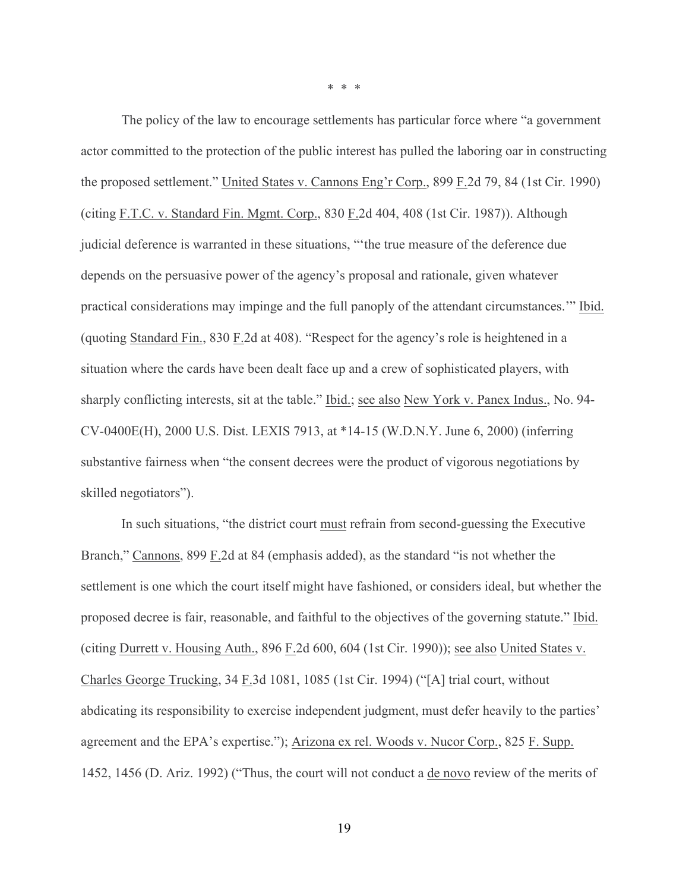\* \* \*

The policy of the law to encourage settlements has particular force where "a government actor committed to the protection of the public interest has pulled the laboring oar in constructing the proposed settlement." United States v. Cannons Eng'r Corp., 899 F.2d 79, 84 (1st Cir. 1990) (citing F.T.C. v. Standard Fin. Mgmt. Corp., 830 F.2d 404, 408 (1st Cir. 1987)). Although judicial deference is warranted in these situations, "'the true measure of the deference due depends on the persuasive power of the agency's proposal and rationale, given whatever practical considerations may impinge and the full panoply of the attendant circumstances.'" Ibid. (quoting Standard Fin., 830 F.2d at 408). "Respect for the agency's role is heightened in a situation where the cards have been dealt face up and a crew of sophisticated players, with sharply conflicting interests, sit at the table." Ibid.; see also New York v. Panex Indus., No. 94-CV-0400E(H), 2000 U.S. Dist. LEXIS 7913, at *14-15 (W.D.N.Y. June 6, 2000) (inferring substantive fairness when "the consent decrees were the product of vigorous negotiations by skilled negotiators").

In such situations, "the district court must refrain from second-guessing the Executive Branch," Cannons, 899 F.2d at 84 (emphasis added), as the standard "is not whether the settlement is one which the court itself might have fashioned, or considers ideal, but whether the proposed decree is fair, reasonable, and faithful to the objectives of the governing statute." Ibid. (citing Durrett v. Housing Auth., 896 F.2d 600, 604 (1st Cir. 1990)); see also United States v. Charles George Trucking, 34 F.3d 1081, 1085 (1st Cir. 1994) ("[A] trial court, without abdicating its responsibility to exercise independent judgment, must defer heavily to the parties' agreement and the EPA's expertise."); Arizona ex rel. Woods v. Nucor Corp., 825 F. Supp. 1452, 1456 (D. Ariz. 1992) ("Thus, the court will not conduct a de novo review of the merits of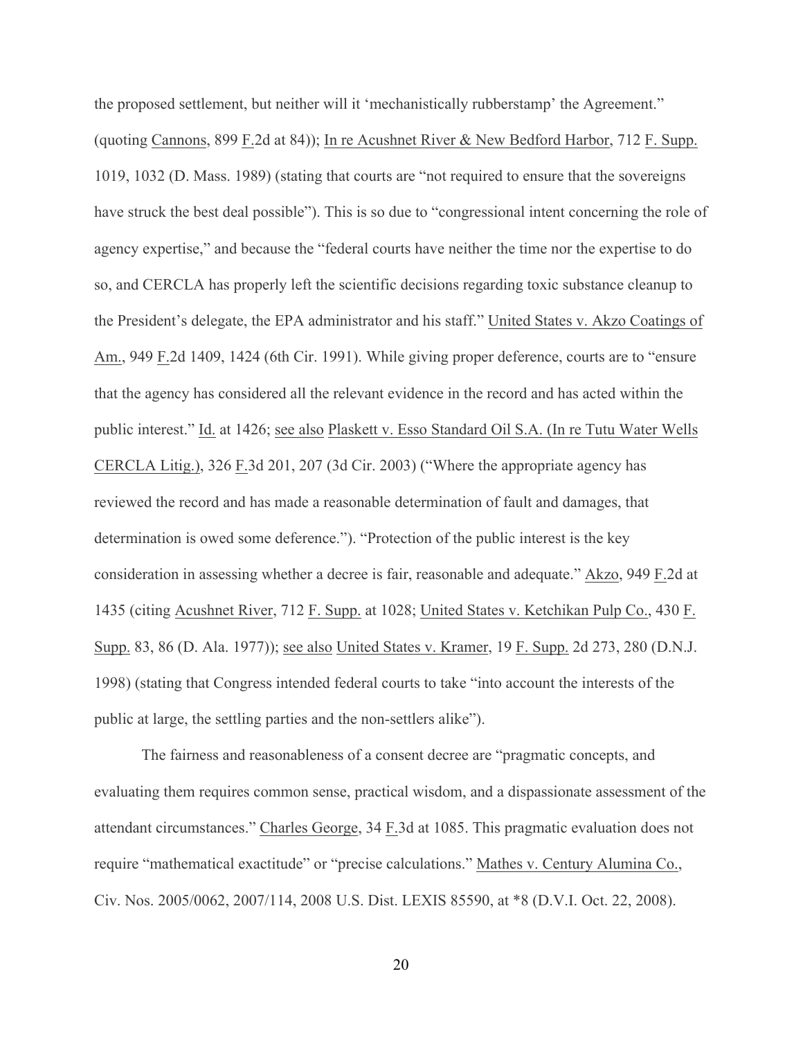the proposed settlement, but neither will it 'mechanistically rubberstamp' the Agreement." (quoting Cannons, 899 F.2d at 84)); In re Acushnet River & New Bedford Harbor, 712 F. Supp. 1019, 1032 (D. Mass. 1989) (stating that courts are "not required to ensure that the sovereigns have struck the best deal possible"). This is so due to "congressional intent concerning the role of agency expertise," and because the "federal courts have neither the time nor the expertise to do so, and CERCLA has properly left the scientific decisions regarding toxic substance cleanup to the President's delegate, the EPA administrator and his staff." United States v. Akzo Coatings of Am., 949 F.2d 1409, 1424 (6th Cir. 1991). While giving proper deference, courts are to "ensure that the agency has considered all the relevant evidence in the record and has acted within the public interest." Id. at 1426; see also Plaskett v. Esso Standard Oil S.A. (In re Tutu Water Wells CERCLA Litig.), 326 F.3d 201, 207 (3d Cir. 2003) ("Where the appropriate agency has reviewed the record and has made a reasonable determination of fault and damages, that determination is owed some deference."). "Protection of the public interest is the key consideration in assessing whether a decree is fair, reasonable and adequate." Akzo, 949 F.2d at 1435 (citing Acushnet River, 712 F. Supp. at 1028; United States v. Ketchikan Pulp Co., 430 F. Supp. 83, 86 (D. Ala. 1977)); see also United States v. Kramer, 19 F. Supp. 2d 273, 280 (D.N.J. 1998) (stating that Congress intended federal courts to take "into account the interests of the public at large, the settling parties and the non-settlers alike").

The fairness and reasonableness of a consent decree are "pragmatic concepts, and evaluating them requires common sense, practical wisdom, and a dispassionate assessment of the attendant circumstances." Charles George, 34 F.3d at 1085. This pragmatic evaluation does not require "mathematical exactitude" or "precise calculations." Mathes v. Century Alumina Co., Civ. Nos. 2005/0062, 2007/114, 2008 U.S. Dist. LEXIS 85590, at *8 (D.V.I. Oct. 22, 2008).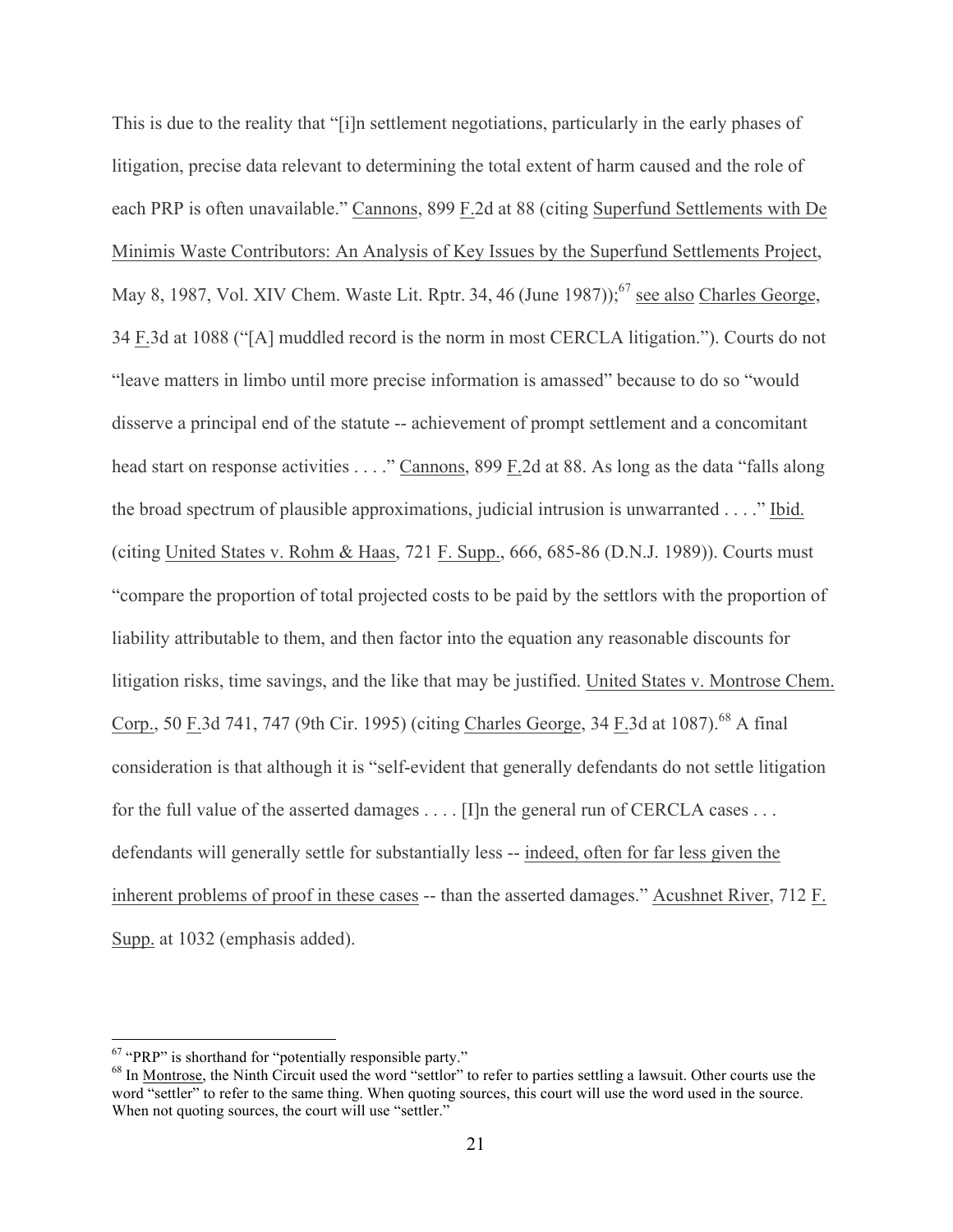This is due to the reality that "[i]n settlement negotiations, particularly in the early phases of litigation, precise data relevant to determining the total extent of harm caused and the role of each PRP is often unavailable." Cannons, 899 F.2d at 88 (citing Superfund Settlements with De Minimis Waste Contributors: An Analysis of Key Issues by the Superfund Settlements Project, May 8, 1987, Vol. XIV Chem. Waste Lit. Rptr. 34, 46 (June 1987));[67] see also Charles George, 34 F.3d at 1088 ("[A] muddled record is the norm in most CERCLA litigation."). Courts do not "leave matters in limbo until more precise information is amassed" because to do so "would disserve a principal end of the statute -- achievement of prompt settlement and a concomitant head start on response activities . . . ." Cannons, 899 F.2d at 88. As long as the data "falls along the broad spectrum of plausible approximations, judicial intrusion is unwarranted . . . ." Ibid. (citing United States v. Rohm & Haas, 721 F. Supp., 666, 685-86 (D.N.J. 1989)). Courts must "compare the proportion of total projected costs to be paid by the settlors with the proportion of liability attributable to them, and then factor into the equation any reasonable discounts for litigation risks, time savings, and the like that may be justified. United States v. Montrose Chem. Corp., 50 F.3d 741, 747 (9th Cir. 1995) (citing Charles George, 34 F.3d at 1087).[68] A final consideration is that although it is "self-evident that generally defendants do not settle litigation for the full value of the asserted damages . . . . [I]n the general run of CERCLA cases . . . defendants will generally settle for substantially less -- indeed, often for far less given the inherent problems of proof in these cases -- than the asserted damages." Acushnet River, 712 F. Supp. at 1032 (emphasis added).

---

[67] "PRP" is shorthand for "potentially responsible party."

[68] In Montrose, the Ninth Circuit used the word "settlor" to refer to parties settling a lawsuit. Other courts use the word "settler" to refer to the same thing. When quoting sources, this court will use the word used in the source. When not quoting sources, the court will use "settler."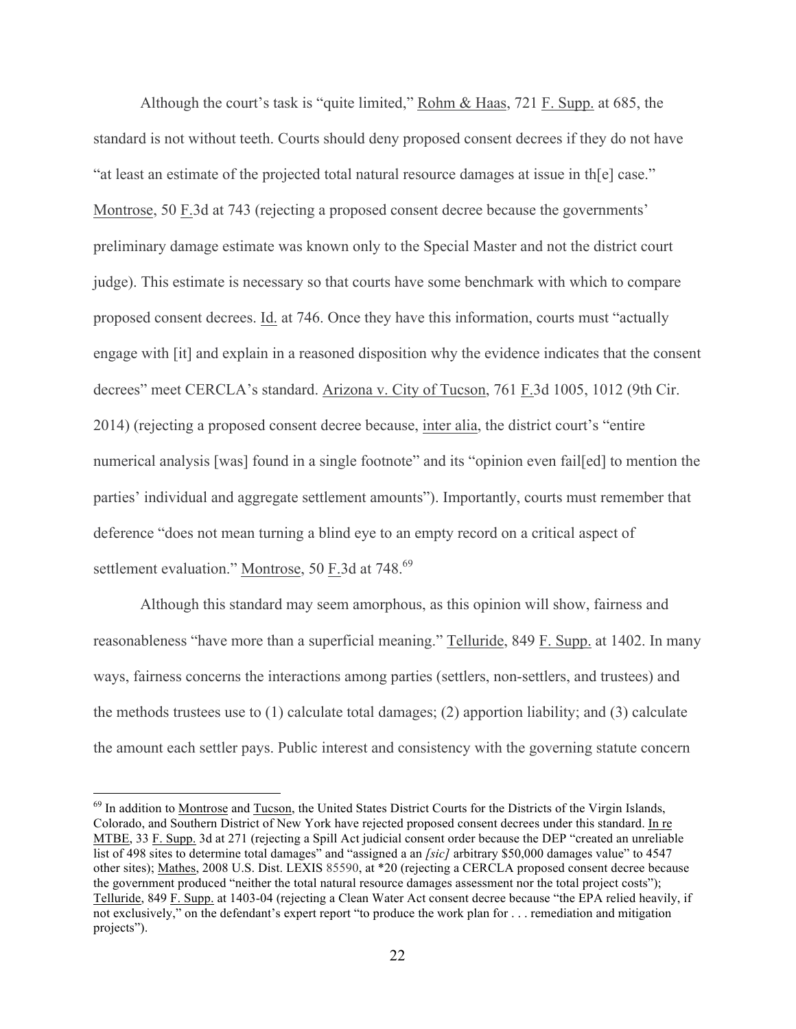Although the court's task is "quite limited," Rohm & Haas, 721 F. Supp. at 685, the standard is not without teeth. Courts should deny proposed consent decrees if they do not have "at least an estimate of the projected total natural resource damages at issue in th[e] case." Montrose, 50 F.3d at 743 (rejecting a proposed consent decree because the governments' preliminary damage estimate was known only to the Special Master and not the district court judge). This estimate is necessary so that courts have some benchmark with which to compare proposed consent decrees. Id. at 746. Once they have this information, courts must "actually engage with [it] and explain in a reasoned disposition why the evidence indicates that the consent decrees" meet CERCLA's standard. Arizona v. City of Tucson, 761 F.3d 1005, 1012 (9th Cir. 2014) (rejecting a proposed consent decree because, inter alia, the district court's "entire numerical analysis [was] found in a single footnote" and its "opinion even fail[ed] to mention the parties' individual and aggregate settlement amounts"). Importantly, courts must remember that deference "does not mean turning a blind eye to an empty record on a critical aspect of settlement evaluation." Montrose, 50 F.3d at 748.[69]

Although this standard may seem amorphous, as this opinion will show, fairness and reasonableness "have more than a superficial meaning." Telluride, 849 F. Supp. at 1402. In many ways, fairness concerns the interactions among parties (settlers, non-settlers, and trustees) and the methods trustees use to (1) calculate total damages; (2) apportion liability; and (3) calculate the amount each settler pays. Public interest and consistency with the governing statute concern

---

[69] In addition to Montrose and Tucson, the United States District Courts for the Districts of the Virgin Islands, Colorado, and Southern District of New York have rejected proposed consent decrees under this standard. In re MTBE, 33 F. Supp. 3d at 271 (rejecting a Spill Act judicial consent order because the DEP "created an unreliable list of 498 sites to determine total damages" and "assigned a an *[sic]* arbitrary $50,000 damages value" to 4547 other sites); Mathes, 2008 U.S. Dist. LEXIS 85590, at *20 (rejecting a CERCLA proposed consent decree because the government produced "neither the total natural resource damages assessment nor the total project costs"); Telluride, 849 F. Supp. at 1403-04 (rejecting a Clean Water Act consent decree because "the EPA relied heavily, if not exclusively," on the defendant's expert report "to produce the work plan for . . . remediation and mitigation projects").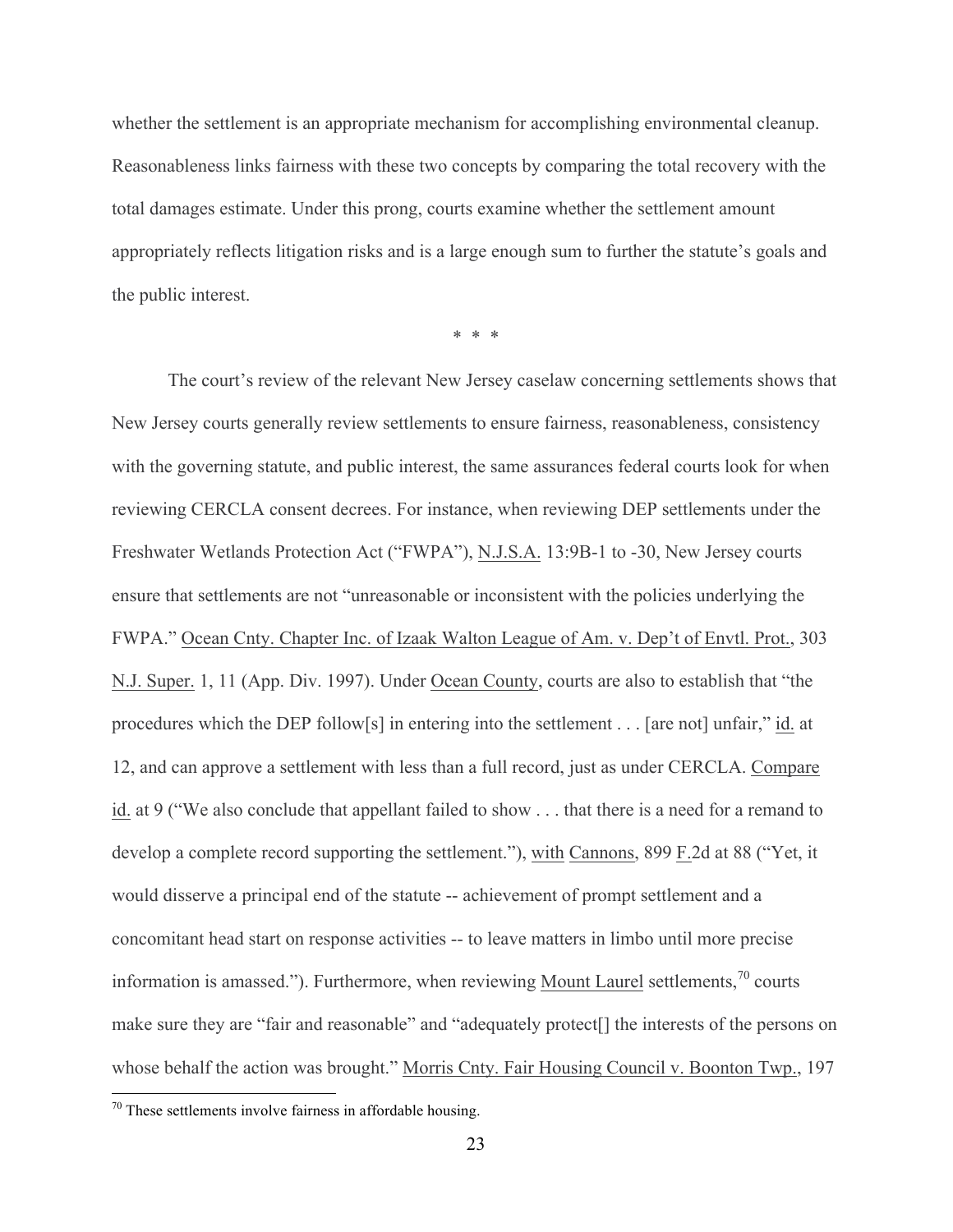whether the settlement is an appropriate mechanism for accomplishing environmental cleanup. Reasonableness links fairness with these two concepts by comparing the total recovery with the total damages estimate. Under this prong, courts examine whether the settlement amount appropriately reflects litigation risks and is a large enough sum to further the statute's goals and the public interest.

\* \* \*

The court's review of the relevant New Jersey caselaw concerning settlements shows that New Jersey courts generally review settlements to ensure fairness, reasonableness, consistency with the governing statute, and public interest, the same assurances federal courts look for when reviewing CERCLA consent decrees. For instance, when reviewing DEP settlements under the Freshwater Wetlands Protection Act ("FWPA"), N.J.S.A. 13:9B-1 to -30, New Jersey courts ensure that settlements are not "unreasonable or inconsistent with the policies underlying the FWPA." Ocean Cnty. Chapter Inc. of Izaak Walton League of Am. v. Dep't of Envtl. Prot., 303 N.J. Super. 1, 11 (App. Div. 1997). Under Ocean County, courts are also to establish that "the procedures which the DEP follow[s] in entering into the settlement . . . [are not] unfair," id. at 12, and can approve a settlement with less than a full record, just as under CERCLA. Compare id. at 9 ("We also conclude that appellant failed to show . . . that there is a need for a remand to develop a complete record supporting the settlement."), with Cannons, 899 F.2d at 88 ("Yet, it would disserve a principal end of the statute -- achievement of prompt settlement and a concomitant head start on response activities -- to leave matters in limbo until more precise information is amassed."). Furthermore, when reviewing Mount Laurel settlements,[70] courts make sure they are "fair and reasonable" and "adequately protect[] the interests of the persons on whose behalf the action was brought." Morris Cnty. Fair Housing Council v. Boonton Twp., 197

[70] These settlements involve fairness in affordable housing.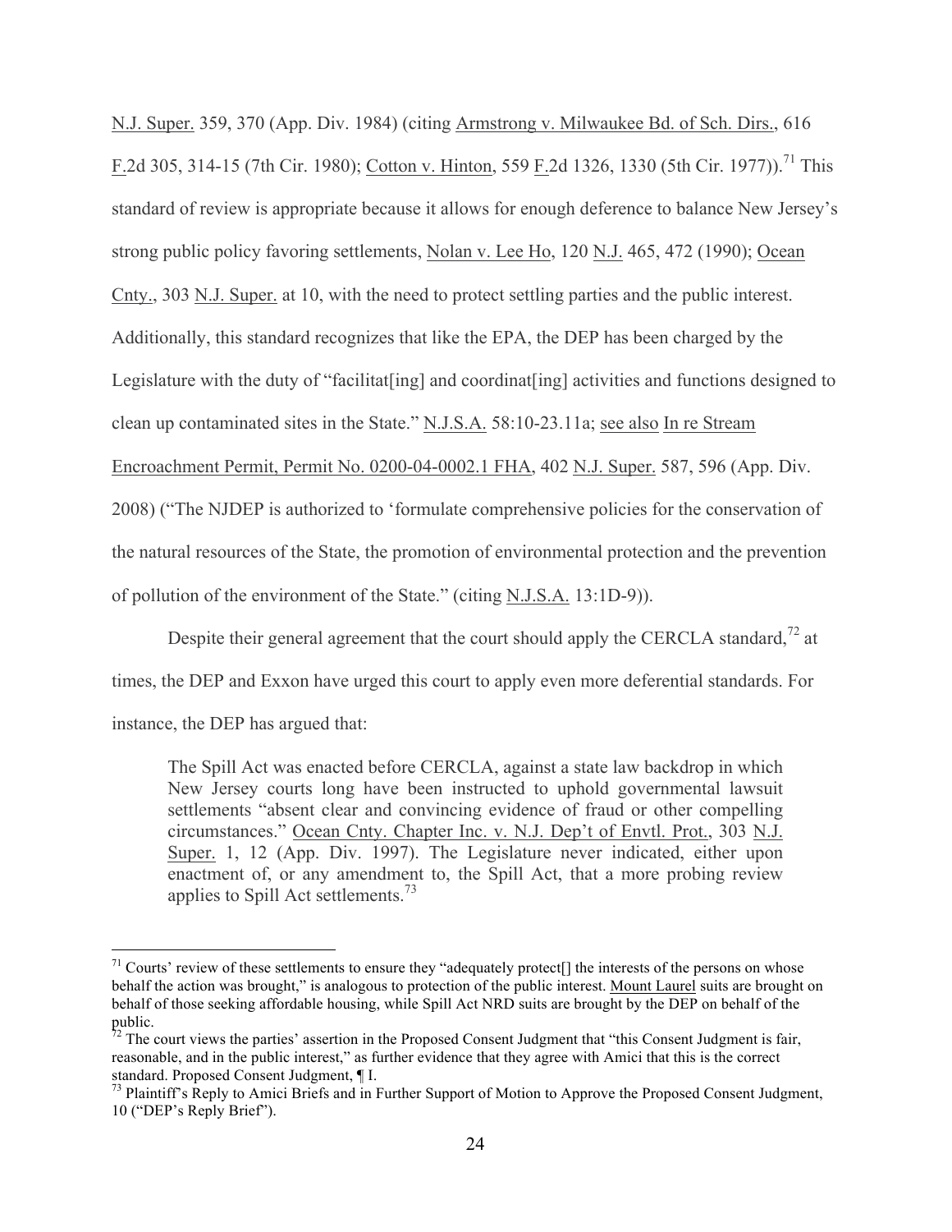N.J. Super. 359, 370 (App. Div. 1984) (citing Armstrong v. Milwaukee Bd. of Sch. Dirs., 616 F.2d 305, 314-15 (7th Cir. 1980); Cotton v. Hinton, 559 F.2d 1326, 1330 (5th Cir. 1977)).[71] This standard of review is appropriate because it allows for enough deference to balance New Jersey's strong public policy favoring settlements, Nolan v. Lee Ho, 120 N.J. 465, 472 (1990); Ocean Cnty., 303 N.J. Super. at 10, with the need to protect settling parties and the public interest. Additionally, this standard recognizes that like the EPA, the DEP has been charged by the Legislature with the duty of "facilitat[ing] and coordinat[ing] activities and functions designed to clean up contaminated sites in the State." N.J.S.A. 58:10-23.11a; see also In re Stream Encroachment Permit, Permit No. 0200-04-0002.1 FHA, 402 N.J. Super. 587, 596 (App. Div. 2008) ("The NJDEP is authorized to 'formulate comprehensive policies for the conservation of the natural resources of the State, the promotion of environmental protection and the prevention of pollution of the environment of the State." (citing N.J.S.A. 13:1D-9)).

Despite their general agreement that the court should apply the CERCLA standard,[72] at times, the DEP and Exxon have urged this court to apply even more deferential standards. For instance, the DEP has argued that:

> The Spill Act was enacted before CERCLA, against a state law backdrop in which New Jersey courts long have been instructed to uphold governmental lawsuit settlements "absent clear and convincing evidence of fraud or other compelling circumstances." Ocean Cnty. Chapter Inc. v. N.J. Dep't of Envtl. Prot., 303 N.J. Super. 1, 12 (App. Div. 1997). The Legislature never indicated, either upon enactment of, or any amendment to, the Spill Act, that a more probing review applies to Spill Act settlements.[73]

---

[71] Courts' review of these settlements to ensure they "adequately protect[] the interests of the persons on whose behalf the action was brought," is analogous to protection of the public interest. Mount Laurel suits are brought on behalf of those seeking affordable housing, while Spill Act NRD suits are brought by the DEP on behalf of the public.

[72] The court views the parties' assertion in the Proposed Consent Judgment that "this Consent Judgment is fair, reasonable, and in the public interest," as further evidence that they agree with Amici that this is the correct standard. Proposed Consent Judgment, ¶ I.

[73] Plaintiff's Reply to Amici Briefs and in Further Support of Motion to Approve the Proposed Consent Judgment, 10 ("DEP's Reply Brief").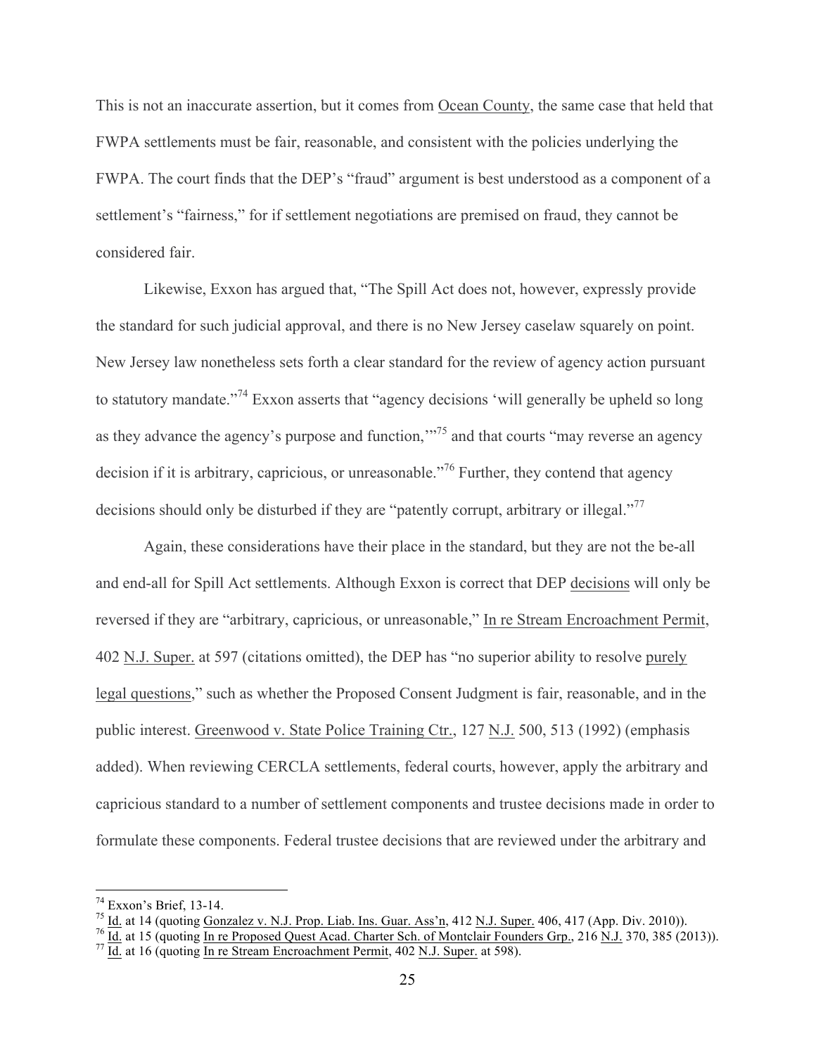This is not an inaccurate assertion, but it comes from Ocean County, the same case that held that FWPA settlements must be fair, reasonable, and consistent with the policies underlying the FWPA. The court finds that the DEP's "fraud" argument is best understood as a component of a settlement's "fairness," for if settlement negotiations are premised on fraud, they cannot be considered fair.

Likewise, Exxon has argued that, "The Spill Act does not, however, expressly provide the standard for such judicial approval, and there is no New Jersey caselaw squarely on point. New Jersey law nonetheless sets forth a clear standard for the review of agency action pursuant to statutory mandate."[74] Exxon asserts that "agency decisions 'will generally be upheld so long as they advance the agency's purpose and function,'"[75] and that courts "may reverse an agency decision if it is arbitrary, capricious, or unreasonable."[76] Further, they contend that agency decisions should only be disturbed if they are "patently corrupt, arbitrary or illegal."[77]

Again, these considerations have their place in the standard, but they are not the be-all and end-all for Spill Act settlements. Although Exxon is correct that DEP decisions will only be reversed if they are "arbitrary, capricious, or unreasonable," In re Stream Encroachment Permit, 402 N.J. Super. at 597 (citations omitted), the DEP has "no superior ability to resolve purely legal questions," such as whether the Proposed Consent Judgment is fair, reasonable, and in the public interest. Greenwood v. State Police Training Ctr., 127 N.J. 500, 513 (1992) (emphasis added). When reviewing CERCLA settlements, federal courts, however, apply the arbitrary and capricious standard to a number of settlement components and trustee decisions made in order to formulate these components. Federal trustee decisions that are reviewed under the arbitrary and

---

[74] Exxon's Brief, 13-14.

[75] Id. at 14 (quoting Gonzalez v. N.J. Prop. Liab. Ins. Guar. Ass'n, 412 N.J. Super. 406, 417 (App. Div. 2010)).

[76] Id. at 15 (quoting In re Proposed Quest Acad. Charter Sch. of Montclair Founders Grp., 216 N.J. 370, 385 (2013)).

[77] Id. at 16 (quoting In re Stream Encroachment Permit, 402 N.J. Super. at 598).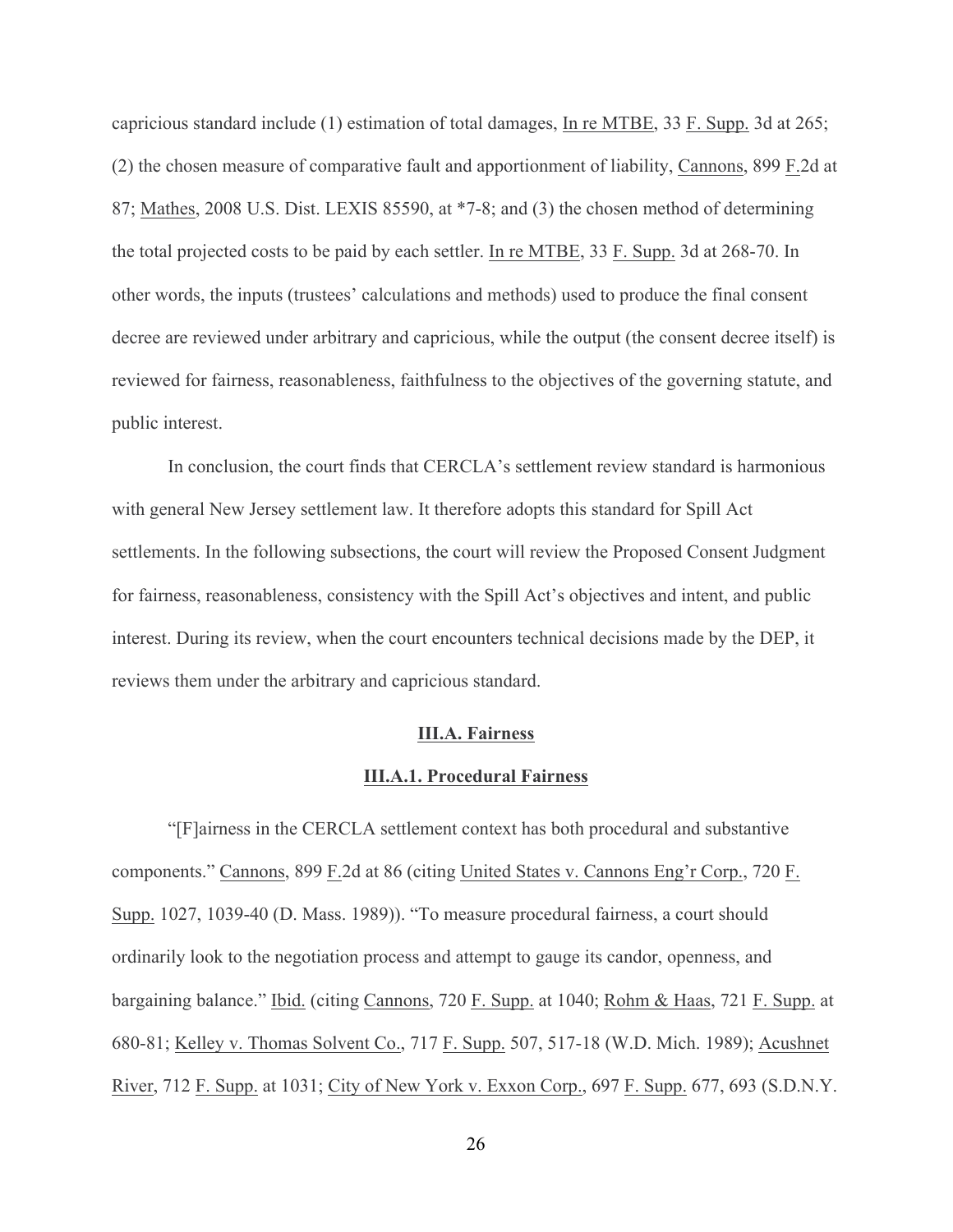capricious standard include (1) estimation of total damages, In re MTBE, 33 F. Supp. 3d at 265; (2) the chosen measure of comparative fault and apportionment of liability, Cannons, 899 F.2d at 87; Mathes, 2008 U.S. Dist. LEXIS 85590, at *7-8; and (3) the chosen method of determining the total projected costs to be paid by each settler. In re MTBE, 33 F. Supp. 3d at 268-70. In other words, the inputs (trustees' calculations and methods) used to produce the final consent decree are reviewed under arbitrary and capricious, while the output (the consent decree itself) is reviewed for fairness, reasonableness, faithfulness to the objectives of the governing statute, and public interest.

In conclusion, the court finds that CERCLA's settlement review standard is harmonious with general New Jersey settlement law. It therefore adopts this standard for Spill Act settlements. In the following subsections, the court will review the Proposed Consent Judgment for fairness, reasonableness, consistency with the Spill Act's objectives and intent, and public interest. During its review, when the court encounters technical decisions made by the DEP, it reviews them under the arbitrary and capricious standard.

## III.A. Fairness

### III.A.1. Procedural Fairness

"[F]airness in the CERCLA settlement context has both procedural and substantive components." Cannons, 899 F.2d at 86 (citing United States v. Cannons Eng'r Corp., 720 F. Supp. 1027, 1039-40 (D. Mass. 1989)). "To measure procedural fairness, a court should ordinarily look to the negotiation process and attempt to gauge its candor, openness, and bargaining balance." Ibid. (citing Cannons, 720 F. Supp. at 1040; Rohm & Haas, 721 F. Supp. at 680-81; Kelley v. Thomas Solvent Co., 717 F. Supp. 507, 517-18 (W.D. Mich. 1989); Acushnet River, 712 F. Supp. at 1031; City of New York v. Exxon Corp., 697 F. Supp. 677, 693 (S.D.N.Y.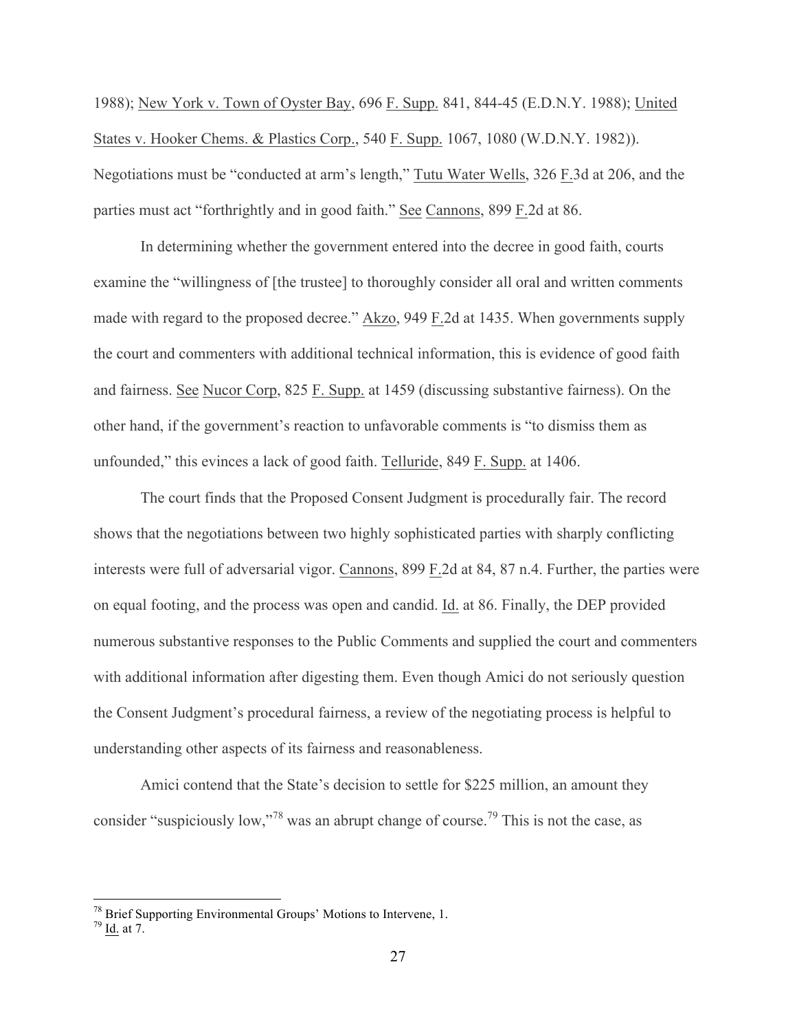1988); New York v. Town of Oyster Bay, 696 F. Supp. 841, 844-45 (E.D.N.Y. 1988); United States v. Hooker Chems. & Plastics Corp., 540 F. Supp. 1067, 1080 (W.D.N.Y. 1982)). Negotiations must be "conducted at arm's length," Tutu Water Wells, 326 F.3d at 206, and the parties must act "forthrightly and in good faith." See Cannons, 899 F.2d at 86.

In determining whether the government entered into the decree in good faith, courts examine the "willingness of [the trustee] to thoroughly consider all oral and written comments made with regard to the proposed decree." Akzo, 949 F.2d at 1435. When governments supply the court and commenters with additional technical information, this is evidence of good faith and fairness. See Nucor Corp, 825 F. Supp. at 1459 (discussing substantive fairness). On the other hand, if the government's reaction to unfavorable comments is "to dismiss them as unfounded," this evinces a lack of good faith. Telluride, 849 F. Supp. at 1406.

The court finds that the Proposed Consent Judgment is procedurally fair. The record shows that the negotiations between two highly sophisticated parties with sharply conflicting interests were full of adversarial vigor. Cannons, 899 F.2d at 84, 87 n.4. Further, the parties were on equal footing, and the process was open and candid. Id. at 86. Finally, the DEP provided numerous substantive responses to the Public Comments and supplied the court and commenters with additional information after digesting them. Even though Amici do not seriously question the Consent Judgment's procedural fairness, a review of the negotiating process is helpful to understanding other aspects of its fairness and reasonableness.

Amici contend that the State's decision to settle for $225 million, an amount they consider "suspiciously low,"[78] was an abrupt change of course.[79] This is not the case, as

---

[78] Brief Supporting Environmental Groups' Motions to Intervene, 1.

[79] Id. at 7.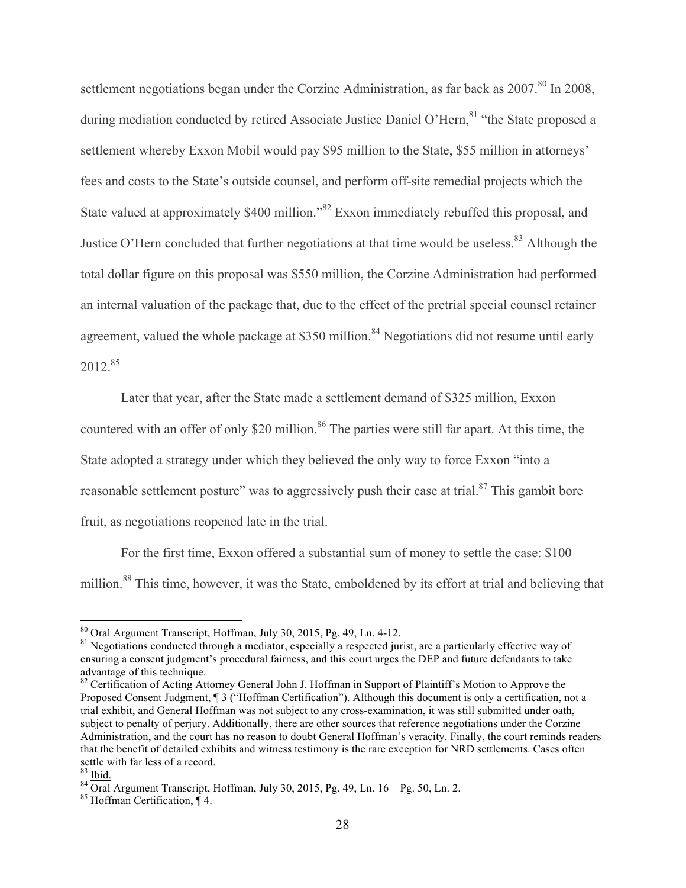settlement negotiations began under the Corzine Administration, as far back as 2007.[80] In 2008, during mediation conducted by retired Associate Justice Daniel O'Hern,[81] "the State proposed a settlement whereby Exxon Mobil would pay $95 million to the State, $55 million in attorneys' fees and costs to the State's outside counsel, and perform off-site remedial projects which the State valued at approximately $400 million."[82] Exxon immediately rebuffed this proposal, and Justice O'Hern concluded that further negotiations at that time would be useless.[83] Although the total dollar figure on this proposal was $550 million, the Corzine Administration had performed an internal valuation of the package that, due to the effect of the pretrial special counsel retainer agreement, valued the whole package at $350 million.[84] Negotiations did not resume until early 2012.[85]

Later that year, after the State made a settlement demand of $325 million, Exxon countered with an offer of only $20 million.[86] The parties were still far apart. At this time, the State adopted a strategy under which they believed the only way to force Exxon "into a reasonable settlement posture" was to aggressively push their case at trial.[87] This gambit bore fruit, as negotiations reopened late in the trial.

For the first time, Exxon offered a substantial sum of money to settle the case: $100 million.[88] This time, however, it was the State, emboldened by its effort at trial and believing that

---

[80] Oral Argument Transcript, Hoffman, July 30, 2015, Pg. 49, Ln. 4-12.

[81] Negotiations conducted through a mediator, especially a respected jurist, are a particularly effective way of ensuring a consent judgment's procedural fairness, and this court urges the DEP and future defendants to take advantage of this technique.

[82] Certification of Acting Attorney General John J. Hoffman in Support of Plaintiff's Motion to Approve the Proposed Consent Judgment, ¶ 3 ("Hoffman Certification"). Although this document is only a certification, not a trial exhibit, and General Hoffman was not subject to any cross-examination, it was still submitted under oath, subject to penalty of perjury. Additionally, there are other sources that reference negotiations under the Corzine Administration, and the court has no reason to doubt General Hoffman's veracity. Finally, the court reminds readers that the benefit of detailed exhibits and witness testimony is the rare exception for NRD settlements. Cases often settle with far less of a record.

[83] Ibid.

[84] Oral Argument Transcript, Hoffman, July 30, 2015, Pg. 49, Ln. 16 – Pg. 50, Ln. 2.

[85] Hoffman Certification, ¶ 4.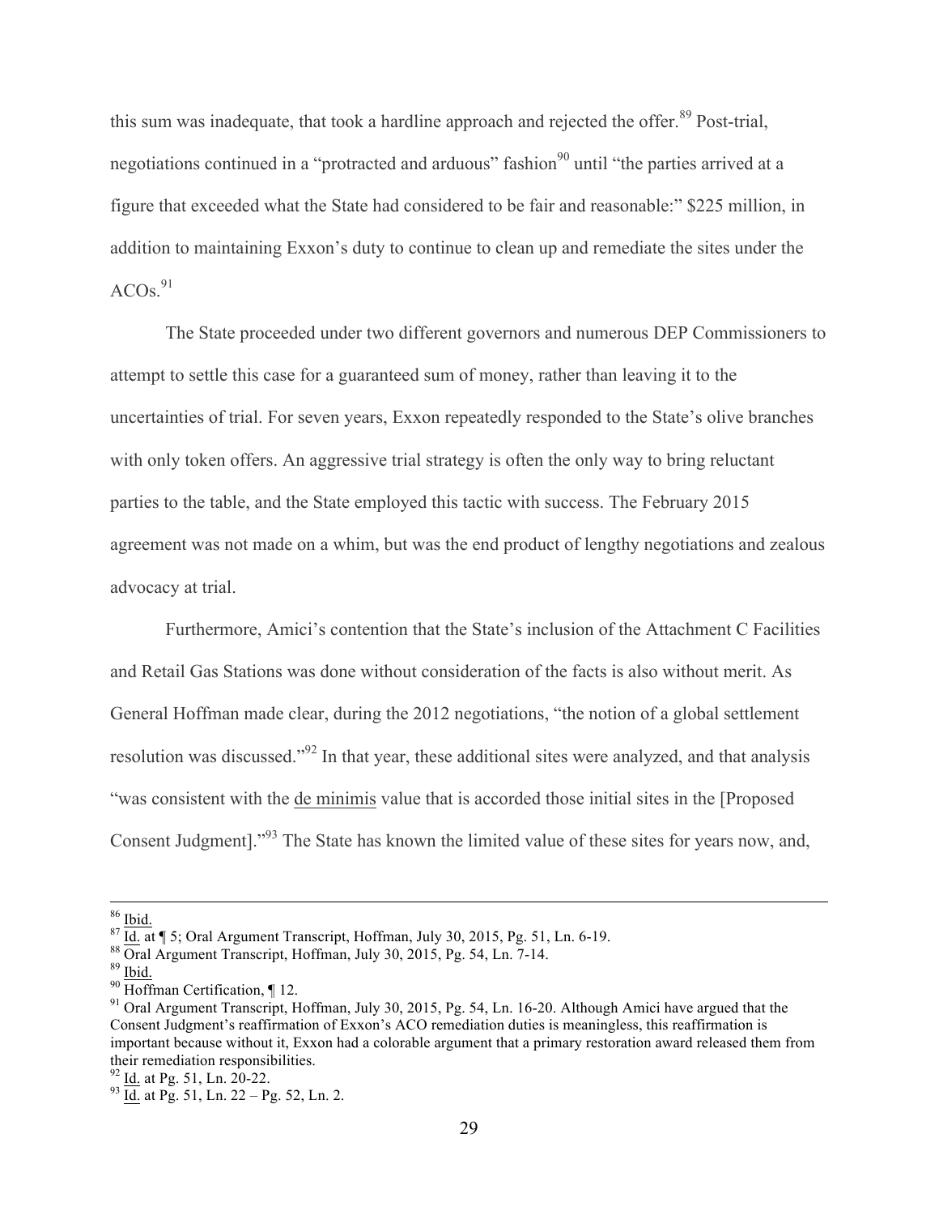this sum was inadequate, that took a hardline approach and rejected the offer.[89] Post-trial, negotiations continued in a "protracted and arduous" fashion[90] until "the parties arrived at a figure that exceeded what the State had considered to be fair and reasonable:" $225 million, in addition to maintaining Exxon's duty to continue to clean up and remediate the sites under the ACOs.[91]

The State proceeded under two different governors and numerous DEP Commissioners to attempt to settle this case for a guaranteed sum of money, rather than leaving it to the uncertainties of trial. For seven years, Exxon repeatedly responded to the State's olive branches with only token offers. An aggressive trial strategy is often the only way to bring reluctant parties to the table, and the State employed this tactic with success. The February 2015 agreement was not made on a whim, but was the end product of lengthy negotiations and zealous advocacy at trial.

Furthermore, Amici's contention that the State's inclusion of the Attachment C Facilities and Retail Gas Stations was done without consideration of the facts is also without merit. As General Hoffman made clear, during the 2012 negotiations, "the notion of a global settlement resolution was discussed."[92] In that year, these additional sites were analyzed, and that analysis "was consistent with the de minimis value that is accorded those initial sites in the [Proposed Consent Judgment]."[93] The State has known the limited value of these sites for years now, and,

---

[86] Ibid.

[87] Id. at ¶ 5; Oral Argument Transcript, Hoffman, July 30, 2015, Pg. 51, Ln. 6-19.

[88] Oral Argument Transcript, Hoffman, July 30, 2015, Pg. 54, Ln. 7-14.

[89] Ibid.

[90] Hoffman Certification, ¶ 12.

[91] Oral Argument Transcript, Hoffman, July 30, 2015, Pg. 54, Ln. 16-20. Although Amici have argued that the Consent Judgment's reaffirmation of Exxon's ACO remediation duties is meaningless, this reaffirmation is important because without it, Exxon had a colorable argument that a primary restoration award released them from their remediation responsibilities.

[92] Id. at Pg. 51, Ln. 20-22.

[93] Id. at Pg. 51, Ln. 22 – Pg. 52, Ln. 2.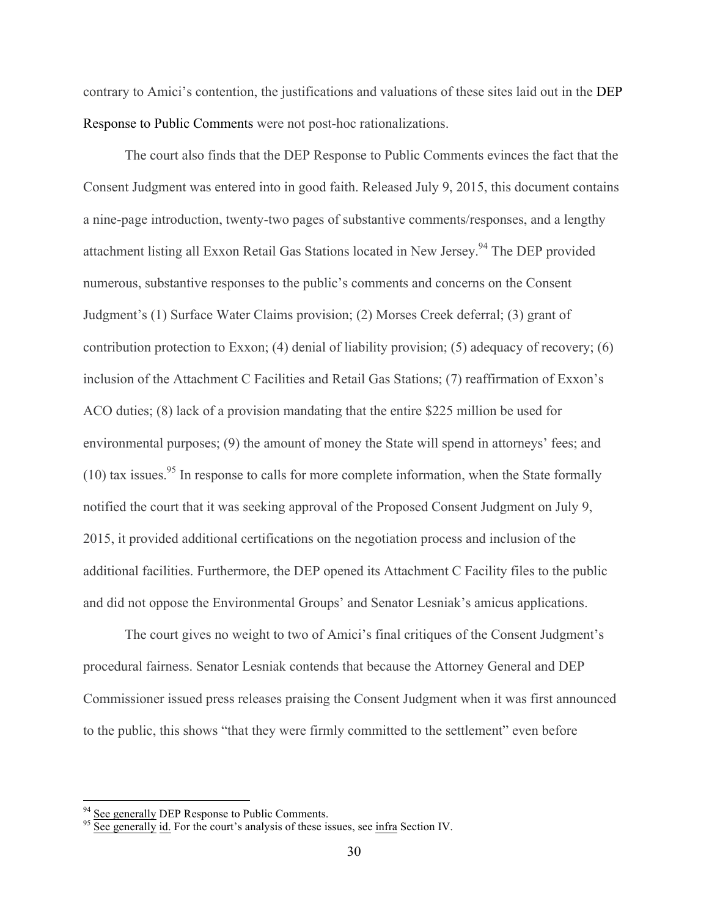contrary to Amici's contention, the justifications and valuations of these sites laid out in the DEP Response to Public Comments were not post-hoc rationalizations.

The court also finds that the DEP Response to Public Comments evinces the fact that the Consent Judgment was entered into in good faith. Released July 9, 2015, this document contains a nine-page introduction, twenty-two pages of substantive comments/responses, and a lengthy attachment listing all Exxon Retail Gas Stations located in New Jersey.[94] The DEP provided numerous, substantive responses to the public's comments and concerns on the Consent Judgment's (1) Surface Water Claims provision; (2) Morses Creek deferral; (3) grant of contribution protection to Exxon; (4) denial of liability provision; (5) adequacy of recovery; (6) inclusion of the Attachment C Facilities and Retail Gas Stations; (7) reaffirmation of Exxon's ACO duties; (8) lack of a provision mandating that the entire $225 million be used for environmental purposes; (9) the amount of money the State will spend in attorneys' fees; and (10) tax issues.[95] In response to calls for more complete information, when the State formally notified the court that it was seeking approval of the Proposed Consent Judgment on July 9, 2015, it provided additional certifications on the negotiation process and inclusion of the additional facilities. Furthermore, the DEP opened its Attachment C Facility files to the public and did not oppose the Environmental Groups' and Senator Lesniak's amicus applications.

The court gives no weight to two of Amici's final critiques of the Consent Judgment's procedural fairness. Senator Lesniak contends that because the Attorney General and DEP Commissioner issued press releases praising the Consent Judgment when it was first announced to the public, this shows "that they were firmly committed to the settlement" even before

---

[94] See generally DEP Response to Public Comments.

[95] See generally id. For the court's analysis of these issues, see infra Section IV.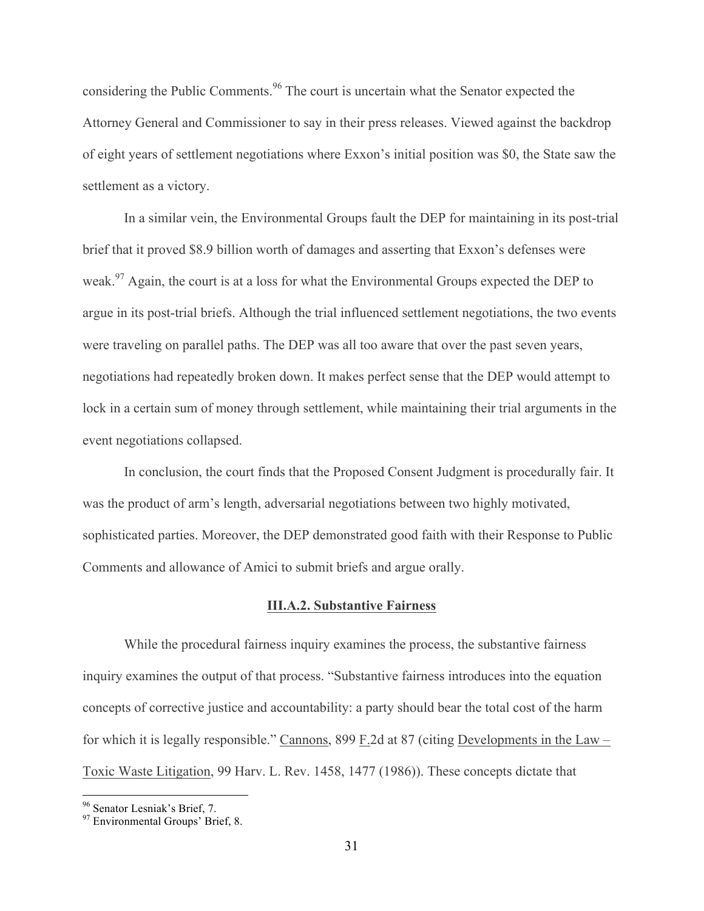considering the Public Comments.[96] The court is uncertain what the Senator expected the Attorney General and Commissioner to say in their press releases. Viewed against the backdrop of eight years of settlement negotiations where Exxon's initial position was $0, the State saw the settlement as a victory.

In a similar vein, the Environmental Groups fault the DEP for maintaining in its post-trial brief that it proved $8.9 billion worth of damages and asserting that Exxon's defenses were weak.[97] Again, the court is at a loss for what the Environmental Groups expected the DEP to argue in its post-trial briefs. Although the trial influenced settlement negotiations, the two events were traveling on parallel paths. The DEP was all too aware that over the past seven years, negotiations had repeatedly broken down. It makes perfect sense that the DEP would attempt to lock in a certain sum of money through settlement, while maintaining their trial arguments in the event negotiations collapsed.

In conclusion, the court finds that the Proposed Consent Judgment is procedurally fair. It was the product of arm's length, adversarial negotiations between two highly motivated, sophisticated parties. Moreover, the DEP demonstrated good faith with their Response to Public Comments and allowance of Amici to submit briefs and argue orally.

### III.A.2. Substantive Fairness

While the procedural fairness inquiry examines the process, the substantive fairness inquiry examines the output of that process. "Substantive fairness introduces into the equation concepts of corrective justice and accountability: a party should bear the total cost of the harm for which it is legally responsible." Cannons, 899 F.2d at 87 (citing Developments in the Law – Toxic Waste Litigation, 99 Harv. L. Rev. 1458, 1477 (1986)). These concepts dictate that

---

[96] Senator Lesniak's Brief, 7.

[97] Environmental Groups' Brief, 8.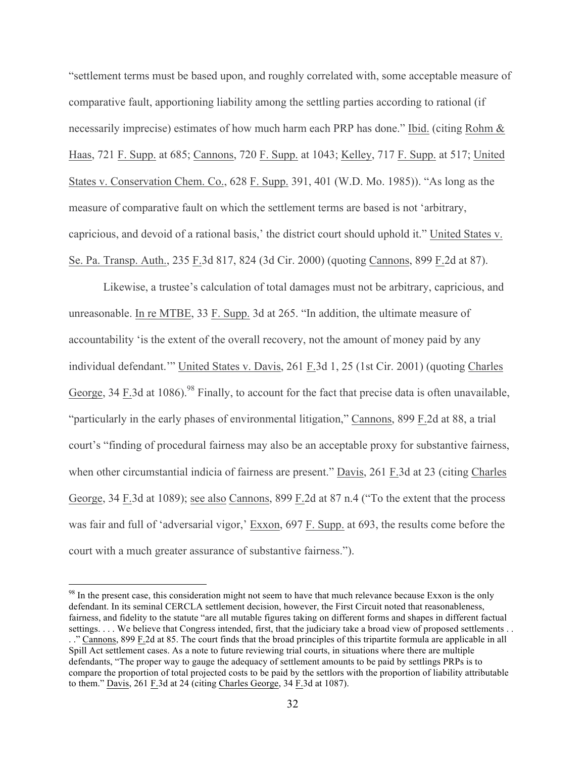"settlement terms must be based upon, and roughly correlated with, some acceptable measure of comparative fault, apportioning liability among the settling parties according to rational (if necessarily imprecise) estimates of how much harm each PRP has done." Ibid. (citing Rohm & Haas, 721 F. Supp. at 685; Cannons, 720 F. Supp. at 1043; Kelley, 717 F. Supp. at 517; United States v. Conservation Chem. Co., 628 F. Supp. 391, 401 (W.D. Mo. 1985)). "As long as the measure of comparative fault on which the settlement terms are based is not 'arbitrary, capricious, and devoid of a rational basis,' the district court should uphold it." United States v. Se. Pa. Transp. Auth., 235 F.3d 817, 824 (3d Cir. 2000) (quoting Cannons, 899 F.2d at 87).

Likewise, a trustee's calculation of total damages must not be arbitrary, capricious, and unreasonable. In re MTBE, 33 F. Supp. 3d at 265. "In addition, the ultimate measure of accountability 'is the extent of the overall recovery, not the amount of money paid by any individual defendant.'" United States v. Davis, 261 F.3d 1, 25 (1st Cir. 2001) (quoting Charles George, 34 F.3d at 1086).[98] Finally, to account for the fact that precise data is often unavailable, "particularly in the early phases of environmental litigation," Cannons, 899 F.2d at 88, a trial court's "finding of procedural fairness may also be an acceptable proxy for substantive fairness, when other circumstantial indicia of fairness are present." Davis, 261 F.3d at 23 (citing Charles George, 34 F.3d at 1089); see also Cannons, 899 F.2d at 87 n.4 ("To the extent that the process was fair and full of 'adversarial vigor,' Exxon, 697 F. Supp. at 693, the results come before the court with a much greater assurance of substantive fairness.").

---

[98] In the present case, this consideration might not seem to have that much relevance because Exxon is the only defendant. In its seminal CERCLA settlement decision, however, the First Circuit noted that reasonableness, fairness, and fidelity to the statute "are all mutable figures taking on different forms and shapes in different factual settings. . . . We believe that Congress intended, first, that the judiciary take a broad view of proposed settlements . . . ." Cannons, 899 F.2d at 85. The court finds that the broad principles of this tripartite formula are applicable in all Spill Act settlement cases. As a note to future reviewing trial courts, in situations where there are multiple defendants, "The proper way to gauge the adequacy of settlement amounts to be paid by settlings PRPs is to compare the proportion of total projected costs to be paid by the settlors with the proportion of liability attributable to them." Davis, 261 F.3d at 24 (citing Charles George, 34 F.3d at 1087).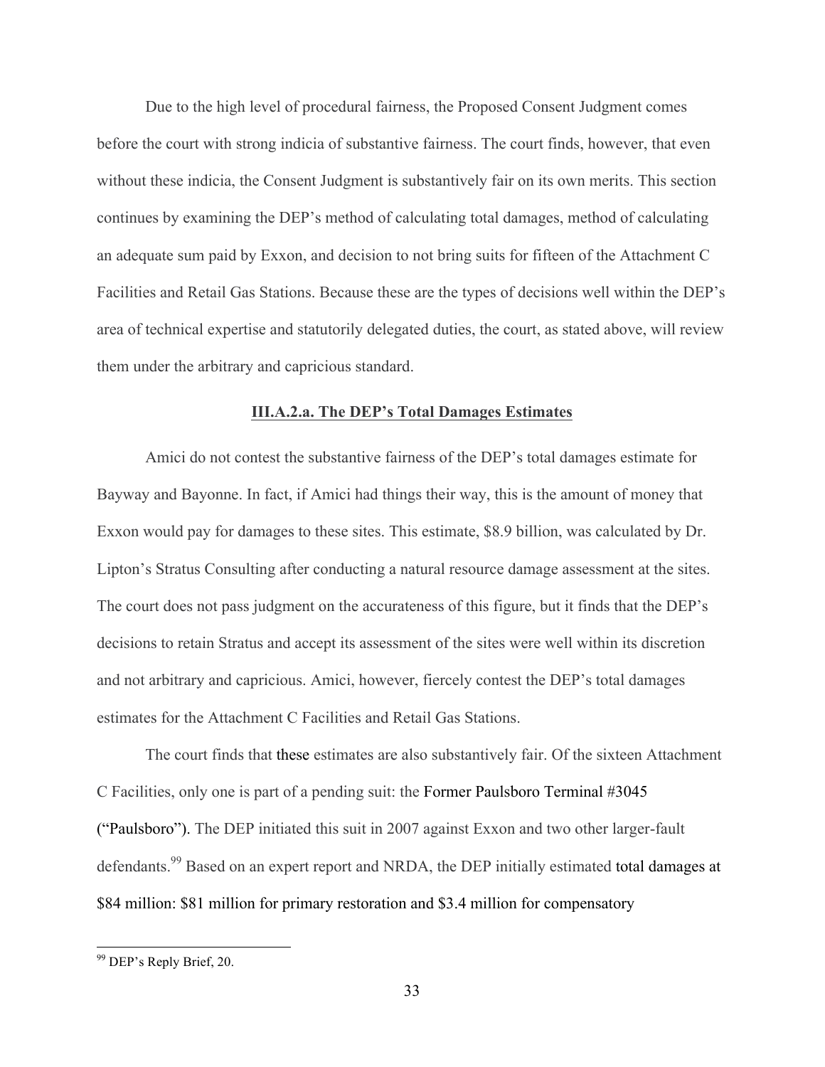Due to the high level of procedural fairness, the Proposed Consent Judgment comes before the court with strong indicia of substantive fairness. The court finds, however, that even without these indicia, the Consent Judgment is substantively fair on its own merits. This section continues by examining the DEP's method of calculating total damages, method of calculating an adequate sum paid by Exxon, and decision to not bring suits for fifteen of the Attachment C Facilities and Retail Gas Stations. Because these are the types of decisions well within the DEP's area of technical expertise and statutorily delegated duties, the court, as stated above, will review them under the arbitrary and capricious standard.

### **III.A.2.a. The DEP's Total Damages Estimates**

Amici do not contest the substantive fairness of the DEP's total damages estimate for Bayway and Bayonne. In fact, if Amici had things their way, this is the amount of money that Exxon would pay for damages to these sites. This estimate, \$8.9 billion, was calculated by Dr. Lipton's Stratus Consulting after conducting a natural resource damage assessment at the sites. The court does not pass judgment on the accurateness of this figure, but it finds that the DEP's decisions to retain Stratus and accept its assessment of the sites were well within its discretion and not arbitrary and capricious. Amici, however, fiercely contest the DEP's total damages estimates for the Attachment C Facilities and Retail Gas Stations.

The court finds that these estimates are also substantively fair. Of the sixteen Attachment C Facilities, only one is part of a pending suit: the Former Paulsboro Terminal #3045 ("Paulsboro"). The DEP initiated this suit in 2007 against Exxon and two other larger-fault defendants.[99] Based on an expert report and NRDA, the DEP initially estimated total damages at \$84 million: \$81 million for primary restoration and \$3.4 million for compensatory

---

[99] DEP's Reply Brief, 20.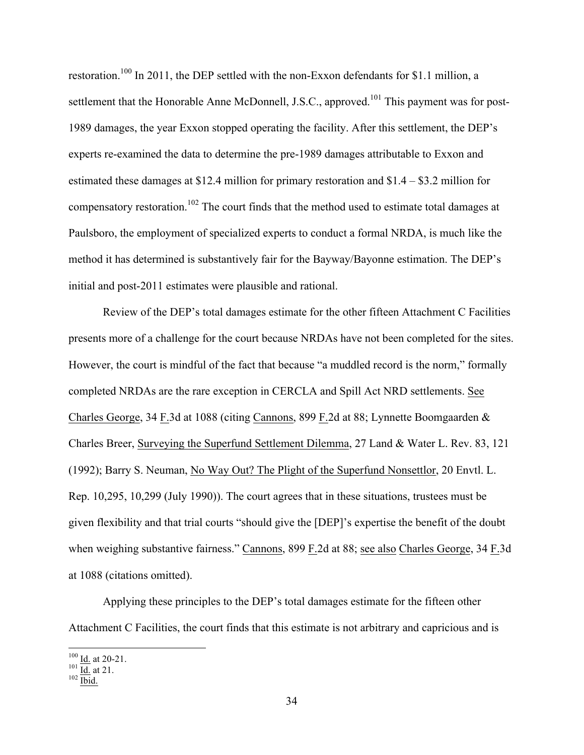restoration.[100] In 2011, the DEP settled with the non-Exxon defendants for $1.1 million, a settlement that the Honorable Anne McDonnell, J.S.C., approved.[101] This payment was for post-1989 damages, the year Exxon stopped operating the facility. After this settlement, the DEP's experts re-examined the data to determine the pre-1989 damages attributable to Exxon and estimated these damages at $12.4 million for primary restoration and $1.4 – $3.2 million for compensatory restoration.[102] The court finds that the method used to estimate total damages at Paulsboro, the employment of specialized experts to conduct a formal NRDA, is much like the method it has determined is substantively fair for the Bayway/Bayonne estimation. The DEP's initial and post-2011 estimates were plausible and rational.

Review of the DEP's total damages estimate for the other fifteen Attachment C Facilities presents more of a challenge for the court because NRDAs have not been completed for the sites. However, the court is mindful of the fact that because "a muddled record is the norm," formally completed NRDAs are the rare exception in CERCLA and Spill Act NRD settlements. See Charles George, 34 F.3d at 1088 (citing Cannons, 899 F.2d at 88; Lynnette Boomgaarden & Charles Breer, Surveying the Superfund Settlement Dilemma, 27 Land & Water L. Rev. 83, 121 (1992); Barry S. Neuman, No Way Out? The Plight of the Superfund Nonsettlor, 20 Envtl. L. Rep. 10,295, 10,299 (July 1990)). The court agrees that in these situations, trustees must be given flexibility and that trial courts "should give the [DEP]'s expertise the benefit of the doubt when weighing substantive fairness." Cannons, 899 F.2d at 88; see also Charles George, 34 F.3d at 1088 (citations omitted).

Applying these principles to the DEP's total damages estimate for the fifteen other Attachment C Facilities, the court finds that this estimate is not arbitrary and capricious and is

[100] Id. at 20-21.
[101] Id. at 21.
[102] Ibid.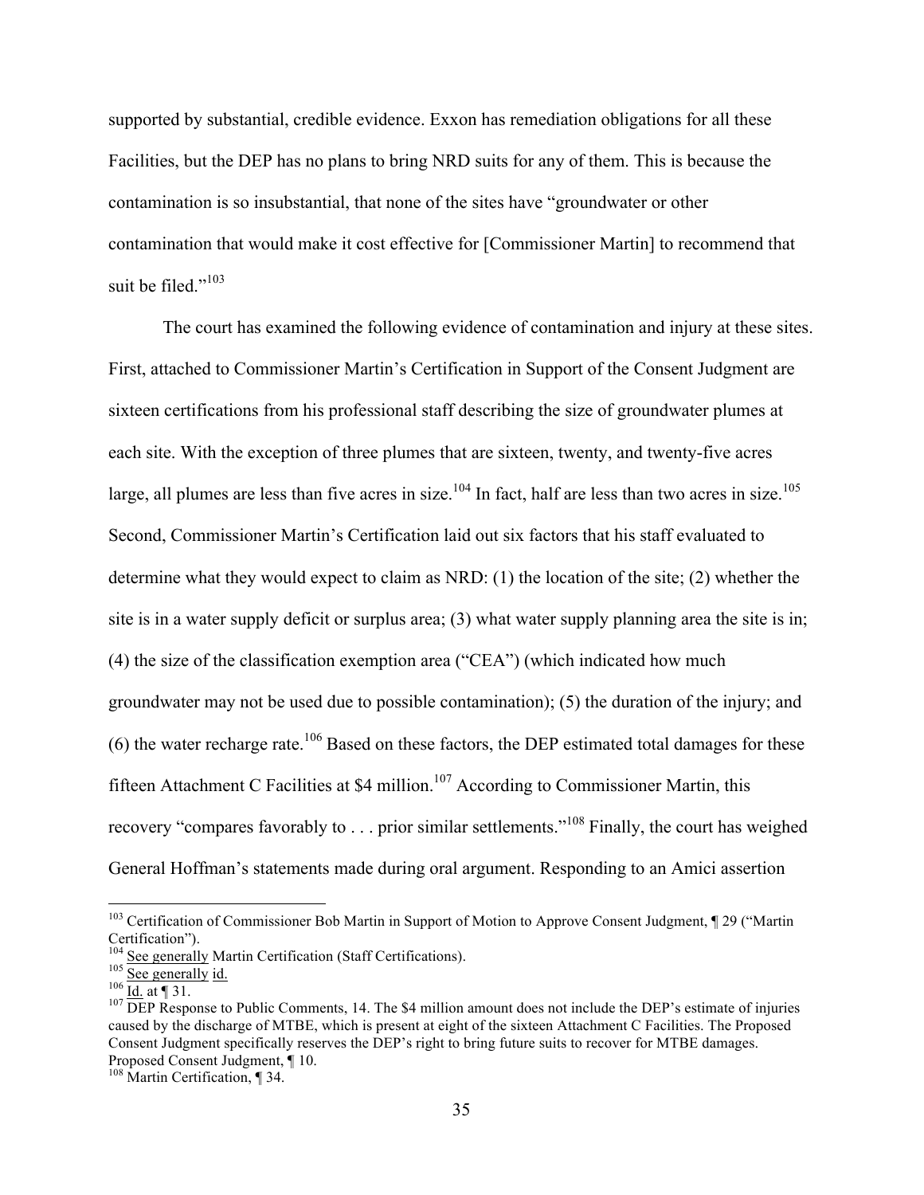supported by substantial, credible evidence. Exxon has remediation obligations for all these Facilities, but the DEP has no plans to bring NRD suits for any of them. This is because the contamination is so insubstantial, that none of the sites have "groundwater or other contamination that would make it cost effective for [Commissioner Martin] to recommend that suit be filed."[103]

The court has examined the following evidence of contamination and injury at these sites. First, attached to Commissioner Martin's Certification in Support of the Consent Judgment are sixteen certifications from his professional staff describing the size of groundwater plumes at each site. With the exception of three plumes that are sixteen, twenty, and twenty-five acres large, all plumes are less than five acres in size.[104] In fact, half are less than two acres in size.[105] Second, Commissioner Martin's Certification laid out six factors that his staff evaluated to determine what they would expect to claim as NRD: (1) the location of the site; (2) whether the site is in a water supply deficit or surplus area; (3) what water supply planning area the site is in; (4) the size of the classification exemption area ("CEA") (which indicated how much groundwater may not be used due to possible contamination); (5) the duration of the injury; and (6) the water recharge rate.[106] Based on these factors, the DEP estimated total damages for these fifteen Attachment C Facilities at $4 million.[107] According to Commissioner Martin, this recovery "compares favorably to . . . prior similar settlements."[108] Finally, the court has weighed General Hoffman's statements made during oral argument. Responding to an Amici assertion

---

[103] Certification of Commissioner Bob Martin in Support of Motion to Approve Consent Judgment, ¶ 29 ("Martin Certification").

[104] See generally Martin Certification (Staff Certifications).

[105] See generally id.

[106] Id. at ¶ 31.

[107] DEP Response to Public Comments, 14. The $4 million amount does not include the DEP's estimate of injuries caused by the discharge of MTBE, which is present at eight of the sixteen Attachment C Facilities. The Proposed Consent Judgment specifically reserves the DEP's right to bring future suits to recover for MTBE damages. Proposed Consent Judgment, ¶ 10.

[108] Martin Certification, ¶ 34.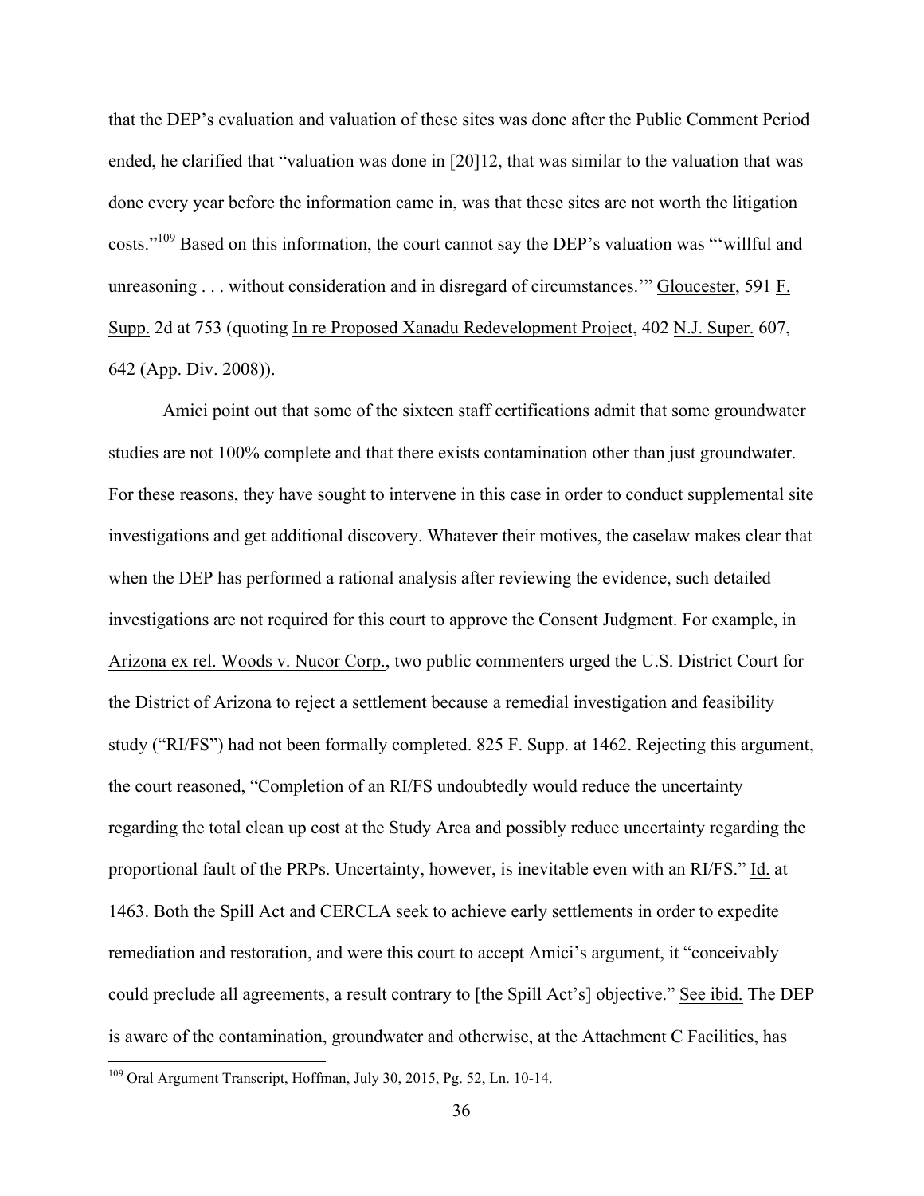that the DEP's evaluation and valuation of these sites was done after the Public Comment Period ended, he clarified that "valuation was done in [20]12, that was similar to the valuation that was done every year before the information came in, was that these sites are not worth the litigation costs."[109] Based on this information, the court cannot say the DEP's valuation was "'willful and unreasoning . . . without consideration and in disregard of circumstances.'" Gloucester, 591 F. Supp. 2d at 753 (quoting In re Proposed Xanadu Redevelopment Project, 402 N.J. Super. 607, 642 (App. Div. 2008)).

Amici point out that some of the sixteen staff certifications admit that some groundwater studies are not 100% complete and that there exists contamination other than just groundwater. For these reasons, they have sought to intervene in this case in order to conduct supplemental site investigations and get additional discovery. Whatever their motives, the caselaw makes clear that when the DEP has performed a rational analysis after reviewing the evidence, such detailed investigations are not required for this court to approve the Consent Judgment. For example, in Arizona ex rel. Woods v. Nucor Corp., two public commenters urged the U.S. District Court for the District of Arizona to reject a settlement because a remedial investigation and feasibility study ("RI/FS") had not been formally completed. 825 F. Supp. at 1462. Rejecting this argument, the court reasoned, "Completion of an RI/FS undoubtedly would reduce the uncertainty regarding the total clean up cost at the Study Area and possibly reduce uncertainty regarding the proportional fault of the PRPs. Uncertainty, however, is inevitable even with an RI/FS." Id. at 1463. Both the Spill Act and CERCLA seek to achieve early settlements in order to expedite remediation and restoration, and were this court to accept Amici's argument, it "conceivably could preclude all agreements, a result contrary to [the Spill Act's] objective." See ibid. The DEP is aware of the contamination, groundwater and otherwise, at the Attachment C Facilities, has

---

[109] Oral Argument Transcript, Hoffman, July 30, 2015, Pg. 52, Ln. 10-14.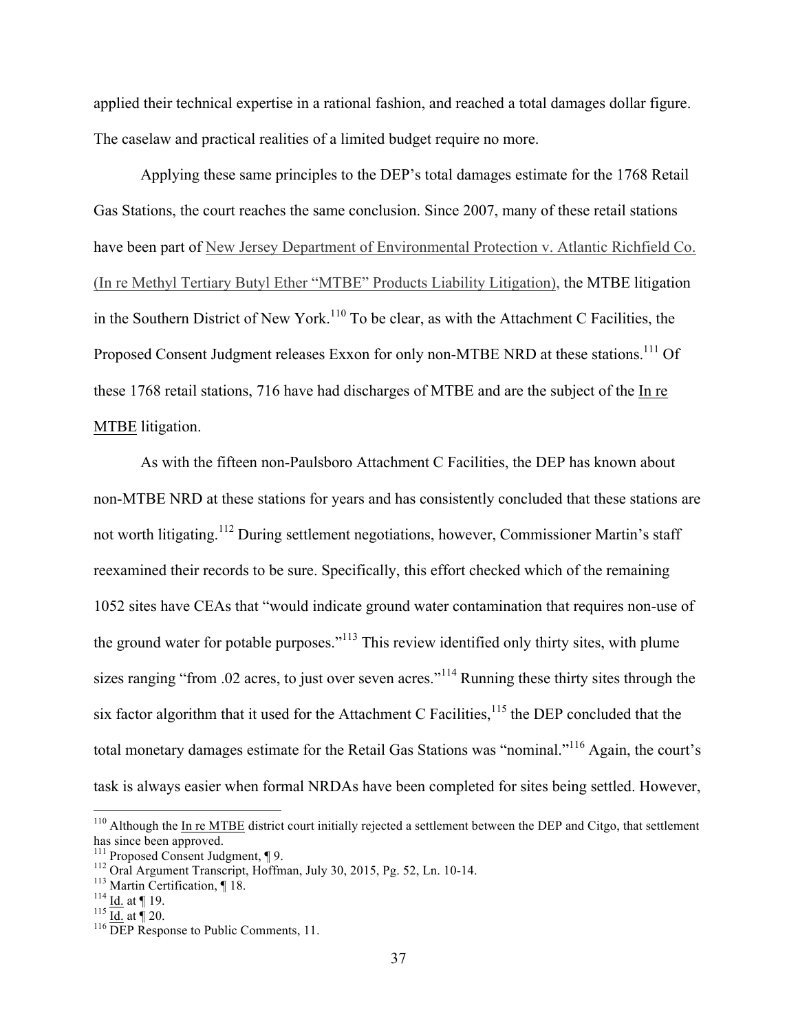applied their technical expertise in a rational fashion, and reached a total damages dollar figure. The caselaw and practical realities of a limited budget require no more.

Applying these same principles to the DEP's total damages estimate for the 1768 Retail Gas Stations, the court reaches the same conclusion. Since 2007, many of these retail stations have been part of New Jersey Department of Environmental Protection v. Atlantic Richfield Co. (In re Methyl Tertiary Butyl Ether "MTBE" Products Liability Litigation), the MTBE litigation in the Southern District of New York.[110] To be clear, as with the Attachment C Facilities, the Proposed Consent Judgment releases Exxon for only non-MTBE NRD at these stations.[111] Of these 1768 retail stations, 716 have had discharges of MTBE and are the subject of the In re MTBE litigation.

As with the fifteen non-Paulsboro Attachment C Facilities, the DEP has known about non-MTBE NRD at these stations for years and has consistently concluded that these stations are not worth litigating.[112] During settlement negotiations, however, Commissioner Martin's staff reexamined their records to be sure. Specifically, this effort checked which of the remaining 1052 sites have CEAs that "would indicate ground water contamination that requires non-use of the ground water for potable purposes."[113] This review identified only thirty sites, with plume sizes ranging "from .02 acres, to just over seven acres."[114] Running these thirty sites through the six factor algorithm that it used for the Attachment C Facilities,[115] the DEP concluded that the total monetary damages estimate for the Retail Gas Stations was "nominal."[116] Again, the court's task is always easier when formal NRDAs have been completed for sites being settled. However,

---

[110] Although the In re MTBE district court initially rejected a settlement between the DEP and Citgo, that settlement has since been approved.

[111] Proposed Consent Judgment, ¶ 9.

[112] Oral Argument Transcript, Hoffman, July 30, 2015, Pg. 52, Ln. 10-14.

[113] Martin Certification, ¶ 18.

[114] Id. at ¶ 19.

[115] Id. at ¶ 20.

[116] DEP Response to Public Comments, 11.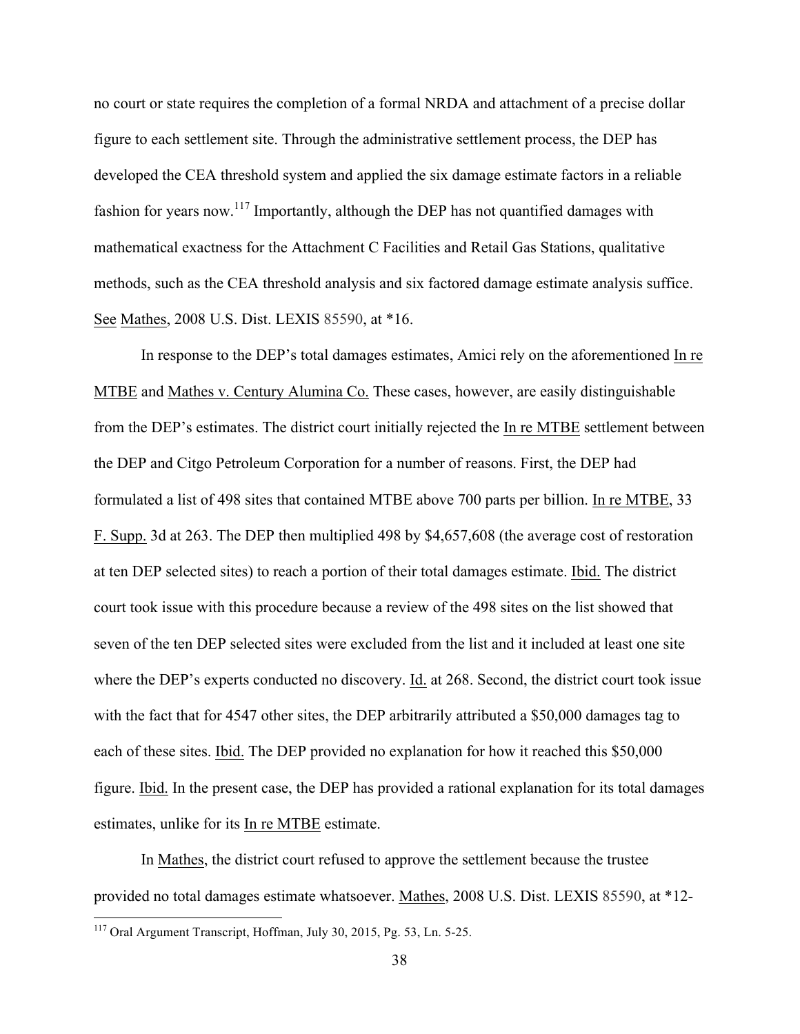no court or state requires the completion of a formal NRDA and attachment of a precise dollar figure to each settlement site. Through the administrative settlement process, the DEP has developed the CEA threshold system and applied the six damage estimate factors in a reliable fashion for years now.[117] Importantly, although the DEP has not quantified damages with mathematical exactness for the Attachment C Facilities and Retail Gas Stations, qualitative methods, such as the CEA threshold analysis and six factored damage estimate analysis suffice. See Mathes, 2008 U.S. Dist. LEXIS 85590, at *16.

In response to the DEP's total damages estimates, Amici rely on the aforementioned In re MTBE and Mathes v. Century Alumina Co. These cases, however, are easily distinguishable from the DEP's estimates. The district court initially rejected the In re MTBE settlement between the DEP and Citgo Petroleum Corporation for a number of reasons. First, the DEP had formulated a list of 498 sites that contained MTBE above 700 parts per billion. In re MTBE, 33 F. Supp. 3d at 263. The DEP then multiplied 498 by $4,657,608 (the average cost of restoration at ten DEP selected sites) to reach a portion of their total damages estimate. Ibid. The district court took issue with this procedure because a review of the 498 sites on the list showed that seven of the ten DEP selected sites were excluded from the list and it included at least one site where the DEP's experts conducted no discovery. Id. at 268. Second, the district court took issue with the fact that for 4547 other sites, the DEP arbitrarily attributed a $50,000 damages tag to each of these sites. Ibid. The DEP provided no explanation for how it reached this $50,000 figure. Ibid. In the present case, the DEP has provided a rational explanation for its total damages estimates, unlike for its In re MTBE estimate.

In Mathes, the district court refused to approve the settlement because the trustee provided no total damages estimate whatsoever. Mathes, 2008 U.S. Dist. LEXIS 85590, at *12-

---

[117] Oral Argument Transcript, Hoffman, July 30, 2015, Pg. 53, Ln. 5-25.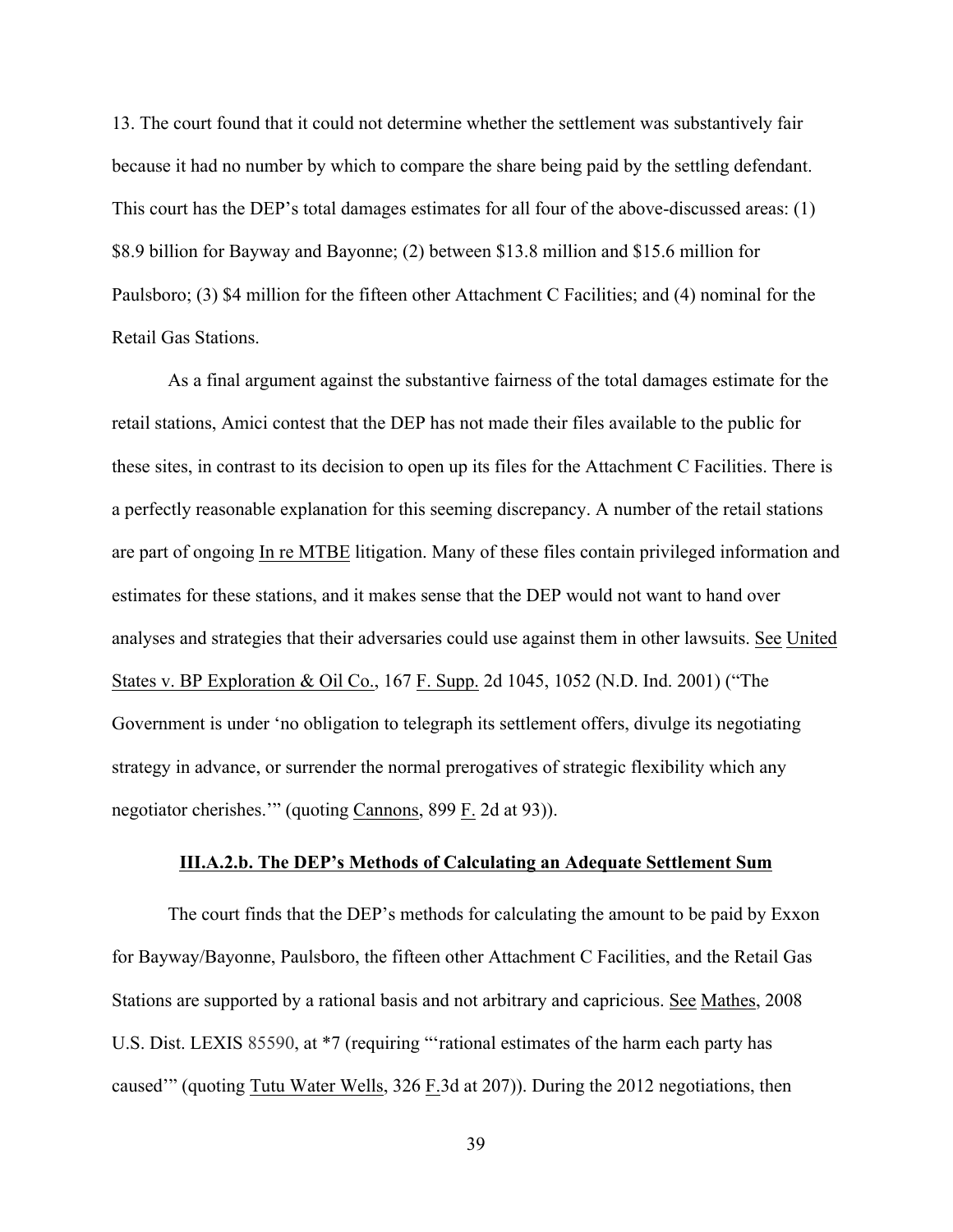13. The court found that it could not determine whether the settlement was substantively fair because it had no number by which to compare the share being paid by the settling defendant. This court has the DEP's total damages estimates for all four of the above-discussed areas: (1) $8.9 billion for Bayway and Bayonne; (2) between $13.8 million and $15.6 million for Paulsboro; (3) $4 million for the fifteen other Attachment C Facilities; and (4) nominal for the Retail Gas Stations.

As a final argument against the substantive fairness of the total damages estimate for the retail stations, Amici contest that the DEP has not made their files available to the public for these sites, in contrast to its decision to open up its files for the Attachment C Facilities. There is a perfectly reasonable explanation for this seeming discrepancy. A number of the retail stations are part of ongoing <u>In re MTBE</u> litigation. Many of these files contain privileged information and estimates for these stations, and it makes sense that the DEP would not want to hand over analyses and strategies that their adversaries could use against them in other lawsuits. <u>See</u> <u>United States v. BP Exploration & Oil Co.</u>, 167 <u>F. Supp.</u> 2d 1045, 1052 (N.D. Ind. 2001) ("The Government is under 'no obligation to telegraph its settlement offers, divulge its negotiating strategy in advance, or surrender the normal prerogatives of strategic flexibility which any negotiator cherishes.'" (quoting <u>Cannons</u>, 899 <u>F.</u> 2d at 93)).

**<u>III.A.2.b. The DEP's Methods of Calculating an Adequate Settlement Sum</u>**

The court finds that the DEP's methods for calculating the amount to be paid by Exxon for Bayway/Bayonne, Paulsboro, the fifteen other Attachment C Facilities, and the Retail Gas Stations are supported by a rational basis and not arbitrary and capricious. <u>See</u> <u>Mathes</u>, 2008 U.S. Dist. LEXIS 85590, at *7 (requiring "'rational estimates of the harm each party has caused'" (quoting <u>Tutu Water Wells</u>, 326 <u>F.</u>3d at 207)). During the 2012 negotiations, then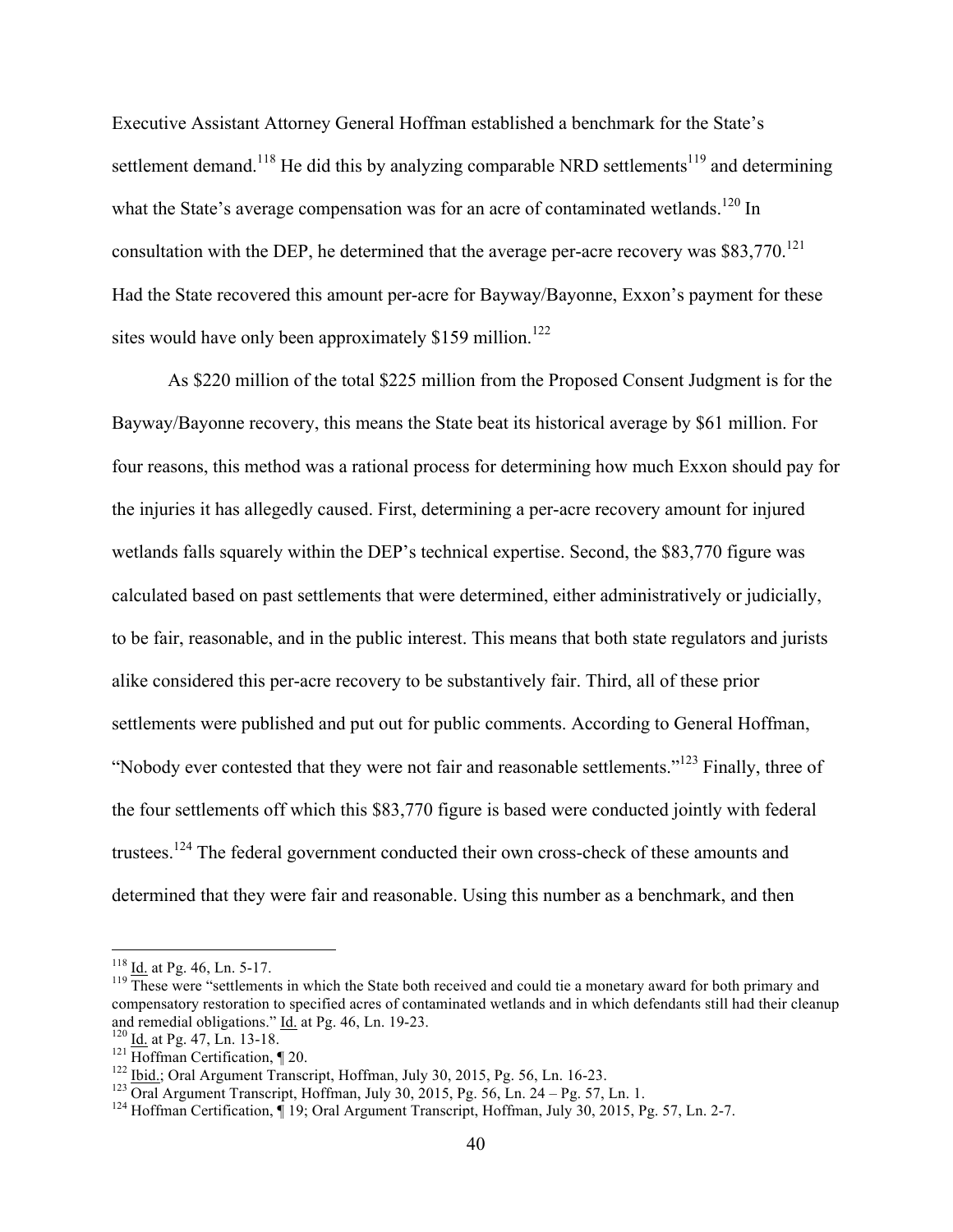Executive Assistant Attorney General Hoffman established a benchmark for the State's settlement demand.[118] He did this by analyzing comparable NRD settlements[119] and determining what the State's average compensation was for an acre of contaminated wetlands.[120] In consultation with the DEP, he determined that the average per-acre recovery was $83,770.[121] Had the State recovered this amount per-acre for Bayway/Bayonne, Exxon's payment for these sites would have only been approximately $159 million.[122]

As $220 million of the total $225 million from the Proposed Consent Judgment is for the Bayway/Bayonne recovery, this means the State beat its historical average by $61 million. For four reasons, this method was a rational process for determining how much Exxon should pay for the injuries it has allegedly caused. First, determining a per-acre recovery amount for injured wetlands falls squarely within the DEP's technical expertise. Second, the $83,770 figure was calculated based on past settlements that were determined, either administratively or judicially, to be fair, reasonable, and in the public interest. This means that both state regulators and jurists alike considered this per-acre recovery to be substantively fair. Third, all of these prior settlements were published and put out for public comments. According to General Hoffman, "Nobody ever contested that they were not fair and reasonable settlements."[123] Finally, three of the four settlements off which this $83,770 figure is based were conducted jointly with federal trustees.[124] The federal government conducted their own cross-check of these amounts and determined that they were fair and reasonable. Using this number as a benchmark, and then

---

[118] Id. at Pg. 46, Ln. 5-17.

[119] These were "settlements in which the State both received and could tie a monetary award for both primary and compensatory restoration to specified acres of contaminated wetlands and in which defendants still had their cleanup and remedial obligations." Id. at Pg. 46, Ln. 19-23.

[120] Id. at Pg. 47, Ln. 13-18.

[121] Hoffman Certification, ¶ 20.

[122] Ibid.; Oral Argument Transcript, Hoffman, July 30, 2015, Pg. 56, Ln. 16-23.

[123] Oral Argument Transcript, Hoffman, July 30, 2015, Pg. 56, Ln. 24 – Pg. 57, Ln. 1.

[124] Hoffman Certification, ¶ 19; Oral Argument Transcript, Hoffman, July 30, 2015, Pg. 57, Ln. 2-7.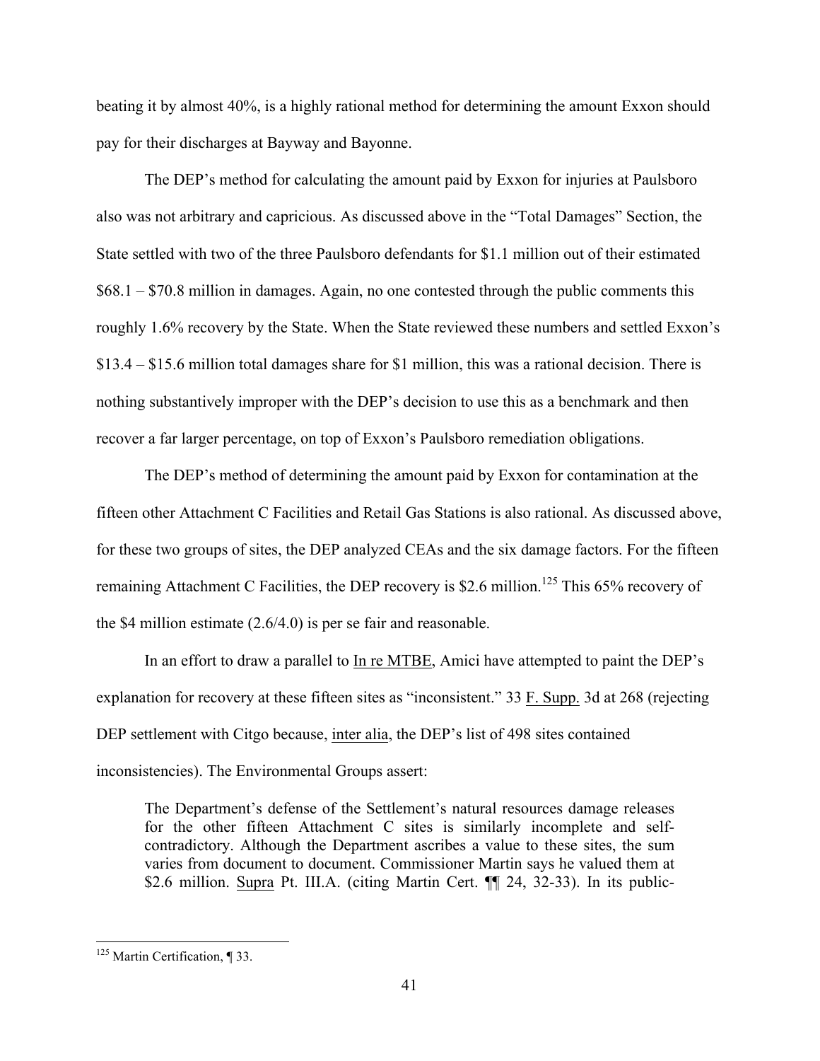beating it by almost 40%, is a highly rational method for determining the amount Exxon should pay for their discharges at Bayway and Bayonne.

The DEP's method for calculating the amount paid by Exxon for injuries at Paulsboro also was not arbitrary and capricious. As discussed above in the "Total Damages" Section, the State settled with two of the three Paulsboro defendants for $1.1 million out of their estimated $68.1 – $70.8 million in damages. Again, no one contested through the public comments this roughly 1.6% recovery by the State. When the State reviewed these numbers and settled Exxon's $13.4 – $15.6 million total damages share for $1 million, this was a rational decision. There is nothing substantively improper with the DEP's decision to use this as a benchmark and then recover a far larger percentage, on top of Exxon's Paulsboro remediation obligations.

The DEP's method of determining the amount paid by Exxon for contamination at the fifteen other Attachment C Facilities and Retail Gas Stations is also rational. As discussed above, for these two groups of sites, the DEP analyzed CEAs and the six damage factors. For the fifteen remaining Attachment C Facilities, the DEP recovery is $2.6 million.[125] This 65% recovery of the $4 million estimate (2.6/4.0) is per se fair and reasonable.

In an effort to draw a parallel to In re MTBE, Amici have attempted to paint the DEP's explanation for recovery at these fifteen sites as "inconsistent." 33 F. Supp. 3d at 268 (rejecting DEP settlement with Citgo because, inter alia, the DEP's list of 498 sites contained inconsistencies). The Environmental Groups assert:

> The Department's defense of the Settlement's natural resources damage releases for the other fifteen Attachment C sites is similarly incomplete and self-contradictory. Although the Department ascribes a value to these sites, the sum varies from document to document. Commissioner Martin says he valued them at $2.6 million. Supra Pt. III.A. (citing Martin Cert. ¶¶ 24, 32-33). In its public-

---

[125] Martin Certification, ¶ 33.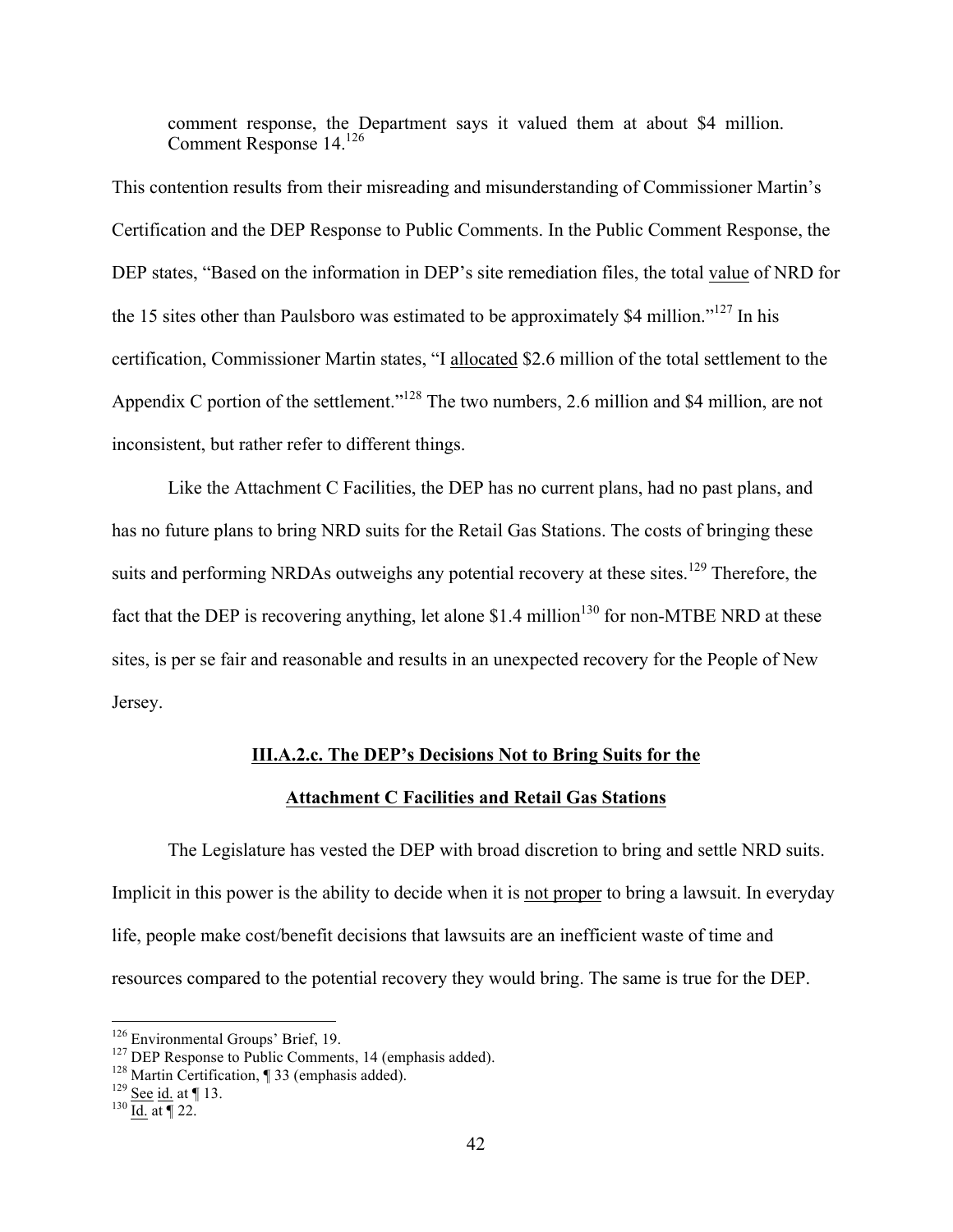comment response, the Department says it valued them at about $4 million. Comment Response 14.[126]

This contention results from their misreading and misunderstanding of Commissioner Martin's Certification and the DEP Response to Public Comments. In the Public Comment Response, the DEP states, "Based on the information in DEP's site remediation files, the total <u>value</u> of NRD for the 15 sites other than Paulsboro was estimated to be approximately $4 million."[127] In his certification, Commissioner Martin states, "I <u>allocated</u> $2.6 million of the total settlement to the Appendix C portion of the settlement."[128] The two numbers, 2.6 million and $4 million, are not inconsistent, but rather refer to different things.

Like the Attachment C Facilities, the DEP has no current plans, had no past plans, and has no future plans to bring NRD suits for the Retail Gas Stations. The costs of bringing these suits and performing NRDAs outweighs any potential recovery at these sites.[129] Therefore, the fact that the DEP is recovering anything, let alone $1.4 million[130] for non-MTBE NRD at these sites, is per se fair and reasonable and results in an unexpected recovery for the People of New Jersey.

**<u>III.A.2.c. The DEP's Decisions Not to Bring Suits for the Attachment C Facilities and Retail Gas Stations</u>**

The Legislature has vested the DEP with broad discretion to bring and settle NRD suits. Implicit in this power is the ability to decide when it is <u>not proper</u> to bring a lawsuit. In everyday life, people make cost/benefit decisions that lawsuits are an inefficient waste of time and resources compared to the potential recovery they would bring. The same is true for the DEP.

---

[126] Environmental Groups' Brief, 19.
[127] DEP Response to Public Comments, 14 (emphasis added).
[128] Martin Certification, ¶ 33 (emphasis added).
[129] <u>See</u> <u>id.</u> at ¶ 13.
[130] <u>Id.</u> at ¶ 22.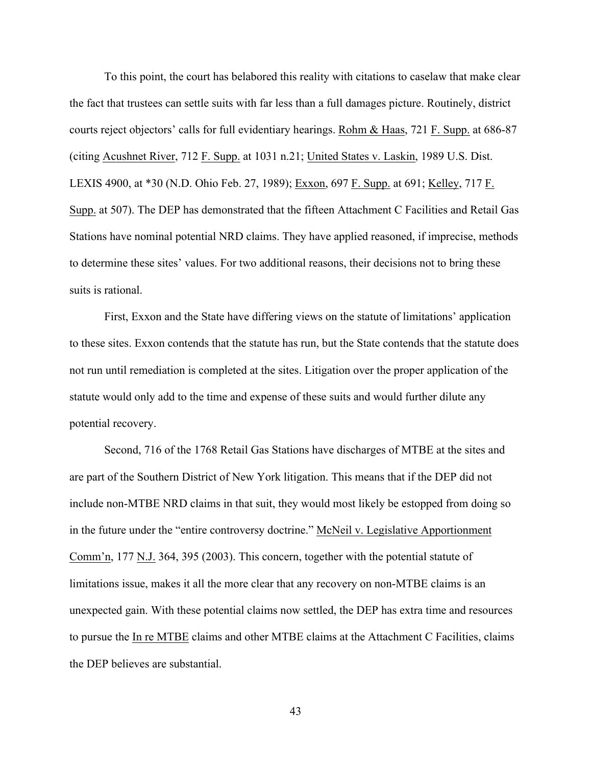To this point, the court has belabored this reality with citations to caselaw that make clear the fact that trustees can settle suits with far less than a full damages picture. Routinely, district courts reject objectors' calls for full evidentiary hearings. Rohm & Haas, 721 F. Supp. at 686-87 (citing Acushnet River, 712 F. Supp. at 1031 n.21; United States v. Laskin, 1989 U.S. Dist. LEXIS 4900, at *30 (N.D. Ohio Feb. 27, 1989); Exxon, 697 F. Supp. at 691; Kelley, 717 F. Supp. at 507). The DEP has demonstrated that the fifteen Attachment C Facilities and Retail Gas Stations have nominal potential NRD claims. They have applied reasoned, if imprecise, methods to determine these sites' values. For two additional reasons, their decisions not to bring these suits is rational.

First, Exxon and the State have differing views on the statute of limitations' application to these sites. Exxon contends that the statute has run, but the State contends that the statute does not run until remediation is completed at the sites. Litigation over the proper application of the statute would only add to the time and expense of these suits and would further dilute any potential recovery.

Second, 716 of the 1768 Retail Gas Stations have discharges of MTBE at the sites and are part of the Southern District of New York litigation. This means that if the DEP did not include non-MTBE NRD claims in that suit, they would most likely be estopped from doing so in the future under the "entire controversy doctrine." McNeil v. Legislative Apportionment Comm'n, 177 N.J. 364, 395 (2003). This concern, together with the potential statute of limitations issue, makes it all the more clear that any recovery on non-MTBE claims is an unexpected gain. With these potential claims now settled, the DEP has extra time and resources to pursue the In re MTBE claims and other MTBE claims at the Attachment C Facilities, claims the DEP believes are substantial.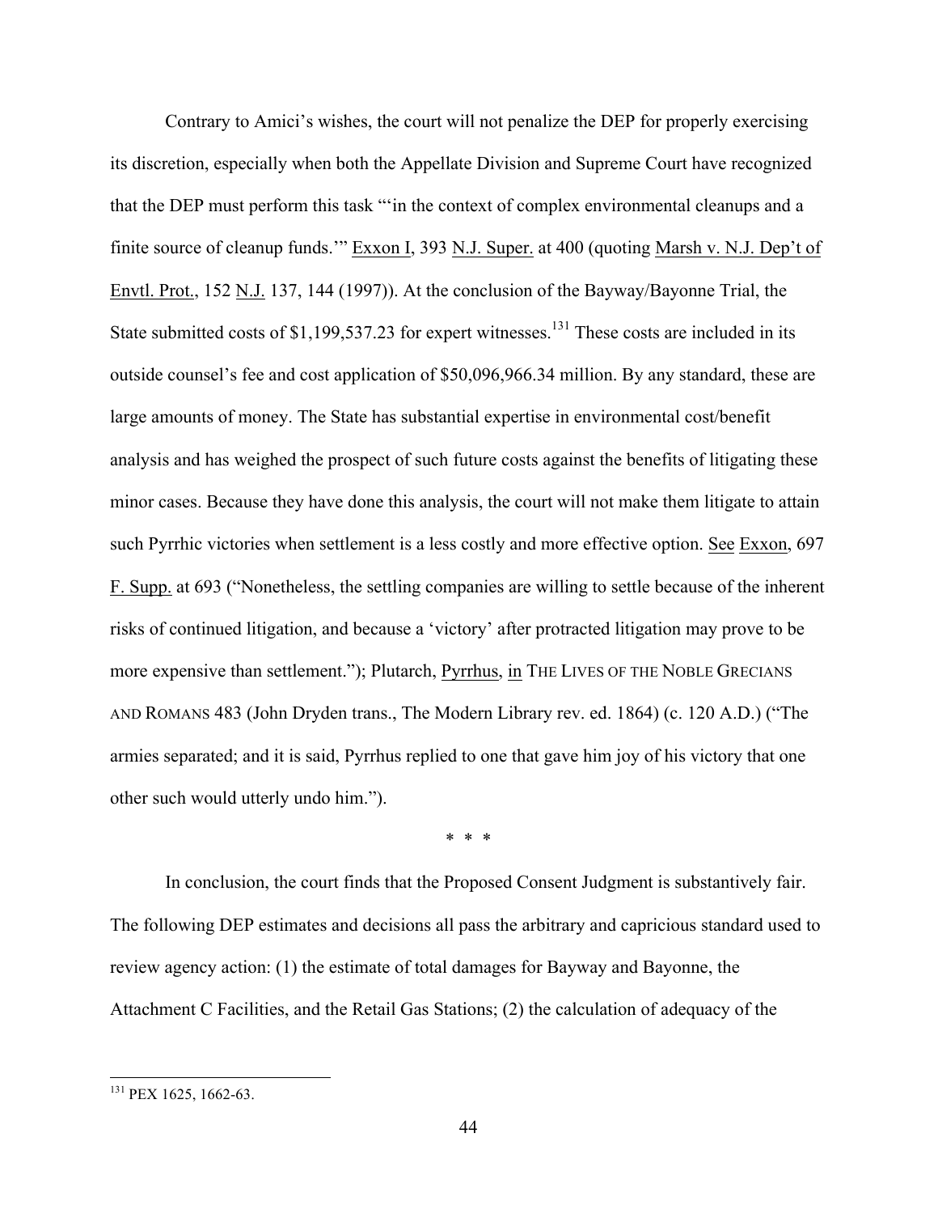Contrary to Amici's wishes, the court will not penalize the DEP for properly exercising its discretion, especially when both the Appellate Division and Supreme Court have recognized that the DEP must perform this task "'in the context of complex environmental cleanups and a finite source of cleanup funds.'" Exxon I, 393 N.J. Super. at 400 (quoting Marsh v. N.J. Dep't of Envtl. Prot., 152 N.J. 137, 144 (1997)). At the conclusion of the Bayway/Bayonne Trial, the State submitted costs of $1,199,537.23 for expert witnesses.[131] These costs are included in its outside counsel's fee and cost application of $50,096,966.34 million. By any standard, these are large amounts of money. The State has substantial expertise in environmental cost/benefit analysis and has weighed the prospect of such future costs against the benefits of litigating these minor cases. Because they have done this analysis, the court will not make them litigate to attain such Pyrrhic victories when settlement is a less costly and more effective option. See Exxon, 697 F. Supp. at 693 ("Nonetheless, the settling companies are willing to settle because of the inherent risks of continued litigation, and because a 'victory' after protracted litigation may prove to be more expensive than settlement."); Plutarch, Pyrrhus, in THE LIVES OF THE NOBLE GRECIANS AND ROMANS 483 (John Dryden trans., The Modern Library rev. ed. 1864) (c. 120 A.D.) ("The armies separated; and it is said, Pyrrhus replied to one that gave him joy of his victory that one other such would utterly undo him.").

\* \* \*

In conclusion, the court finds that the Proposed Consent Judgment is substantively fair. The following DEP estimates and decisions all pass the arbitrary and capricious standard used to review agency action: (1) the estimate of total damages for Bayway and Bayonne, the Attachment C Facilities, and the Retail Gas Stations; (2) the calculation of adequacy of the

---

[131] PEX 1625, 1662-63.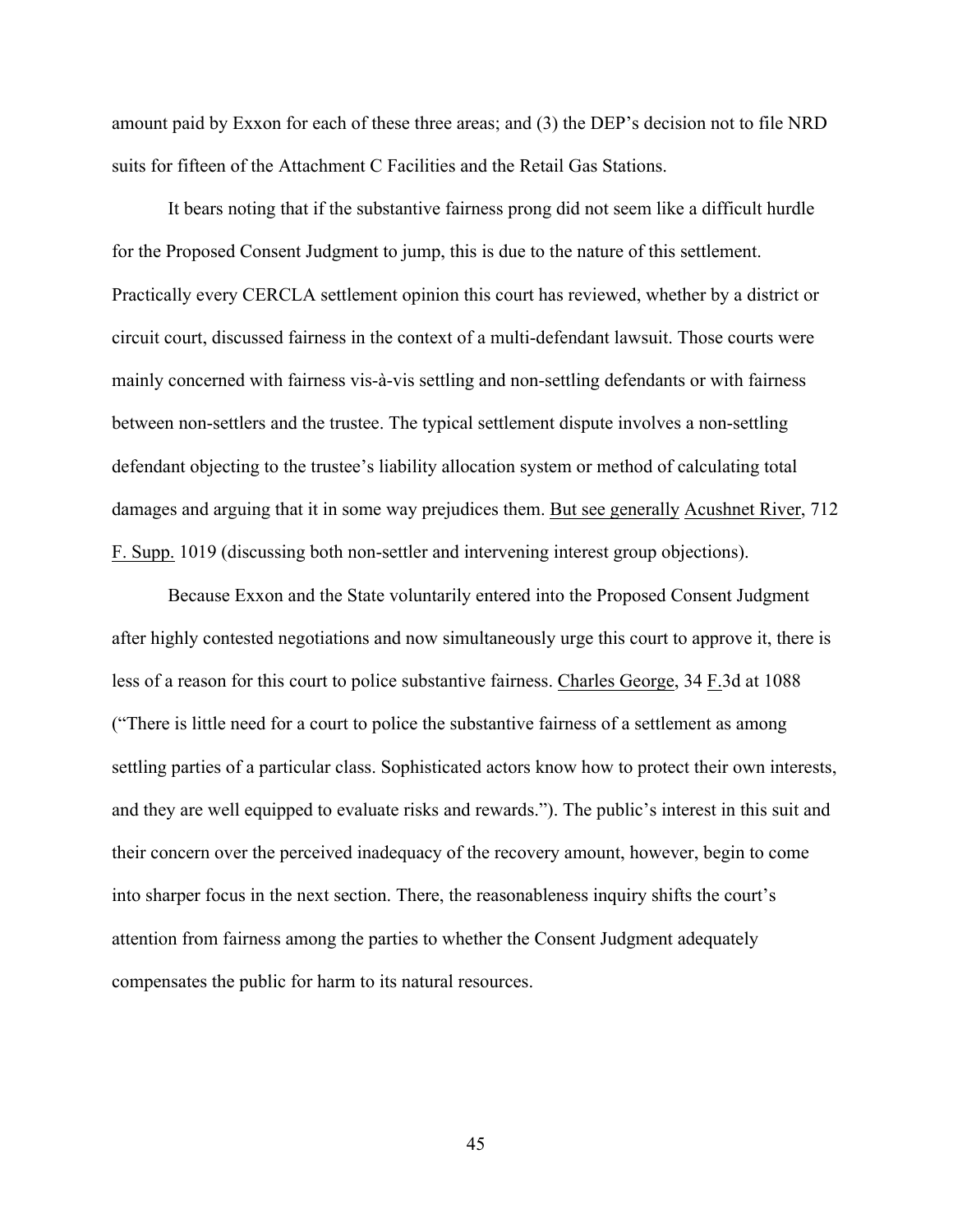amount paid by Exxon for each of these three areas; and (3) the DEP's decision not to file NRD suits for fifteen of the Attachment C Facilities and the Retail Gas Stations.

It bears noting that if the substantive fairness prong did not seem like a difficult hurdle for the Proposed Consent Judgment to jump, this is due to the nature of this settlement. Practically every CERCLA settlement opinion this court has reviewed, whether by a district or circuit court, discussed fairness in the context of a multi-defendant lawsuit. Those courts were mainly concerned with fairness vis-à-vis settling and non-settling defendants or with fairness between non-settlers and the trustee. The typical settlement dispute involves a non-settling defendant objecting to the trustee's liability allocation system or method of calculating total damages and arguing that it in some way prejudices them. But see generally Acushnet River, 712 F. Supp. 1019 (discussing both non-settler and intervening interest group objections).

Because Exxon and the State voluntarily entered into the Proposed Consent Judgment after highly contested negotiations and now simultaneously urge this court to approve it, there is less of a reason for this court to police substantive fairness. Charles George, 34 F.3d at 1088 ("There is little need for a court to police the substantive fairness of a settlement as among settling parties of a particular class. Sophisticated actors know how to protect their own interests, and they are well equipped to evaluate risks and rewards."). The public's interest in this suit and their concern over the perceived inadequacy of the recovery amount, however, begin to come into sharper focus in the next section. There, the reasonableness inquiry shifts the court's attention from fairness among the parties to whether the Consent Judgment adequately compensates the public for harm to its natural resources.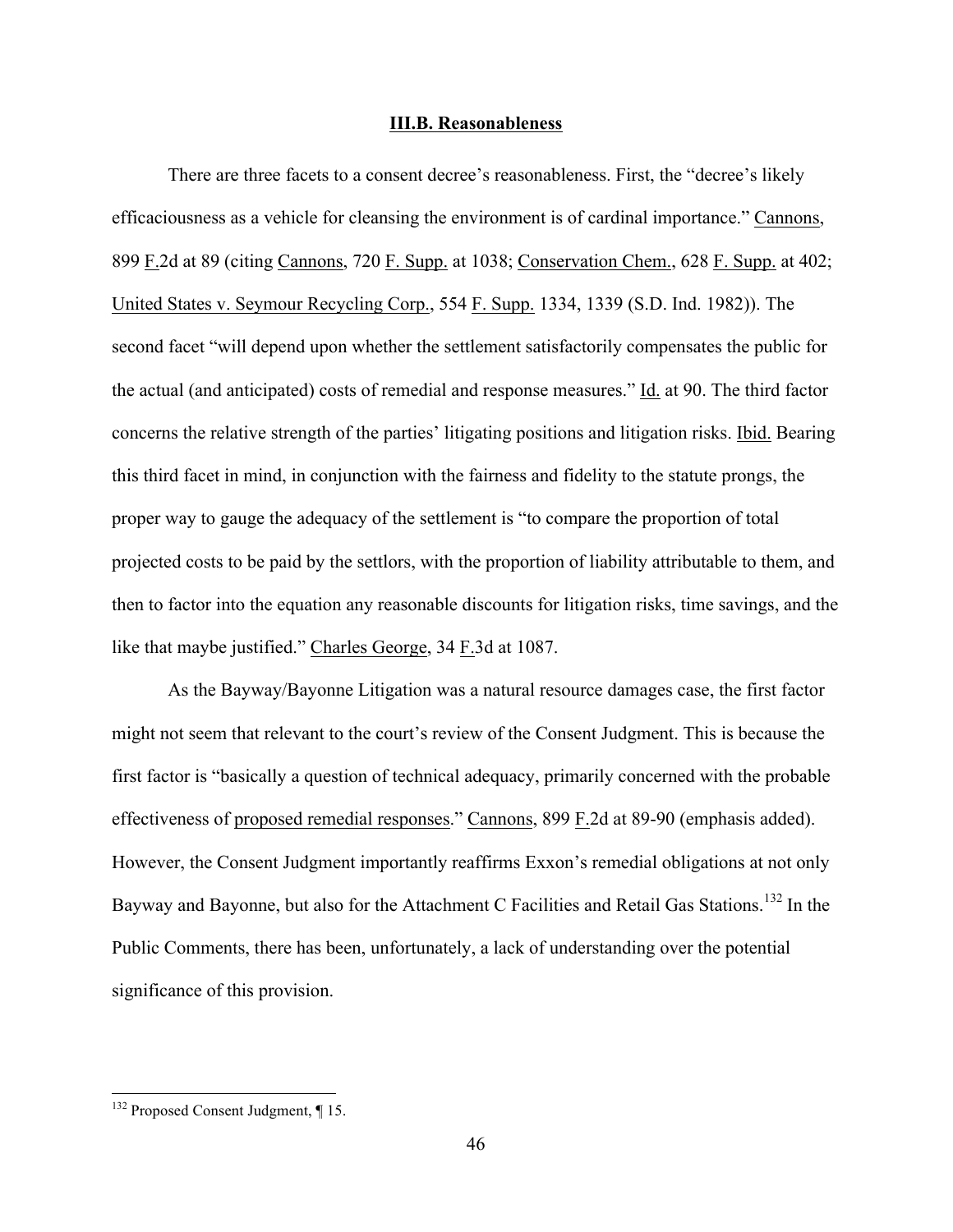## III.B. Reasonableness

There are three facets to a consent decree's reasonableness. First, the "decree's likely efficaciousness as a vehicle for cleansing the environment is of cardinal importance." Cannons, 899 F.2d at 89 (citing Cannons, 720 F. Supp. at 1038; Conservation Chem., 628 F. Supp. at 402; United States v. Seymour Recycling Corp., 554 F. Supp. 1334, 1339 (S.D. Ind. 1982)). The second facet "will depend upon whether the settlement satisfactorily compensates the public for the actual (and anticipated) costs of remedial and response measures." Id. at 90. The third factor concerns the relative strength of the parties' litigating positions and litigation risks. Ibid. Bearing this third facet in mind, in conjunction with the fairness and fidelity to the statute prongs, the proper way to gauge the adequacy of the settlement is "to compare the proportion of total projected costs to be paid by the settlors, with the proportion of liability attributable to them, and then to factor into the equation any reasonable discounts for litigation risks, time savings, and the like that maybe justified." Charles George, 34 F.3d at 1087.

As the Bayway/Bayonne Litigation was a natural resource damages case, the first factor might not seem that relevant to the court's review of the Consent Judgment. This is because the first factor is "basically a question of technical adequacy, primarily concerned with the probable effectiveness of proposed remedial responses." Cannons, 899 F.2d at 89-90 (emphasis added). However, the Consent Judgment importantly reaffirms Exxon's remedial obligations at not only Bayway and Bayonne, but also for the Attachment C Facilities and Retail Gas Stations.[132] In the Public Comments, there has been, unfortunately, a lack of understanding over the potential significance of this provision.

---

[132] Proposed Consent Judgment, ¶ 15.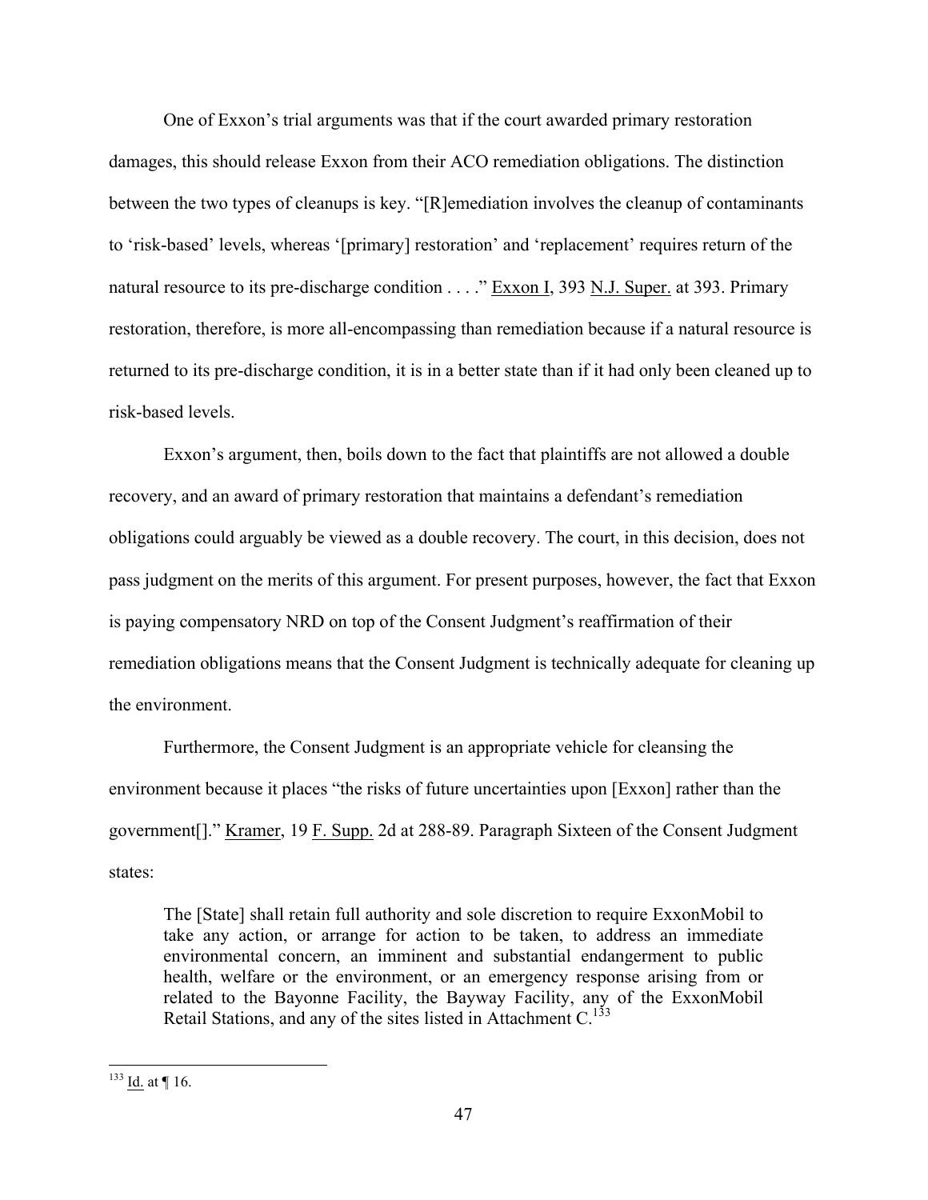One of Exxon's trial arguments was that if the court awarded primary restoration damages, this should release Exxon from their ACO remediation obligations. The distinction between the two types of cleanups is key. "[R]emediation involves the cleanup of contaminants to 'risk-based' levels, whereas '[primary] restoration' and 'replacement' requires return of the natural resource to its pre-discharge condition . . . ." Exxon I, 393 N.J. Super. at 393. Primary restoration, therefore, is more all-encompassing than remediation because if a natural resource is returned to its pre-discharge condition, it is in a better state than if it had only been cleaned up to risk-based levels.

Exxon's argument, then, boils down to the fact that plaintiffs are not allowed a double recovery, and an award of primary restoration that maintains a defendant's remediation obligations could arguably be viewed as a double recovery. The court, in this decision, does not pass judgment on the merits of this argument. For present purposes, however, the fact that Exxon is paying compensatory NRD on top of the Consent Judgment's reaffirmation of their remediation obligations means that the Consent Judgment is technically adequate for cleaning up the environment.

Furthermore, the Consent Judgment is an appropriate vehicle for cleansing the environment because it places "the risks of future uncertainties upon [Exxon] rather than the government[]." Kramer, 19 F. Supp. 2d at 288-89. Paragraph Sixteen of the Consent Judgment states:

> The [State] shall retain full authority and sole discretion to require ExxonMobil to take any action, or arrange for action to be taken, to address an immediate environmental concern, an imminent and substantial endangerment to public health, welfare or the environment, or an emergency response arising from or related to the Bayonne Facility, the Bayway Facility, any of the ExxonMobil Retail Stations, and any of the sites listed in Attachment C.[133]

[133] Id. at ¶ 16.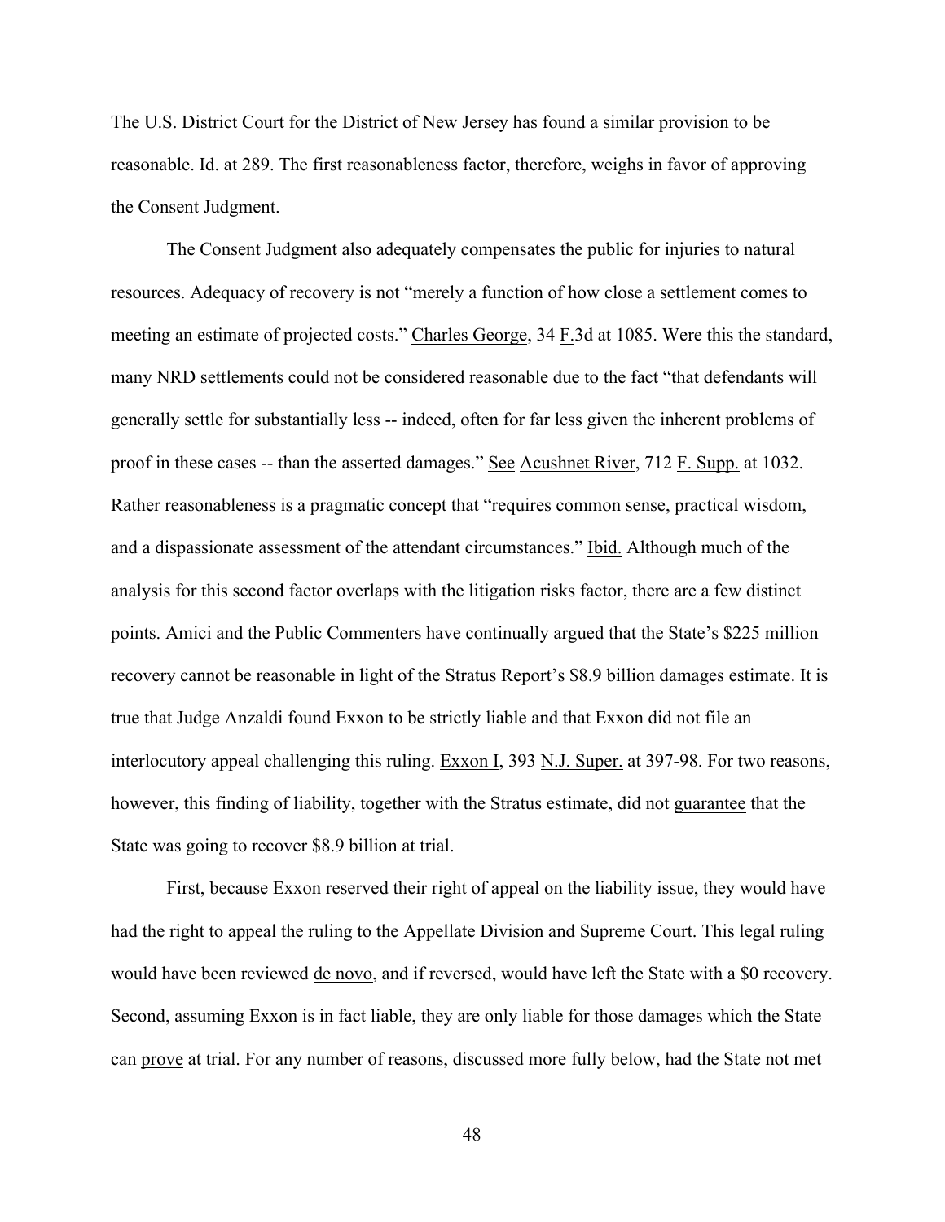The U.S. District Court for the District of New Jersey has found a similar provision to be reasonable. Id. at 289. The first reasonableness factor, therefore, weighs in favor of approving the Consent Judgment.

The Consent Judgment also adequately compensates the public for injuries to natural resources. Adequacy of recovery is not "merely a function of how close a settlement comes to meeting an estimate of projected costs." Charles George, 34 F.3d at 1085. Were this the standard, many NRD settlements could not be considered reasonable due to the fact "that defendants will generally settle for substantially less -- indeed, often for far less given the inherent problems of proof in these cases -- than the asserted damages." See Acushnet River, 712 F. Supp. at 1032. Rather reasonableness is a pragmatic concept that "requires common sense, practical wisdom, and a dispassionate assessment of the attendant circumstances." Ibid. Although much of the analysis for this second factor overlaps with the litigation risks factor, there are a few distinct points. Amici and the Public Commenters have continually argued that the State's $225 million recovery cannot be reasonable in light of the Stratus Report's $8.9 billion damages estimate. It is true that Judge Anzaldi found Exxon to be strictly liable and that Exxon did not file an interlocutory appeal challenging this ruling. Exxon I, 393 N.J. Super. at 397-98. For two reasons, however, this finding of liability, together with the Stratus estimate, did not guarantee that the State was going to recover $8.9 billion at trial.

First, because Exxon reserved their right of appeal on the liability issue, they would have had the right to appeal the ruling to the Appellate Division and Supreme Court. This legal ruling would have been reviewed de novo, and if reversed, would have left the State with a $0 recovery. Second, assuming Exxon is in fact liable, they are only liable for those damages which the State can prove at trial. For any number of reasons, discussed more fully below, had the State not met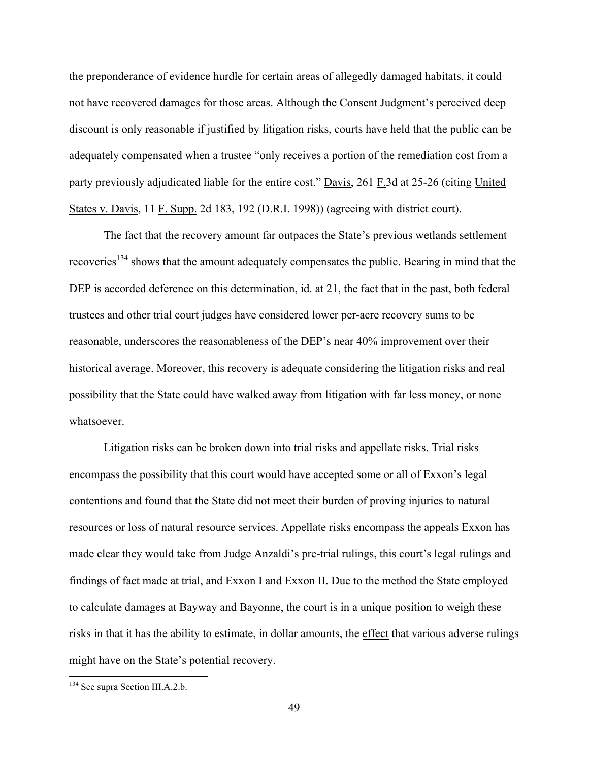the preponderance of evidence hurdle for certain areas of allegedly damaged habitats, it could not have recovered damages for those areas. Although the Consent Judgment's perceived deep discount is only reasonable if justified by litigation risks, courts have held that the public can be adequately compensated when a trustee "only receives a portion of the remediation cost from a party previously adjudicated liable for the entire cost." Davis, 261 F.3d at 25-26 (citing United States v. Davis, 11 F. Supp. 2d 183, 192 (D.R.I. 1998)) (agreeing with district court).

The fact that the recovery amount far outpaces the State's previous wetlands settlement recoveries[134] shows that the amount adequately compensates the public. Bearing in mind that the DEP is accorded deference on this determination, id. at 21, the fact that in the past, both federal trustees and other trial court judges have considered lower per-acre recovery sums to be reasonable, underscores the reasonableness of the DEP's near 40% improvement over their historical average. Moreover, this recovery is adequate considering the litigation risks and real possibility that the State could have walked away from litigation with far less money, or none whatsoever.

Litigation risks can be broken down into trial risks and appellate risks. Trial risks encompass the possibility that this court would have accepted some or all of Exxon's legal contentions and found that the State did not meet their burden of proving injuries to natural resources or loss of natural resource services. Appellate risks encompass the appeals Exxon has made clear they would take from Judge Anzaldi's pre-trial rulings, this court's legal rulings and findings of fact made at trial, and Exxon I and Exxon II. Due to the method the State employed to calculate damages at Bayway and Bayonne, the court is in a unique position to weigh these risks in that it has the ability to estimate, in dollar amounts, the effect that various adverse rulings might have on the State's potential recovery.

[134] See supra Section III.A.2.b.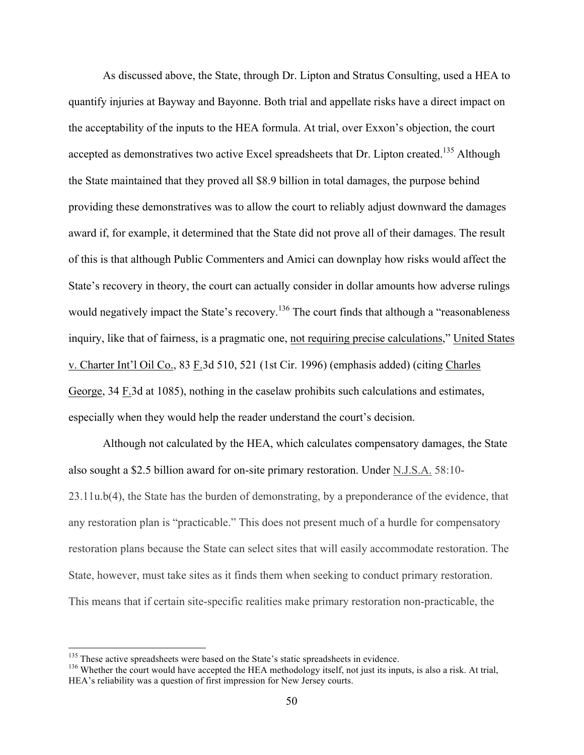As discussed above, the State, through Dr. Lipton and Stratus Consulting, used a HEA to quantify injuries at Bayway and Bayonne. Both trial and appellate risks have a direct impact on the acceptability of the inputs to the HEA formula. At trial, over Exxon's objection, the court accepted as demonstratives two active Excel spreadsheets that Dr. Lipton created.[135] Although the State maintained that they proved all $8.9 billion in total damages, the purpose behind providing these demonstratives was to allow the court to reliably adjust downward the damages award if, for example, it determined that the State did not prove all of their damages. The result of this is that although Public Commenters and Amici can downplay how risks would affect the State's recovery in theory, the court can actually consider in dollar amounts how adverse rulings would negatively impact the State's recovery.[136] The court finds that although a "reasonableness inquiry, like that of fairness, is a pragmatic one, <u>not requiring precise calculations</u>," <u>United States v. Charter Int'l Oil Co.</u>, 83 <u>F.</u>3d 510, 521 (1st Cir. 1996) (emphasis added) (citing <u>Charles George</u>, 34 <u>F.</u>3d at 1085), nothing in the caselaw prohibits such calculations and estimates, especially when they would help the reader understand the court's decision.

Although not calculated by the HEA, which calculates compensatory damages, the State also sought a $2.5 billion award for on-site primary restoration. Under <u>N.J.S.A.</u> 58:10-23.11u.b(4), the State has the burden of demonstrating, by a preponderance of the evidence, that any restoration plan is "practicable." This does not present much of a hurdle for compensatory restoration plans because the State can select sites that will easily accommodate restoration. The State, however, must take sites as it finds them when seeking to conduct primary restoration. This means that if certain site-specific realities make primary restoration non-practicable, the

[135] These active spreadsheets were based on the State's static spreadsheets in evidence.

[136] Whether the court would have accepted the HEA methodology itself, not just its inputs, is also a risk. At trial, HEA's reliability was a question of first impression for New Jersey courts.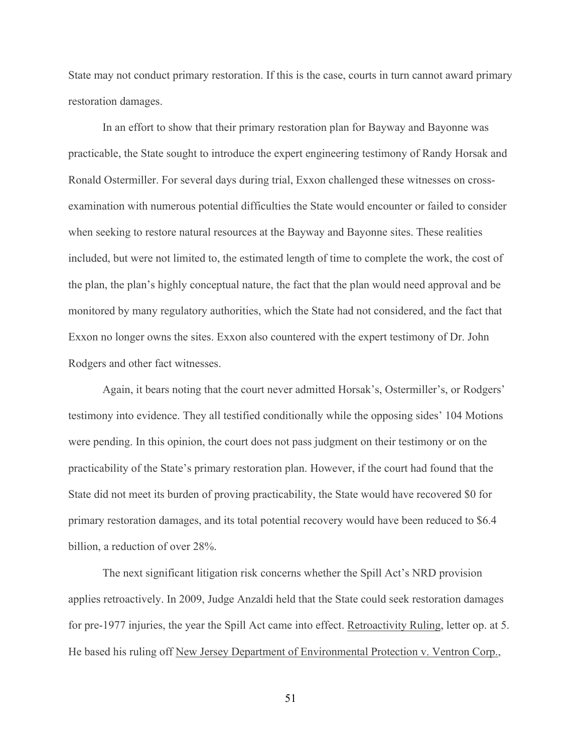State may not conduct primary restoration. If this is the case, courts in turn cannot award primary restoration damages.

In an effort to show that their primary restoration plan for Bayway and Bayonne was practicable, the State sought to introduce the expert engineering testimony of Randy Horsak and Ronald Ostermiller. For several days during trial, Exxon challenged these witnesses on cross-examination with numerous potential difficulties the State would encounter or failed to consider when seeking to restore natural resources at the Bayway and Bayonne sites. These realities included, but were not limited to, the estimated length of time to complete the work, the cost of the plan, the plan's highly conceptual nature, the fact that the plan would need approval and be monitored by many regulatory authorities, which the State had not considered, and the fact that Exxon no longer owns the sites. Exxon also countered with the expert testimony of Dr. John Rodgers and other fact witnesses.

Again, it bears noting that the court never admitted Horsak's, Ostermiller's, or Rodgers' testimony into evidence. They all testified conditionally while the opposing sides' 104 Motions were pending. In this opinion, the court does not pass judgment on their testimony or on the practicability of the State's primary restoration plan. However, if the court had found that the State did not meet its burden of proving practicability, the State would have recovered $0 for primary restoration damages, and its total potential recovery would have been reduced to $6.4 billion, a reduction of over 28%.

The next significant litigation risk concerns whether the Spill Act's NRD provision applies retroactively. In 2009, Judge Anzaldi held that the State could seek restoration damages for pre-1977 injuries, the year the Spill Act came into effect. Retroactivity Ruling, letter op. at 5. He based his ruling off New Jersey Department of Environmental Protection v. Ventron Corp.,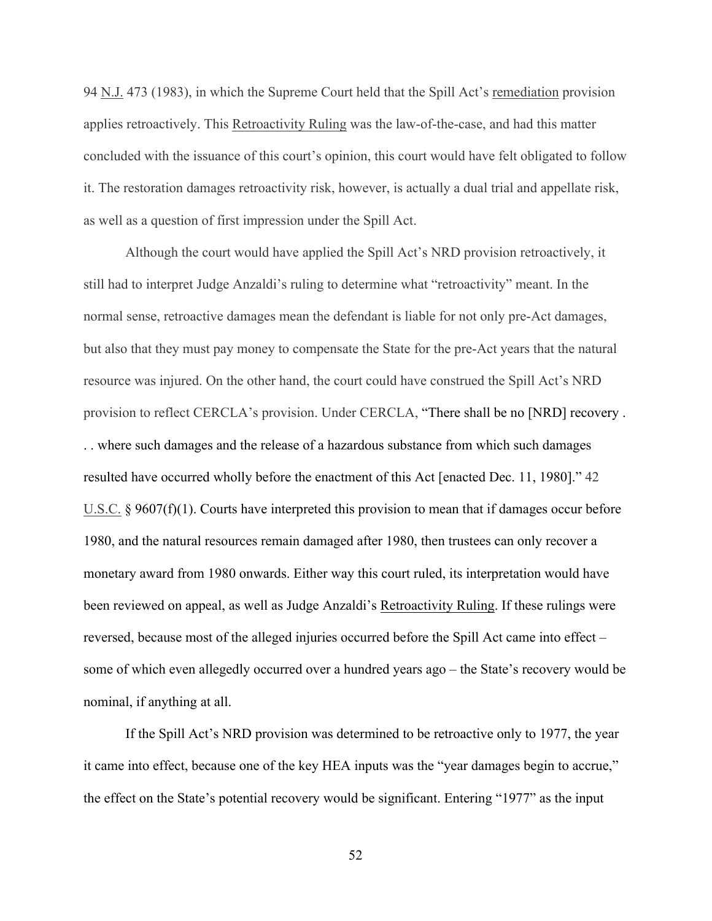94 N.J. 473 (1983), in which the Supreme Court held that the Spill Act's remediation provision applies retroactively. This Retroactivity Ruling was the law-of-the-case, and had this matter concluded with the issuance of this court's opinion, this court would have felt obligated to follow it. The restoration damages retroactivity risk, however, is actually a dual trial and appellate risk, as well as a question of first impression under the Spill Act.

Although the court would have applied the Spill Act's NRD provision retroactively, it still had to interpret Judge Anzaldi's ruling to determine what "retroactivity" meant. In the normal sense, retroactive damages mean the defendant is liable for not only pre-Act damages, but also that they must pay money to compensate the State for the pre-Act years that the natural resource was injured. On the other hand, the court could have construed the Spill Act's NRD provision to reflect CERCLA's provision. Under CERCLA, "There shall be no [NRD] recovery . . . where such damages and the release of a hazardous substance from which such damages resulted have occurred wholly before the enactment of this Act [enacted Dec. 11, 1980]." 42 U.S.C. § 9607(f)(1). Courts have interpreted this provision to mean that if damages occur before 1980, and the natural resources remain damaged after 1980, then trustees can only recover a monetary award from 1980 onwards. Either way this court ruled, its interpretation would have been reviewed on appeal, as well as Judge Anzaldi's Retroactivity Ruling. If these rulings were reversed, because most of the alleged injuries occurred before the Spill Act came into effect – some of which even allegedly occurred over a hundred years ago – the State's recovery would be nominal, if anything at all.

If the Spill Act's NRD provision was determined to be retroactive only to 1977, the year it came into effect, because one of the key HEA inputs was the "year damages begin to accrue," the effect on the State's potential recovery would be significant. Entering "1977" as the input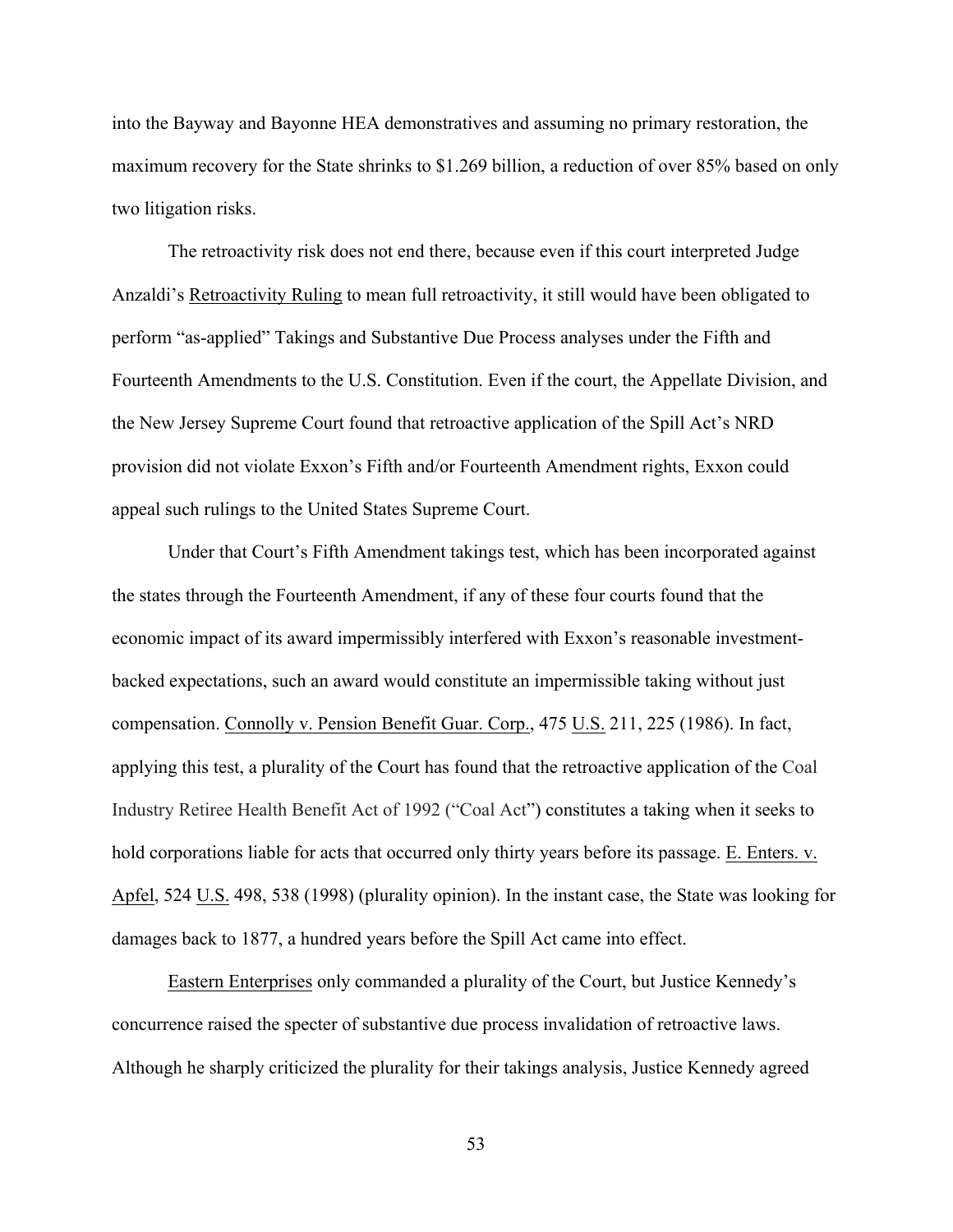into the Bayway and Bayonne HEA demonstratives and assuming no primary restoration, the maximum recovery for the State shrinks to $1.269 billion, a reduction of over 85% based on only two litigation risks.

The retroactivity risk does not end there, because even if this court interpreted Judge Anzaldi's Retroactivity Ruling to mean full retroactivity, it still would have been obligated to perform "as-applied" Takings and Substantive Due Process analyses under the Fifth and Fourteenth Amendments to the U.S. Constitution. Even if the court, the Appellate Division, and the New Jersey Supreme Court found that retroactive application of the Spill Act's NRD provision did not violate Exxon's Fifth and/or Fourteenth Amendment rights, Exxon could appeal such rulings to the United States Supreme Court.

Under that Court's Fifth Amendment takings test, which has been incorporated against the states through the Fourteenth Amendment, if any of these four courts found that the economic impact of its award impermissibly interfered with Exxon's reasonable investment-backed expectations, such an award would constitute an impermissible taking without just compensation. Connolly v. Pension Benefit Guar. Corp., 475 U.S. 211, 225 (1986). In fact, applying this test, a plurality of the Court has found that the retroactive application of the Coal Industry Retiree Health Benefit Act of 1992 ("Coal Act") constitutes a taking when it seeks to hold corporations liable for acts that occurred only thirty years before its passage. E. Enters. v. Apfel, 524 U.S. 498, 538 (1998) (plurality opinion). In the instant case, the State was looking for damages back to 1877, a hundred years before the Spill Act came into effect.

Eastern Enterprises only commanded a plurality of the Court, but Justice Kennedy's concurrence raised the specter of substantive due process invalidation of retroactive laws. Although he sharply criticized the plurality for their takings analysis, Justice Kennedy agreed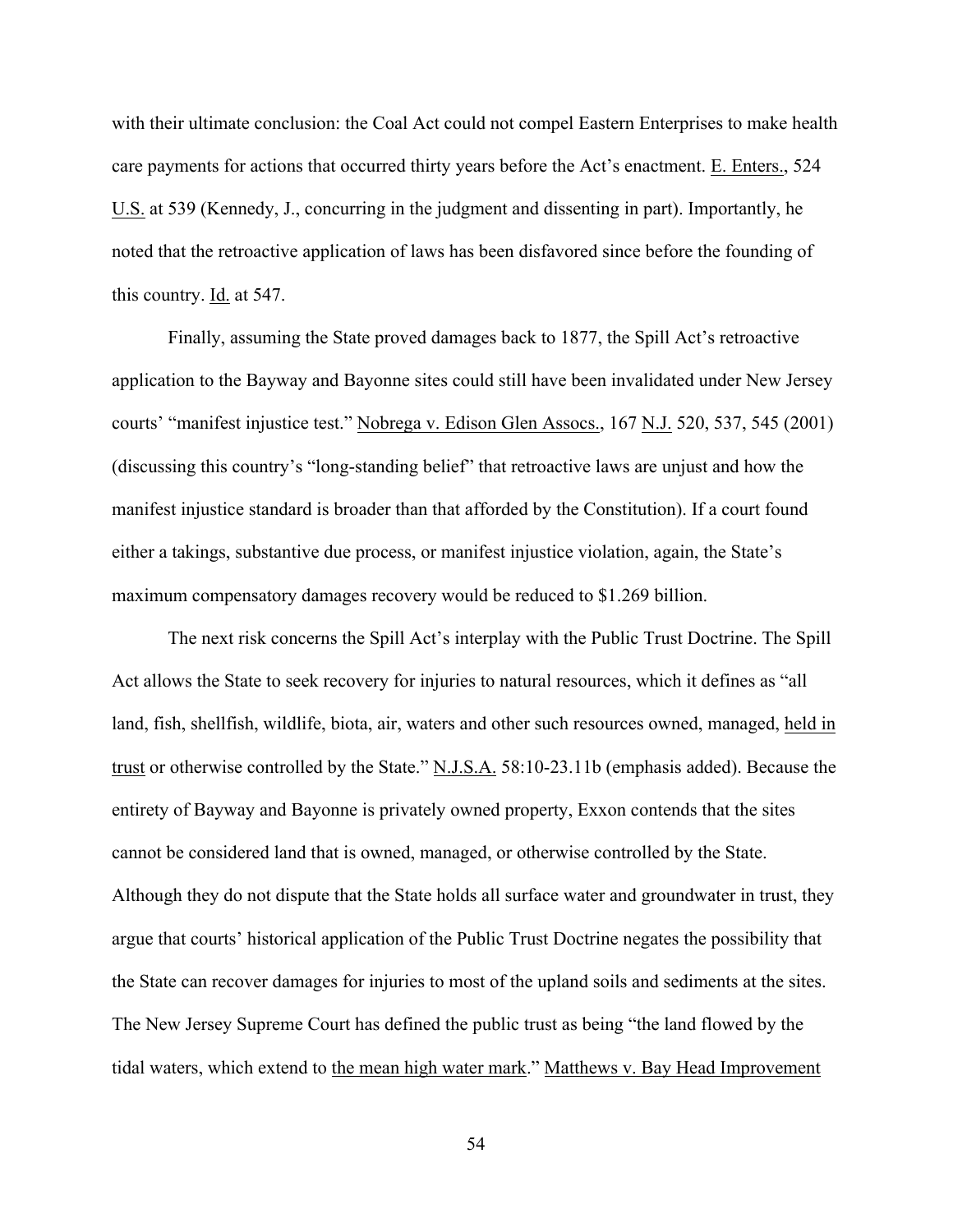with their ultimate conclusion: the Coal Act could not compel Eastern Enterprises to make health care payments for actions that occurred thirty years before the Act's enactment. E. Enters., 524 U.S. at 539 (Kennedy, J., concurring in the judgment and dissenting in part). Importantly, he noted that the retroactive application of laws has been disfavored since before the founding of this country. Id. at 547.

Finally, assuming the State proved damages back to 1877, the Spill Act's retroactive application to the Bayway and Bayonne sites could still have been invalidated under New Jersey courts' "manifest injustice test." Nobrega v. Edison Glen Assocs., 167 N.J. 520, 537, 545 (2001) (discussing this country's "long-standing belief" that retroactive laws are unjust and how the manifest injustice standard is broader than that afforded by the Constitution). If a court found either a takings, substantive due process, or manifest injustice violation, again, the State's maximum compensatory damages recovery would be reduced to $1.269 billion.

The next risk concerns the Spill Act's interplay with the Public Trust Doctrine. The Spill Act allows the State to seek recovery for injuries to natural resources, which it defines as "all land, fish, shellfish, wildlife, biota, air, waters and other such resources owned, managed, held in trust or otherwise controlled by the State." N.J.S.A. 58:10-23.11b (emphasis added). Because the entirety of Bayway and Bayonne is privately owned property, Exxon contends that the sites cannot be considered land that is owned, managed, or otherwise controlled by the State. Although they do not dispute that the State holds all surface water and groundwater in trust, they argue that courts' historical application of the Public Trust Doctrine negates the possibility that the State can recover damages for injuries to most of the upland soils and sediments at the sites. The New Jersey Supreme Court has defined the public trust as being "the land flowed by the tidal waters, which extend to the mean high water mark." Matthews v. Bay Head Improvement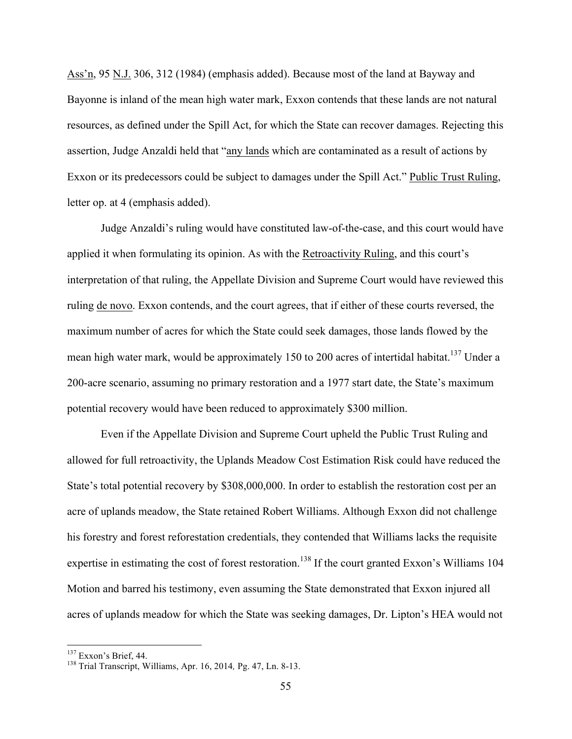Ass'n, 95 N.J. 306, 312 (1984) (emphasis added). Because most of the land at Bayway and Bayonne is inland of the mean high water mark, Exxon contends that these lands are not natural resources, as defined under the Spill Act, for which the State can recover damages. Rejecting this assertion, Judge Anzaldi held that "any lands which are contaminated as a result of actions by Exxon or its predecessors could be subject to damages under the Spill Act." Public Trust Ruling, letter op. at 4 (emphasis added).

Judge Anzaldi's ruling would have constituted law-of-the-case, and this court would have applied it when formulating its opinion. As with the Retroactivity Ruling, and this court's interpretation of that ruling, the Appellate Division and Supreme Court would have reviewed this ruling de novo. Exxon contends, and the court agrees, that if either of these courts reversed, the maximum number of acres for which the State could seek damages, those lands flowed by the mean high water mark, would be approximately 150 to 200 acres of intertidal habitat.[137] Under a 200-acre scenario, assuming no primary restoration and a 1977 start date, the State's maximum potential recovery would have been reduced to approximately $300 million.

Even if the Appellate Division and Supreme Court upheld the Public Trust Ruling and allowed for full retroactivity, the Uplands Meadow Cost Estimation Risk could have reduced the State's total potential recovery by $308,000,000. In order to establish the restoration cost per an acre of uplands meadow, the State retained Robert Williams. Although Exxon did not challenge his forestry and forest reforestation credentials, they contended that Williams lacks the requisite expertise in estimating the cost of forest restoration.[138] If the court granted Exxon's Williams 104 Motion and barred his testimony, even assuming the State demonstrated that Exxon injured all acres of uplands meadow for which the State was seeking damages, Dr. Lipton's HEA would not

[137] Exxon's Brief, 44.

[138] Trial Transcript, Williams, Apr. 16, 2014, Pg. 47, Ln. 8-13.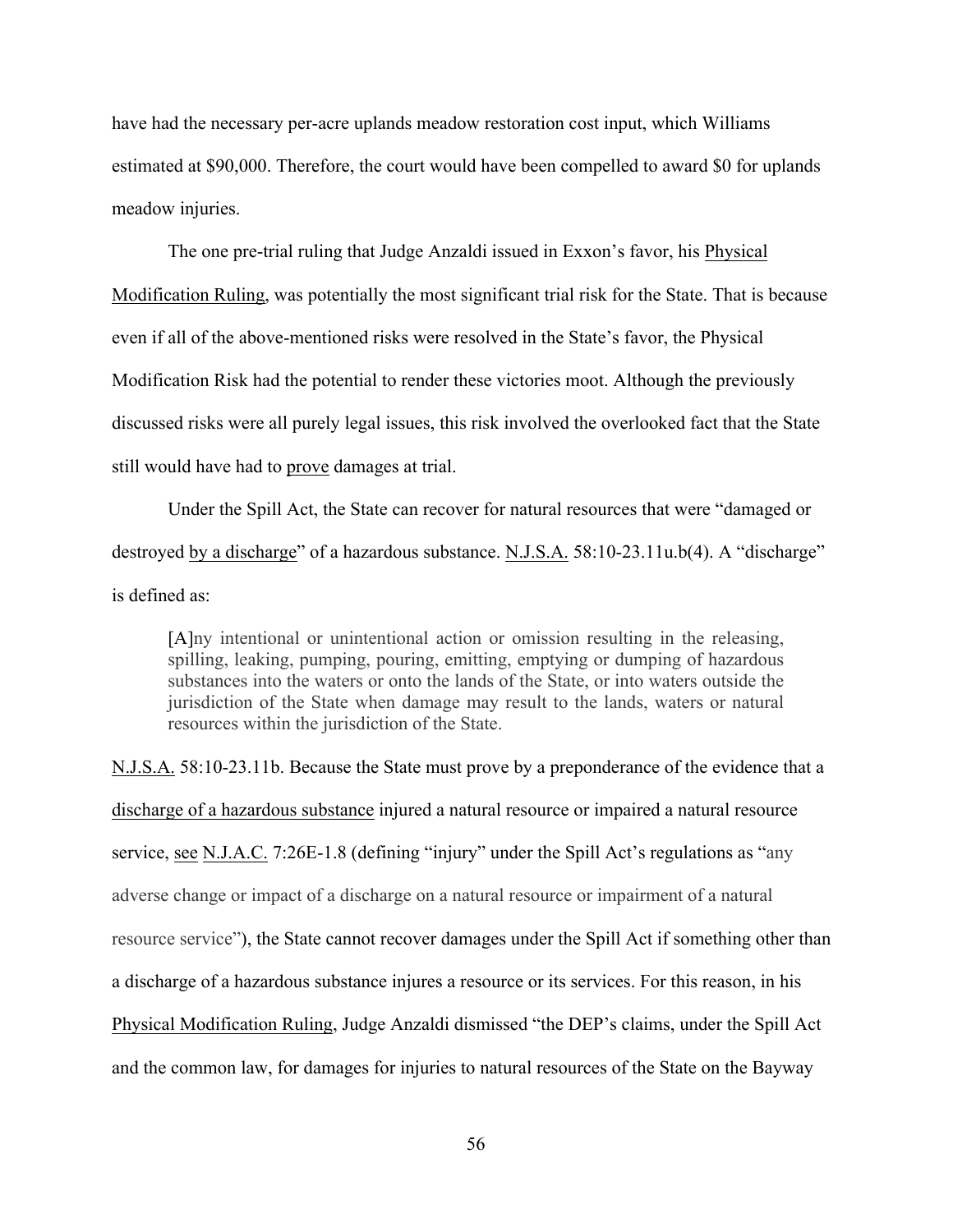have had the necessary per-acre uplands meadow restoration cost input, which Williams estimated at $90,000. Therefore, the court would have been compelled to award $0 for uplands meadow injuries.

The one pre-trial ruling that Judge Anzaldi issued in Exxon's favor, his Physical Modification Ruling, was potentially the most significant trial risk for the State. That is because even if all of the above-mentioned risks were resolved in the State's favor, the Physical Modification Risk had the potential to render these victories moot. Although the previously discussed risks were all purely legal issues, this risk involved the overlooked fact that the State still would have had to prove damages at trial.

Under the Spill Act, the State can recover for natural resources that were "damaged or destroyed by a discharge" of a hazardous substance. N.J.S.A. 58:10-23.11u.b(4). A "discharge" is defined as:

> [A]ny intentional or unintentional action or omission resulting in the releasing, spilling, leaking, pumping, pouring, emitting, emptying or dumping of hazardous substances into the waters or onto the lands of the State, or into waters outside the jurisdiction of the State when damage may result to the lands, waters or natural resources within the jurisdiction of the State.

N.J.S.A. 58:10-23.11b. Because the State must prove by a preponderance of the evidence that a discharge of a hazardous substance injured a natural resource or impaired a natural resource service, see N.J.A.C. 7:26E-1.8 (defining "injury" under the Spill Act's regulations as "any adverse change or impact of a discharge on a natural resource or impairment of a natural resource service"), the State cannot recover damages under the Spill Act if something other than a discharge of a hazardous substance injures a resource or its services. For this reason, in his Physical Modification Ruling, Judge Anzaldi dismissed "the DEP's claims, under the Spill Act and the common law, for damages for injuries to natural resources of the State on the Bayway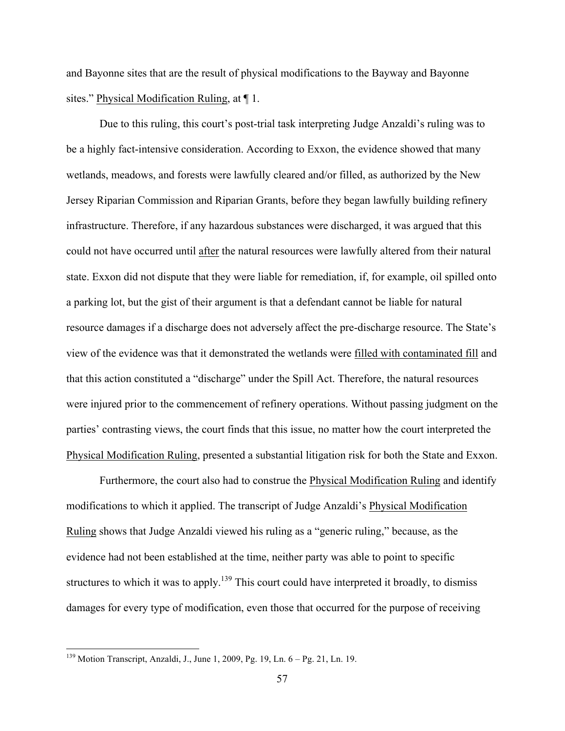and Bayonne sites that are the result of physical modifications to the Bayway and Bayonne sites." Physical Modification Ruling, at ¶ 1.

Due to this ruling, this court's post-trial task interpreting Judge Anzaldi's ruling was to be a highly fact-intensive consideration. According to Exxon, the evidence showed that many wetlands, meadows, and forests were lawfully cleared and/or filled, as authorized by the New Jersey Riparian Commission and Riparian Grants, before they began lawfully building refinery infrastructure. Therefore, if any hazardous substances were discharged, it was argued that this could not have occurred until after the natural resources were lawfully altered from their natural state. Exxon did not dispute that they were liable for remediation, if, for example, oil spilled onto a parking lot, but the gist of their argument is that a defendant cannot be liable for natural resource damages if a discharge does not adversely affect the pre-discharge resource. The State's view of the evidence was that it demonstrated the wetlands were filled with contaminated fill and that this action constituted a "discharge" under the Spill Act. Therefore, the natural resources were injured prior to the commencement of refinery operations. Without passing judgment on the parties' contrasting views, the court finds that this issue, no matter how the court interpreted the Physical Modification Ruling, presented a substantial litigation risk for both the State and Exxon.

Furthermore, the court also had to construe the Physical Modification Ruling and identify modifications to which it applied. The transcript of Judge Anzaldi's Physical Modification Ruling shows that Judge Anzaldi viewed his ruling as a "generic ruling," because, as the evidence had not been established at the time, neither party was able to point to specific structures to which it was to apply.[139] This court could have interpreted it broadly, to dismiss damages for every type of modification, even those that occurred for the purpose of receiving

[139] Motion Transcript, Anzaldi, J., June 1, 2009, Pg. 19, Ln. 6 – Pg. 21, Ln. 19.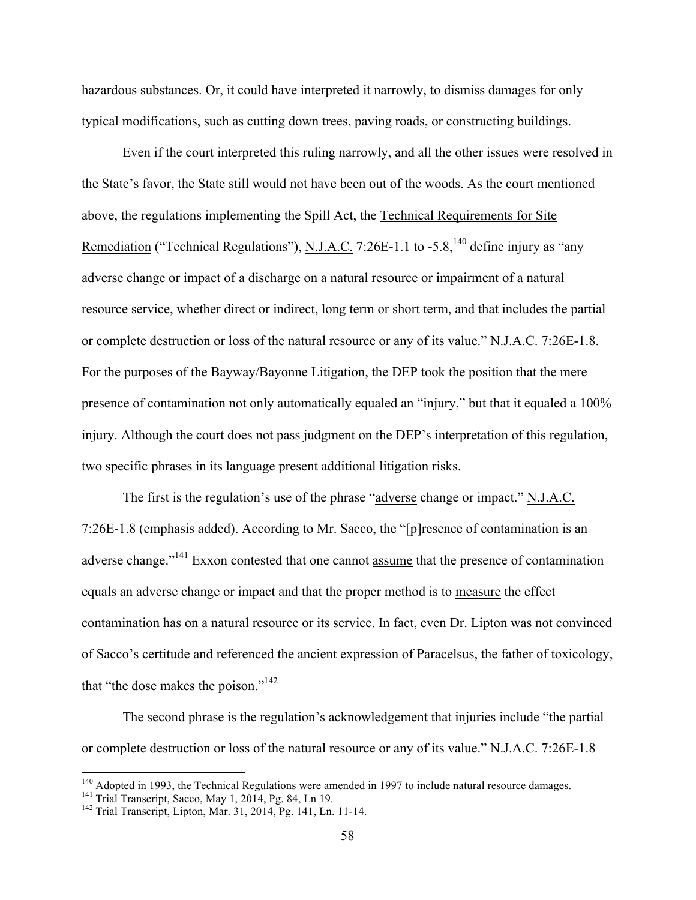hazardous substances. Or, it could have interpreted it narrowly, to dismiss damages for only typical modifications, such as cutting down trees, paving roads, or constructing buildings.

Even if the court interpreted this ruling narrowly, and all the other issues were resolved in the State's favor, the State still would not have been out of the woods. As the court mentioned above, the regulations implementing the Spill Act, the Technical Requirements for Site Remediation ("Technical Regulations"), N.J.A.C. 7:26E-1.1 to -5.8,[140] define injury as "any adverse change or impact of a discharge on a natural resource or impairment of a natural resource service, whether direct or indirect, long term or short term, and that includes the partial or complete destruction or loss of the natural resource or any of its value." N.J.A.C. 7:26E-1.8. For the purposes of the Bayway/Bayonne Litigation, the DEP took the position that the mere presence of contamination not only automatically equaled an "injury," but that it equaled a 100% injury. Although the court does not pass judgment on the DEP's interpretation of this regulation, two specific phrases in its language present additional litigation risks.

The first is the regulation's use of the phrase "adverse change or impact." N.J.A.C. 7:26E-1.8 (emphasis added). According to Mr. Sacco, the "[p]resence of contamination is an adverse change."[141] Exxon contested that one cannot assume that the presence of contamination equals an adverse change or impact and that the proper method is to measure the effect contamination has on a natural resource or its service. In fact, even Dr. Lipton was not convinced of Sacco's certitude and referenced the ancient expression of Paracelsus, the father of toxicology, that "the dose makes the poison."[142]

The second phrase is the regulation's acknowledgement that injuries include "the partial or complete destruction or loss of the natural resource or any of its value." N.J.A.C. 7:26E-1.8

---

[140] Adopted in 1993, the Technical Regulations were amended in 1997 to include natural resource damages.

[141] Trial Transcript, Sacco, May 1, 2014, Pg. 84, Ln 19.

[142] Trial Transcript, Lipton, Mar. 31, 2014, Pg. 141, Ln. 11-14.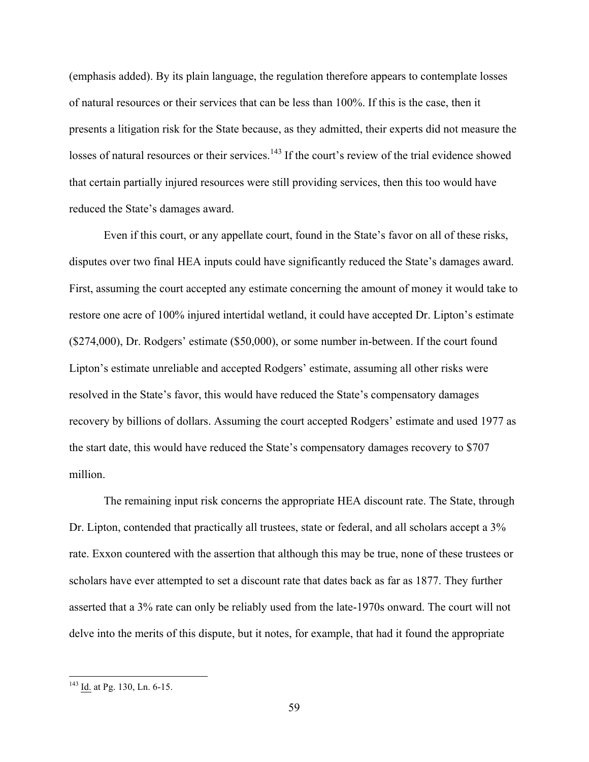(emphasis added). By its plain language, the regulation therefore appears to contemplate losses of natural resources or their services that can be less than 100%. If this is the case, then it presents a litigation risk for the State because, as they admitted, their experts did not measure the losses of natural resources or their services.[143] If the court's review of the trial evidence showed that certain partially injured resources were still providing services, then this too would have reduced the State's damages award.

Even if this court, or any appellate court, found in the State's favor on all of these risks, disputes over two final HEA inputs could have significantly reduced the State's damages award. First, assuming the court accepted any estimate concerning the amount of money it would take to restore one acre of 100% injured intertidal wetland, it could have accepted Dr. Lipton's estimate ($274,000), Dr. Rodgers' estimate ($50,000), or some number in-between. If the court found Lipton's estimate unreliable and accepted Rodgers' estimate, assuming all other risks were resolved in the State's favor, this would have reduced the State's compensatory damages recovery by billions of dollars. Assuming the court accepted Rodgers' estimate and used 1977 as the start date, this would have reduced the State's compensatory damages recovery to $707 million.

The remaining input risk concerns the appropriate HEA discount rate. The State, through Dr. Lipton, contended that practically all trustees, state or federal, and all scholars accept a 3% rate. Exxon countered with the assertion that although this may be true, none of these trustees or scholars have ever attempted to set a discount rate that dates back as far as 1877. They further asserted that a 3% rate can only be reliably used from the late-1970s onward. The court will not delve into the merits of this dispute, but it notes, for example, that had it found the appropriate

[143] Id. at Pg. 130, Ln. 6-15.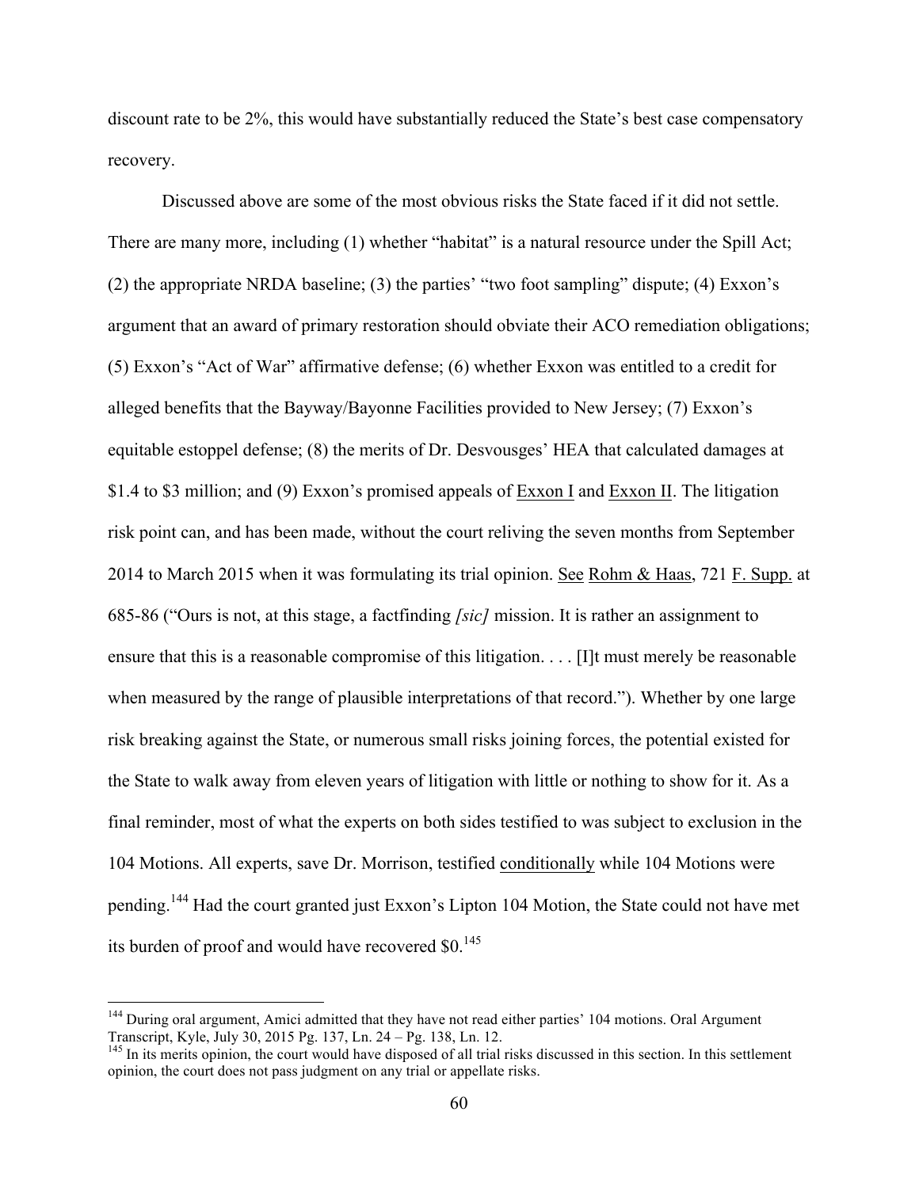discount rate to be 2%, this would have substantially reduced the State's best case compensatory recovery.

Discussed above are some of the most obvious risks the State faced if it did not settle. There are many more, including (1) whether "habitat" is a natural resource under the Spill Act; (2) the appropriate NRDA baseline; (3) the parties' "two foot sampling" dispute; (4) Exxon's argument that an award of primary restoration should obviate their ACO remediation obligations; (5) Exxon's "Act of War" affirmative defense; (6) whether Exxon was entitled to a credit for alleged benefits that the Bayway/Bayonne Facilities provided to New Jersey; (7) Exxon's equitable estoppel defense; (8) the merits of Dr. Desvousges' HEA that calculated damages at $1.4 to $3 million; and (9) Exxon's promised appeals of Exxon I and Exxon II. The litigation risk point can, and has been made, without the court reliving the seven months from September 2014 to March 2015 when it was formulating its trial opinion. See Rohm & Haas, 721 F. Supp. at 685-86 ("Ours is not, at this stage, a factfinding *[sic]* mission. It is rather an assignment to ensure that this is a reasonable compromise of this litigation. . . . [I]t must merely be reasonable when measured by the range of plausible interpretations of that record."). Whether by one large risk breaking against the State, or numerous small risks joining forces, the potential existed for the State to walk away from eleven years of litigation with little or nothing to show for it. As a final reminder, most of what the experts on both sides testified to was subject to exclusion in the 104 Motions. All experts, save Dr. Morrison, testified conditionally while 104 Motions were pending.[144] Had the court granted just Exxon's Lipton 104 Motion, the State could not have met its burden of proof and would have recovered $0.[145]

---

[144] During oral argument, Amici admitted that they have not read either parties' 104 motions. Oral Argument Transcript, Kyle, July 30, 2015 Pg. 137, Ln. 24 – Pg. 138, Ln. 12.

[145] In its merits opinion, the court would have disposed of all trial risks discussed in this section. In this settlement opinion, the court does not pass judgment on any trial or appellate risks.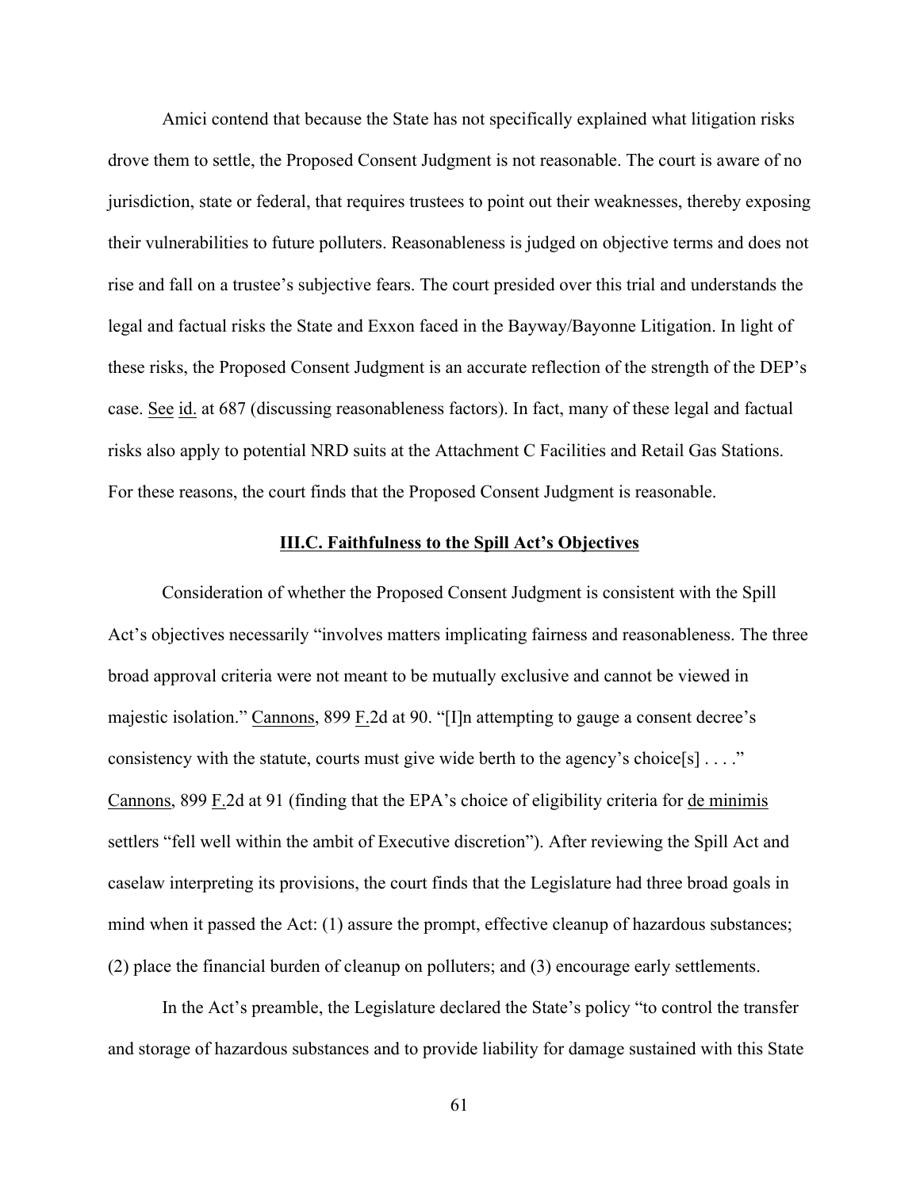Amici contend that because the State has not specifically explained what litigation risks drove them to settle, the Proposed Consent Judgment is not reasonable. The court is aware of no jurisdiction, state or federal, that requires trustees to point out their weaknesses, thereby exposing their vulnerabilities to future polluters. Reasonableness is judged on objective terms and does not rise and fall on a trustee's subjective fears. The court presided over this trial and understands the legal and factual risks the State and Exxon faced in the Bayway/Bayonne Litigation. In light of these risks, the Proposed Consent Judgment is an accurate reflection of the strength of the DEP's case. See id. at 687 (discussing reasonableness factors). In fact, many of these legal and factual risks also apply to potential NRD suits at the Attachment C Facilities and Retail Gas Stations. For these reasons, the court finds that the Proposed Consent Judgment is reasonable.

**III.C. Faithfulness to the Spill Act's Objectives**

Consideration of whether the Proposed Consent Judgment is consistent with the Spill Act's objectives necessarily "involves matters implicating fairness and reasonableness. The three broad approval criteria were not meant to be mutually exclusive and cannot be viewed in majestic isolation." Cannons, 899 F.2d at 90. "[I]n attempting to gauge a consent decree's consistency with the statute, courts must give wide berth to the agency's choice[s] . . . ." Cannons, 899 F.2d at 91 (finding that the EPA's choice of eligibility criteria for de minimis settlers "fell well within the ambit of Executive discretion"). After reviewing the Spill Act and caselaw interpreting its provisions, the court finds that the Legislature had three broad goals in mind when it passed the Act: (1) assure the prompt, effective cleanup of hazardous substances; (2) place the financial burden of cleanup on polluters; and (3) encourage early settlements.

In the Act's preamble, the Legislature declared the State's policy "to control the transfer and storage of hazardous substances and to provide liability for damage sustained with this State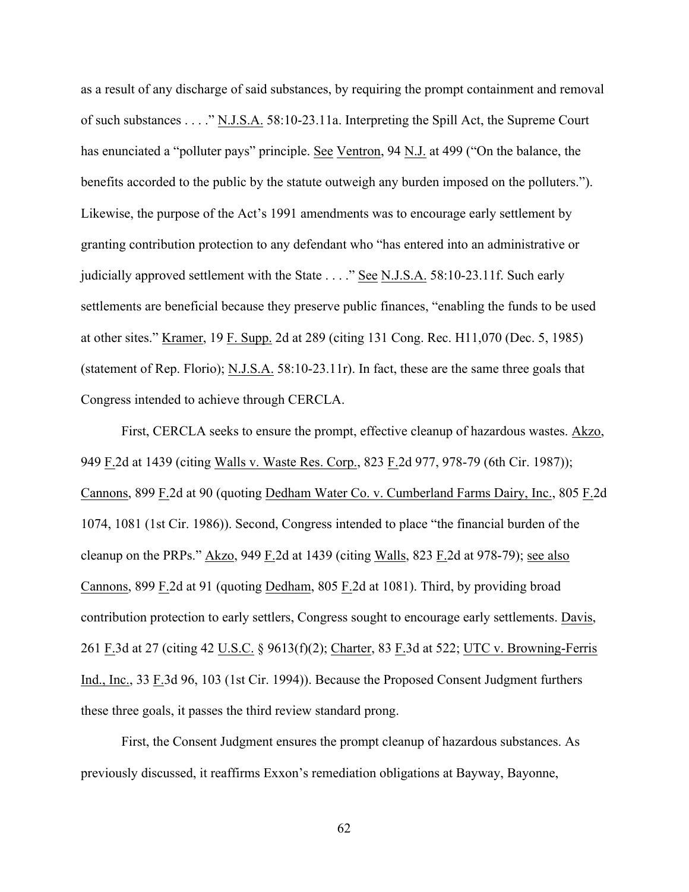as a result of any discharge of said substances, by requiring the prompt containment and removal of such substances . . . ." N.J.S.A. 58:10-23.11a. Interpreting the Spill Act, the Supreme Court has enunciated a "polluter pays" principle. See Ventron, 94 N.J. at 499 ("On the balance, the benefits accorded to the public by the statute outweigh any burden imposed on the polluters."). Likewise, the purpose of the Act's 1991 amendments was to encourage early settlement by granting contribution protection to any defendant who "has entered into an administrative or judicially approved settlement with the State . . . ." See N.J.S.A. 58:10-23.11f. Such early settlements are beneficial because they preserve public finances, "enabling the funds to be used at other sites." Kramer, 19 F. Supp. 2d at 289 (citing 131 Cong. Rec. H11,070 (Dec. 5, 1985) (statement of Rep. Florio); N.J.S.A. 58:10-23.11r). In fact, these are the same three goals that Congress intended to achieve through CERCLA.

First, CERCLA seeks to ensure the prompt, effective cleanup of hazardous wastes. Akzo, 949 F.2d at 1439 (citing Walls v. Waste Res. Corp., 823 F.2d 977, 978-79 (6th Cir. 1987)); Cannons, 899 F.2d at 90 (quoting Dedham Water Co. v. Cumberland Farms Dairy, Inc., 805 F.2d 1074, 1081 (1st Cir. 1986)). Second, Congress intended to place "the financial burden of the cleanup on the PRPs." Akzo, 949 F.2d at 1439 (citing Walls, 823 F.2d at 978-79); see also Cannons, 899 F.2d at 91 (quoting Dedham, 805 F.2d at 1081). Third, by providing broad contribution protection to early settlers, Congress sought to encourage early settlements. Davis, 261 F.3d at 27 (citing 42 U.S.C. § 9613(f)(2); Charter, 83 F.3d at 522; UTC v. Browning-Ferris Ind., Inc., 33 F.3d 96, 103 (1st Cir. 1994)). Because the Proposed Consent Judgment furthers these three goals, it passes the third review standard prong.

First, the Consent Judgment ensures the prompt cleanup of hazardous substances. As previously discussed, it reaffirms Exxon's remediation obligations at Bayway, Bayonne,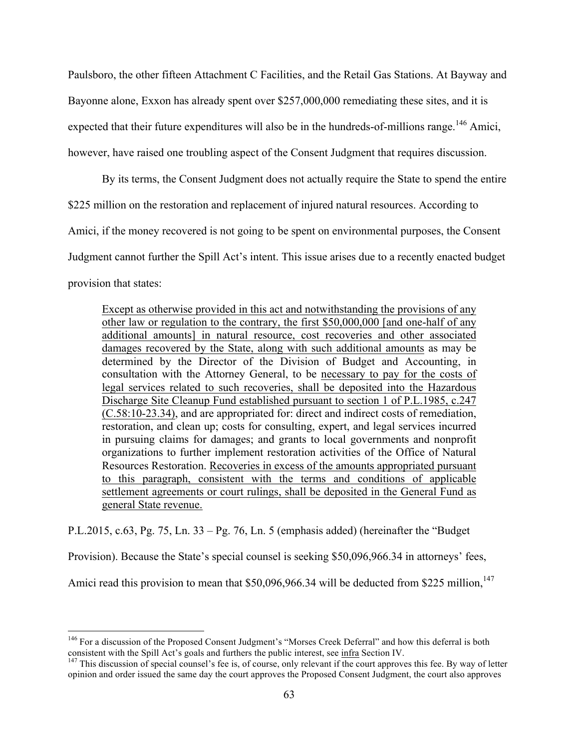Paulsboro, the other fifteen Attachment C Facilities, and the Retail Gas Stations. At Bayway and Bayonne alone, Exxon has already spent over $257,000,000 remediating these sites, and it is expected that their future expenditures will also be in the hundreds-of-millions range.[146] Amici, however, have raised one troubling aspect of the Consent Judgment that requires discussion.

By its terms, the Consent Judgment does not actually require the State to spend the entire $225 million on the restoration and replacement of injured natural resources. According to Amici, if the money recovered is not going to be spent on environmental purposes, the Consent Judgment cannot further the Spill Act's intent. This issue arises due to a recently enacted budget provision that states:

> Except as otherwise provided in this act and notwithstanding the provisions of any other law or regulation to the contrary, the first $50,000,000 [and one-half of any additional amounts] in natural resource, cost recoveries and other associated damages recovered by the State, along with such additional amounts as may be determined by the Director of the Division of Budget and Accounting, in consultation with the Attorney General, to be necessary to pay for the costs of legal services related to such recoveries, shall be deposited into the Hazardous Discharge Site Cleanup Fund established pursuant to section 1 of P.L.1985, c.247 (C.58:10-23.34), and are appropriated for: direct and indirect costs of remediation, restoration, and clean up; costs for consulting, expert, and legal services incurred in pursuing claims for damages; and grants to local governments and nonprofit organizations to further implement restoration activities of the Office of Natural Resources Restoration. Recoveries in excess of the amounts appropriated pursuant to this paragraph, consistent with the terms and conditions of applicable settlement agreements or court rulings, shall be deposited in the General Fund as general State revenue.

P.L.2015, c.63, Pg. 75, Ln. 33 – Pg. 76, Ln. 5 (emphasis added) (hereinafter the "Budget Provision). Because the State's special counsel is seeking $50,096,966.34 in attorneys' fees, Amici read this provision to mean that $50,096,966.34 will be deducted from $225 million,[147]

---

[146] For a discussion of the Proposed Consent Judgment's "Morses Creek Deferral" and how this deferral is both consistent with the Spill Act's goals and furthers the public interest, see infra Section IV.

[147] This discussion of special counsel's fee is, of course, only relevant if the court approves this fee. By way of letter opinion and order issued the same day the court approves the Proposed Consent Judgment, the court also approves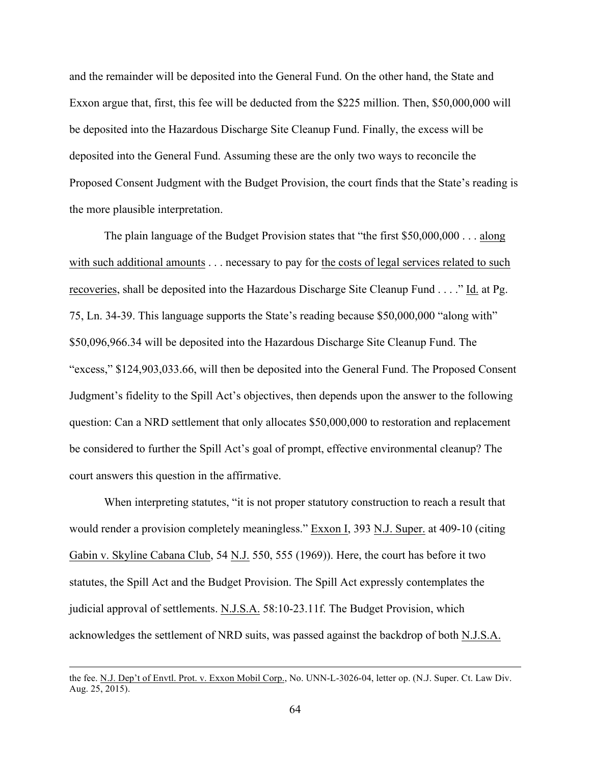and the remainder will be deposited into the General Fund. On the other hand, the State and Exxon argue that, first, this fee will be deducted from the $225 million. Then, $50,000,000 will be deposited into the Hazardous Discharge Site Cleanup Fund. Finally, the excess will be deposited into the General Fund. Assuming these are the only two ways to reconcile the Proposed Consent Judgment with the Budget Provision, the court finds that the State's reading is the more plausible interpretation.

The plain language of the Budget Provision states that "the first $50,000,000 . . . <u>along with such additional amounts</u> . . . necessary to pay for <u>the costs of legal services related to such recoveries</u>, shall be deposited into the Hazardous Discharge Site Cleanup Fund . . . ." <u>Id.</u> at Pg. 75, Ln. 34-39. This language supports the State's reading because $50,000,000 "along with" $50,096,966.34 will be deposited into the Hazardous Discharge Site Cleanup Fund. The "excess," $124,903,033.66, will then be deposited into the General Fund. The Proposed Consent Judgment's fidelity to the Spill Act's objectives, then depends upon the answer to the following question: Can a NRD settlement that only allocates $50,000,000 to restoration and replacement be considered to further the Spill Act's goal of prompt, effective environmental cleanup? The court answers this question in the affirmative.

When interpreting statutes, "it is not proper statutory construction to reach a result that would render a provision completely meaningless." <u>Exxon I</u>, 393 <u>N.J. Super.</u> at 409-10 (citing <u>Gabin v. Skyline Cabana Club</u>, 54 <u>N.J.</u> 550, 555 (1969)). Here, the court has before it two statutes, the Spill Act and the Budget Provision. The Spill Act expressly contemplates the judicial approval of settlements. <u>N.J.S.A.</u> 58:10-23.11f. The Budget Provision, which acknowledges the settlement of NRD suits, was passed against the backdrop of both <u>N.J.S.A.</u>

---

the fee. <u>N.J. Dep't of Envtl. Prot. v. Exxon Mobil Corp.</u>, No. UNN-L-3026-04, letter op. (N.J. Super. Ct. Law Div. Aug. 25, 2015).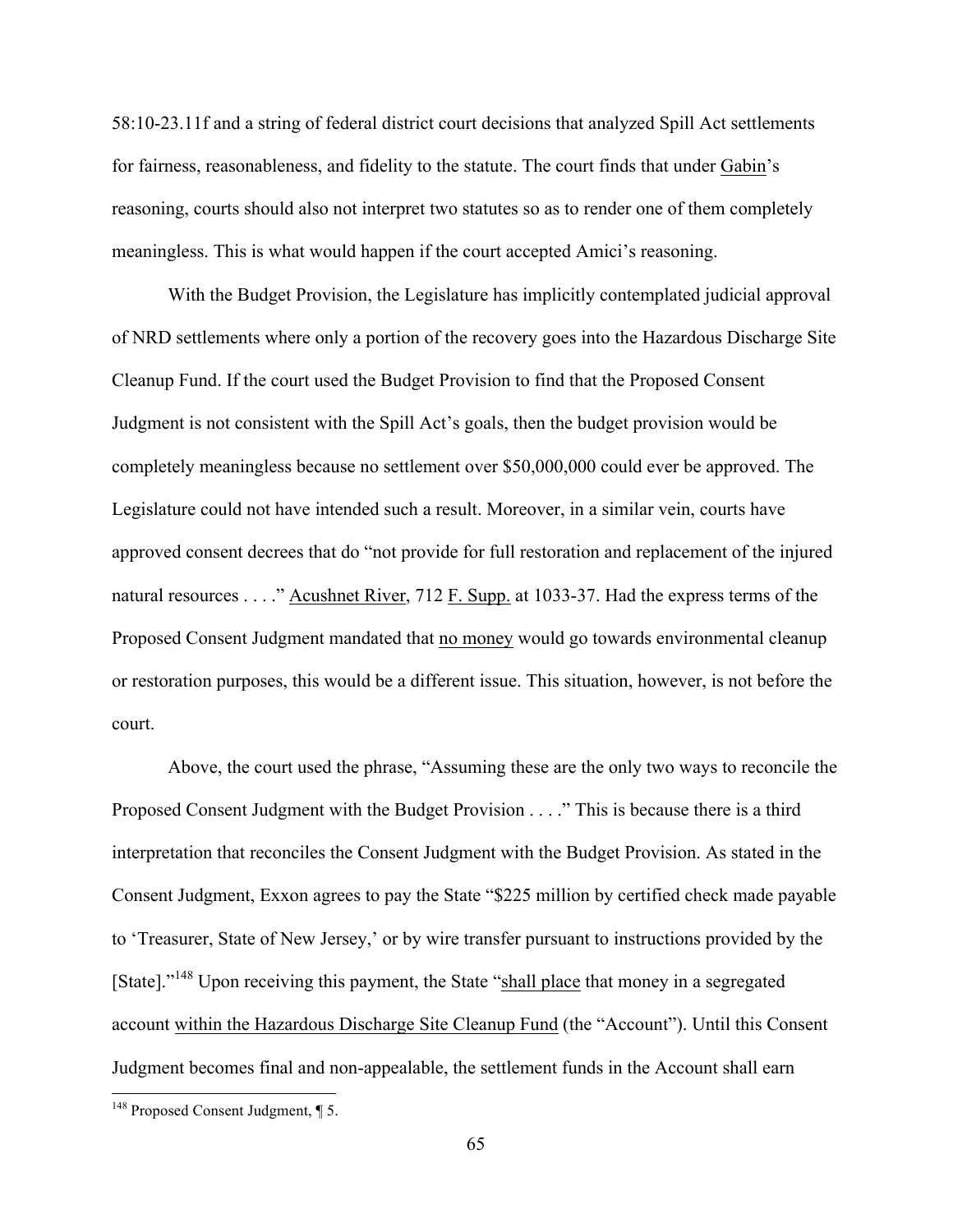58:10-23.11f and a string of federal district court decisions that analyzed Spill Act settlements for fairness, reasonableness, and fidelity to the statute. The court finds that under Gabin's reasoning, courts should also not interpret two statutes so as to render one of them completely meaningless. This is what would happen if the court accepted Amici's reasoning.

With the Budget Provision, the Legislature has implicitly contemplated judicial approval of NRD settlements where only a portion of the recovery goes into the Hazardous Discharge Site Cleanup Fund. If the court used the Budget Provision to find that the Proposed Consent Judgment is not consistent with the Spill Act's goals, then the budget provision would be completely meaningless because no settlement over $50,000,000 could ever be approved. The Legislature could not have intended such a result. Moreover, in a similar vein, courts have approved consent decrees that do "not provide for full restoration and replacement of the injured natural resources . . . ." Acushnet River, 712 F. Supp. at 1033-37. Had the express terms of the Proposed Consent Judgment mandated that no money would go towards environmental cleanup or restoration purposes, this would be a different issue. This situation, however, is not before the court.

Above, the court used the phrase, "Assuming these are the only two ways to reconcile the Proposed Consent Judgment with the Budget Provision . . . ." This is because there is a third interpretation that reconciles the Consent Judgment with the Budget Provision. As stated in the Consent Judgment, Exxon agrees to pay the State "$225 million by certified check made payable to 'Treasurer, State of New Jersey,' or by wire transfer pursuant to instructions provided by the [State]."[148] Upon receiving this payment, the State "shall place that money in a segregated account within the Hazardous Discharge Site Cleanup Fund (the "Account"). Until this Consent Judgment becomes final and non-appealable, the settlement funds in the Account shall earn

[148] Proposed Consent Judgment, ¶ 5.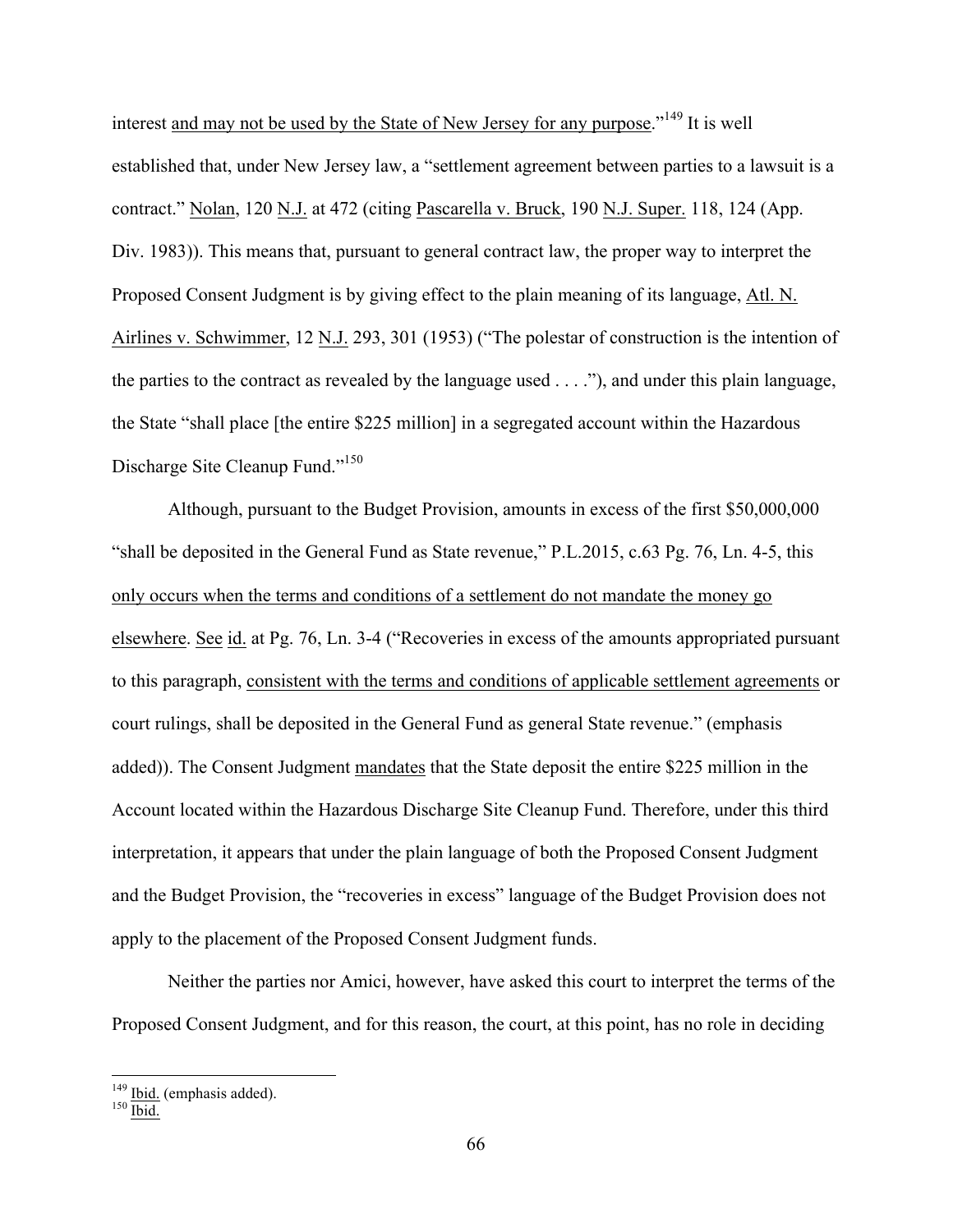interest <u>and may not be used by the State of New Jersey for any purpose</u>."[149] It is well established that, under New Jersey law, a "settlement agreement between parties to a lawsuit is a contract." <u>Nolan</u>, 120 <u>N.J.</u> at 472 (citing <u>Pascarella v. Bruck</u>, 190 <u>N.J. Super.</u> 118, 124 (App. Div. 1983)). This means that, pursuant to general contract law, the proper way to interpret the Proposed Consent Judgment is by giving effect to the plain meaning of its language, <u>Atl. N. Airlines v. Schwimmer</u>, 12 <u>N.J.</u> 293, 301 (1953) ("The polestar of construction is the intention of the parties to the contract as revealed by the language used . . . ."), and under this plain language, the State "shall place [the entire $225 million] in a segregated account within the Hazardous Discharge Site Cleanup Fund."[150]

Although, pursuant to the Budget Provision, amounts in excess of the first $50,000,000 "shall be deposited in the General Fund as State revenue," P.L.2015, c.63 Pg. 76, Ln. 4-5, this <u>only occurs when the terms and conditions of a settlement do not mandate the money go elsewhere</u>. <u>See</u> <u>id.</u> at Pg. 76, Ln. 3-4 ("Recoveries in excess of the amounts appropriated pursuant to this paragraph, <u>consistent with the terms and conditions of applicable settlement agreements</u> or court rulings, shall be deposited in the General Fund as general State revenue." (emphasis added)). The Consent Judgment <u>mandates</u> that the State deposit the entire $225 million in the Account located within the Hazardous Discharge Site Cleanup Fund. Therefore, under this third interpretation, it appears that under the plain language of both the Proposed Consent Judgment and the Budget Provision, the "recoveries in excess" language of the Budget Provision does not apply to the placement of the Proposed Consent Judgment funds.

Neither the parties nor Amici, however, have asked this court to interpret the terms of the Proposed Consent Judgment, and for this reason, the court, at this point, has no role in deciding

---

[149] <u>Ibid.</u> (emphasis added).

[150] <u>Ibid.</u>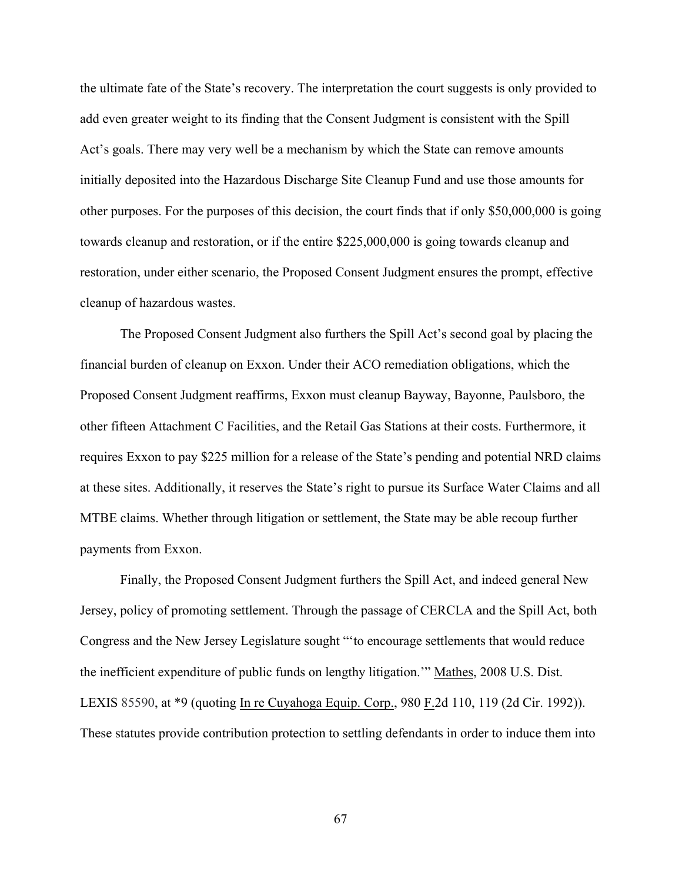the ultimate fate of the State's recovery. The interpretation the court suggests is only provided to add even greater weight to its finding that the Consent Judgment is consistent with the Spill Act's goals. There may very well be a mechanism by which the State can remove amounts initially deposited into the Hazardous Discharge Site Cleanup Fund and use those amounts for other purposes. For the purposes of this decision, the court finds that if only $50,000,000 is going towards cleanup and restoration, or if the entire $225,000,000 is going towards cleanup and restoration, under either scenario, the Proposed Consent Judgment ensures the prompt, effective cleanup of hazardous wastes.

The Proposed Consent Judgment also furthers the Spill Act's second goal by placing the financial burden of cleanup on Exxon. Under their ACO remediation obligations, which the Proposed Consent Judgment reaffirms, Exxon must cleanup Bayway, Bayonne, Paulsboro, the other fifteen Attachment C Facilities, and the Retail Gas Stations at their costs. Furthermore, it requires Exxon to pay $225 million for a release of the State's pending and potential NRD claims at these sites. Additionally, it reserves the State's right to pursue its Surface Water Claims and all MTBE claims. Whether through litigation or settlement, the State may be able recoup further payments from Exxon.

Finally, the Proposed Consent Judgment furthers the Spill Act, and indeed general New Jersey, policy of promoting settlement. Through the passage of CERCLA and the Spill Act, both Congress and the New Jersey Legislature sought "'to encourage settlements that would reduce the inefficient expenditure of public funds on lengthy litigation.'" Mathes, 2008 U.S. Dist. LEXIS 85590, at *9 (quoting In re Cuyahoga Equip. Corp., 980 F.2d 110, 119 (2d Cir. 1992)). These statutes provide contribution protection to settling defendants in order to induce them into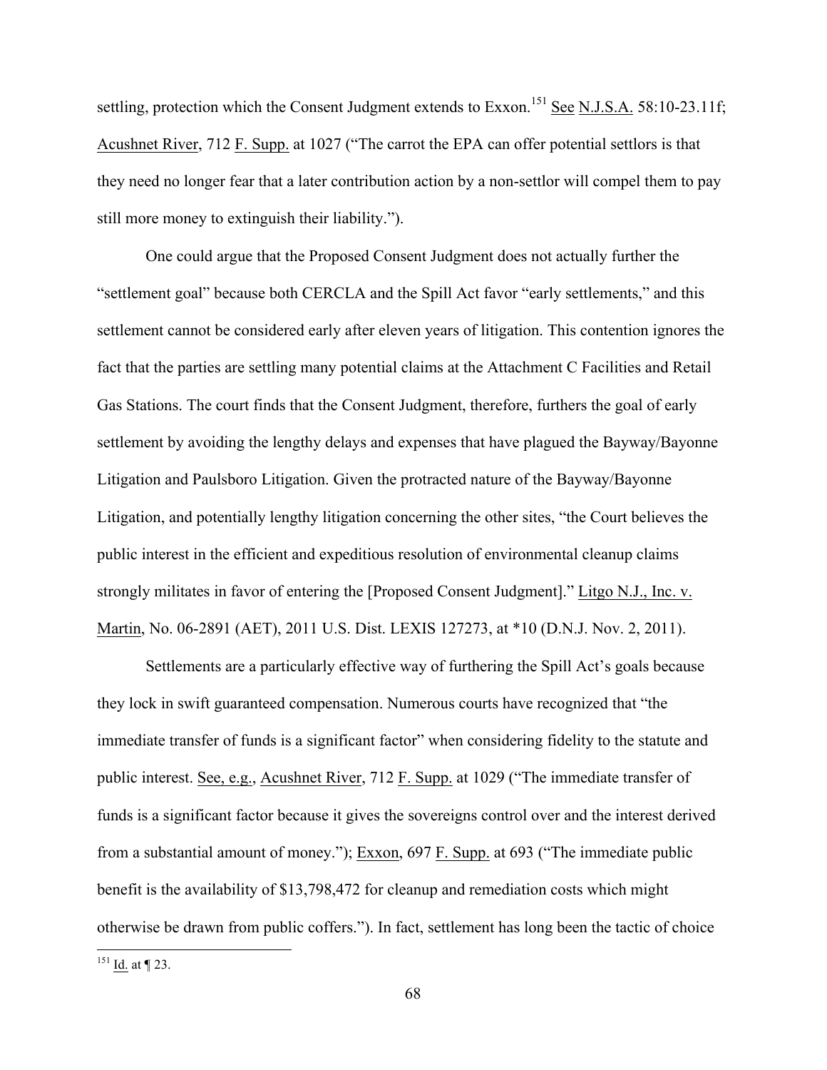settling, protection which the Consent Judgment extends to Exxon.[151] See N.J.S.A. 58:10-23.11f; Acushnet River, 712 F. Supp. at 1027 ("The carrot the EPA can offer potential settlors is that they need no longer fear that a later contribution action by a non-settlor will compel them to pay still more money to extinguish their liability.").

One could argue that the Proposed Consent Judgment does not actually further the "settlement goal" because both CERCLA and the Spill Act favor "early settlements," and this settlement cannot be considered early after eleven years of litigation. This contention ignores the fact that the parties are settling many potential claims at the Attachment C Facilities and Retail Gas Stations. The court finds that the Consent Judgment, therefore, furthers the goal of early settlement by avoiding the lengthy delays and expenses that have plagued the Bayway/Bayonne Litigation and Paulsboro Litigation. Given the protracted nature of the Bayway/Bayonne Litigation, and potentially lengthy litigation concerning the other sites, "the Court believes the public interest in the efficient and expeditious resolution of environmental cleanup claims strongly militates in favor of entering the [Proposed Consent Judgment]." Litgo N.J., Inc. v. Martin, No. 06-2891 (AET), 2011 U.S. Dist. LEXIS 127273, at *10 (D.N.J. Nov. 2, 2011).

Settlements are a particularly effective way of furthering the Spill Act's goals because they lock in swift guaranteed compensation. Numerous courts have recognized that "the immediate transfer of funds is a significant factor" when considering fidelity to the statute and public interest. See, e.g., Acushnet River, 712 F. Supp. at 1029 ("The immediate transfer of funds is a significant factor because it gives the sovereigns control over and the interest derived from a substantial amount of money."); Exxon, 697 F. Supp. at 693 ("The immediate public benefit is the availability of $13,798,472 for cleanup and remediation costs which might otherwise be drawn from public coffers."). In fact, settlement has long been the tactic of choice

[151] Id. at ¶ 23.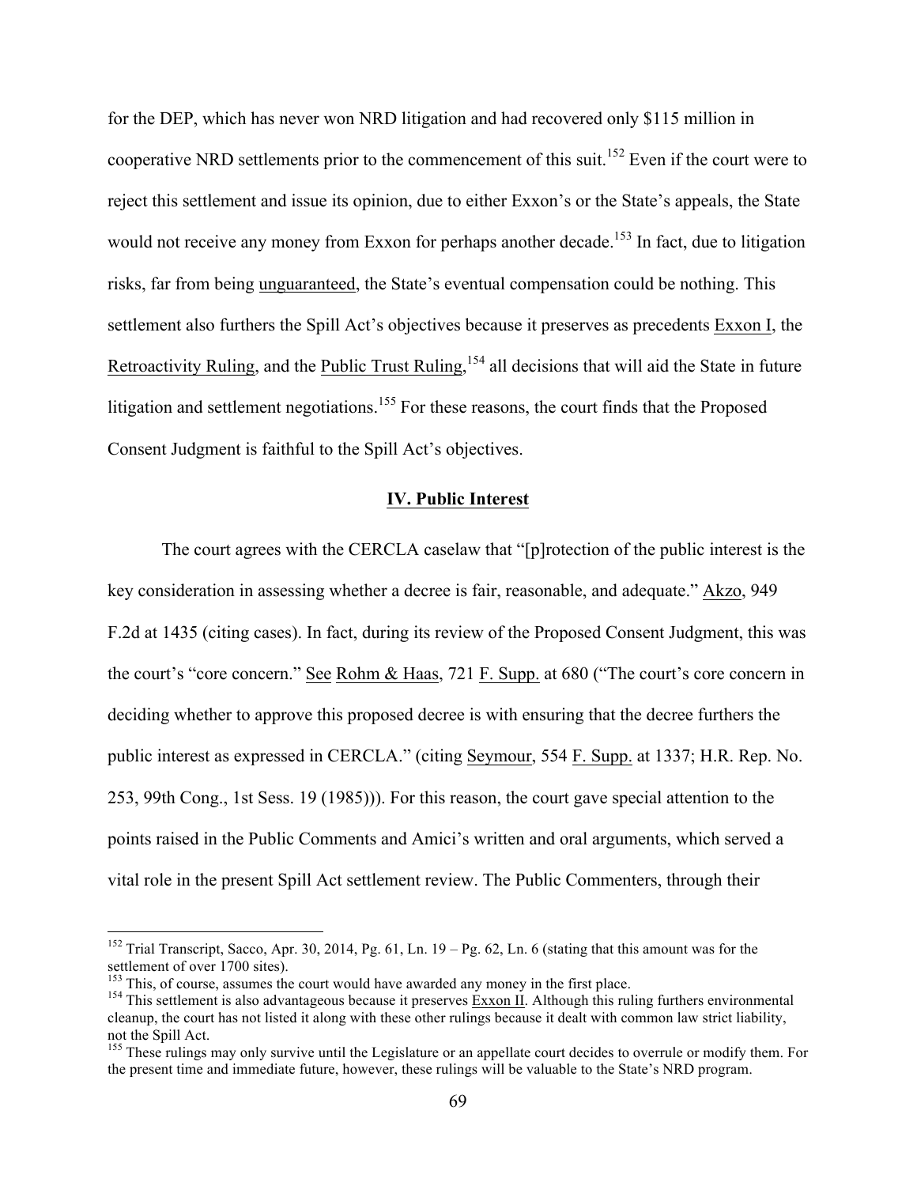for the DEP, which has never won NRD litigation and had recovered only $115 million in cooperative NRD settlements prior to the commencement of this suit.[152] Even if the court were to reject this settlement and issue its opinion, due to either Exxon's or the State's appeals, the State would not receive any money from Exxon for perhaps another decade.[153] In fact, due to litigation risks, far from being unguaranteed, the State's eventual compensation could be nothing. This settlement also furthers the Spill Act's objectives because it preserves as precedents Exxon I, the Retroactivity Ruling, and the Public Trust Ruling,[154] all decisions that will aid the State in future litigation and settlement negotiations.[155] For these reasons, the court finds that the Proposed Consent Judgment is faithful to the Spill Act's objectives.

## IV. Public Interest

The court agrees with the CERCLA caselaw that "[p]rotection of the public interest is the key consideration in assessing whether a decree is fair, reasonable, and adequate." Akzo, 949 F.2d at 1435 (citing cases). In fact, during its review of the Proposed Consent Judgment, this was the court's "core concern." See Rohm & Haas, 721 F. Supp. at 680 ("The court's core concern in deciding whether to approve this proposed decree is with ensuring that the decree furthers the public interest as expressed in CERCLA." (citing Seymour, 554 F. Supp. at 1337; H.R. Rep. No. 253, 99th Cong., 1st Sess. 19 (1985))). For this reason, the court gave special attention to the points raised in the Public Comments and Amici's written and oral arguments, which served a vital role in the present Spill Act settlement review. The Public Commenters, through their

---

[152] Trial Transcript, Sacco, Apr. 30, 2014, Pg. 61, Ln. 19 – Pg. 62, Ln. 6 (stating that this amount was for the settlement of over 1700 sites).

[153] This, of course, assumes the court would have awarded any money in the first place.

[154] This settlement is also advantageous because it preserves Exxon II. Although this ruling furthers environmental cleanup, the court has not listed it along with these other rulings because it dealt with common law strict liability, not the Spill Act.

[155] These rulings may only survive until the Legislature or an appellate court decides to overrule or modify them. For the present time and immediate future, however, these rulings will be valuable to the State's NRD program.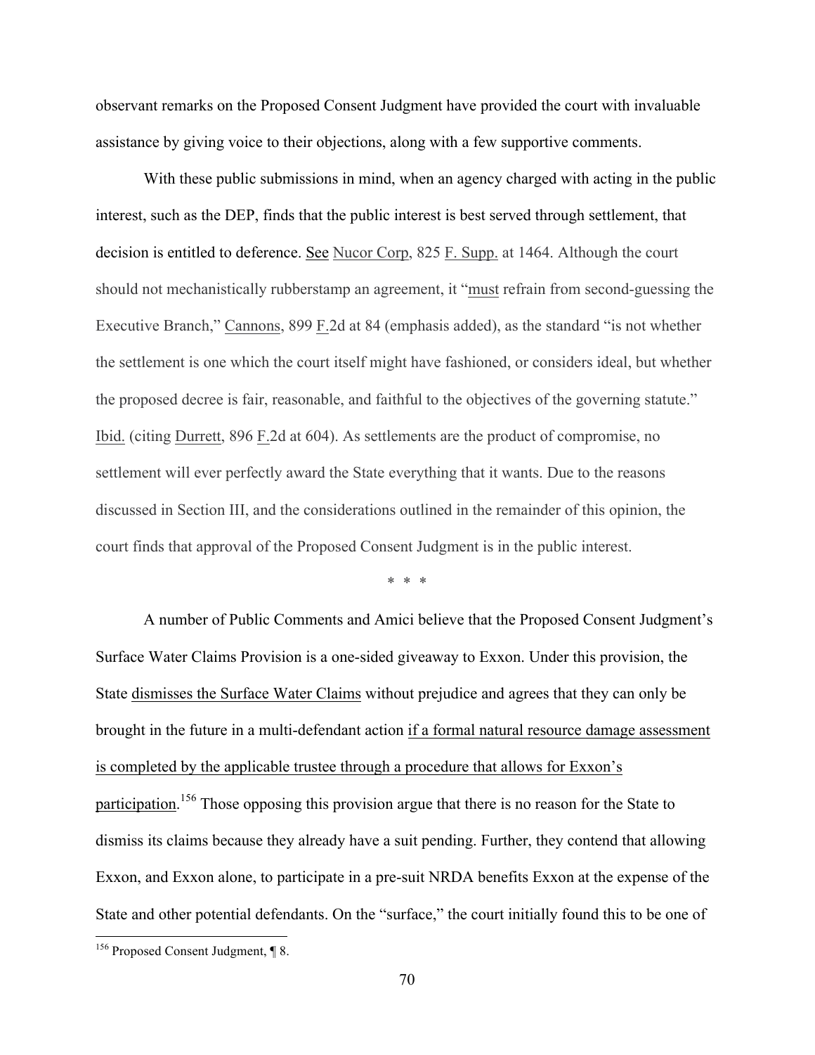observant remarks on the Proposed Consent Judgment have provided the court with invaluable assistance by giving voice to their objections, along with a few supportive comments.

With these public submissions in mind, when an agency charged with acting in the public interest, such as the DEP, finds that the public interest is best served through settlement, that decision is entitled to deference. See Nucor Corp, 825 F. Supp. at 1464. Although the court should not mechanistically rubberstamp an agreement, it "must refrain from second-guessing the Executive Branch," Cannons, 899 F.2d at 84 (emphasis added), as the standard "is not whether the settlement is one which the court itself might have fashioned, or considers ideal, but whether the proposed decree is fair, reasonable, and faithful to the objectives of the governing statute." Ibid. (citing Durrett, 896 F.2d at 604). As settlements are the product of compromise, no settlement will ever perfectly award the State everything that it wants. Due to the reasons discussed in Section III, and the considerations outlined in the remainder of this opinion, the court finds that approval of the Proposed Consent Judgment is in the public interest.

\* \* \*

A number of Public Comments and Amici believe that the Proposed Consent Judgment's Surface Water Claims Provision is a one-sided giveaway to Exxon. Under this provision, the State dismisses the Surface Water Claims without prejudice and agrees that they can only be brought in the future in a multi-defendant action if a formal natural resource damage assessment is completed by the applicable trustee through a procedure that allows for Exxon's participation.[156] Those opposing this provision argue that there is no reason for the State to dismiss its claims because they already have a suit pending. Further, they contend that allowing Exxon, and Exxon alone, to participate in a pre-suit NRDA benefits Exxon at the expense of the State and other potential defendants. On the "surface," the court initially found this to be one of

[156] Proposed Consent Judgment, ¶ 8.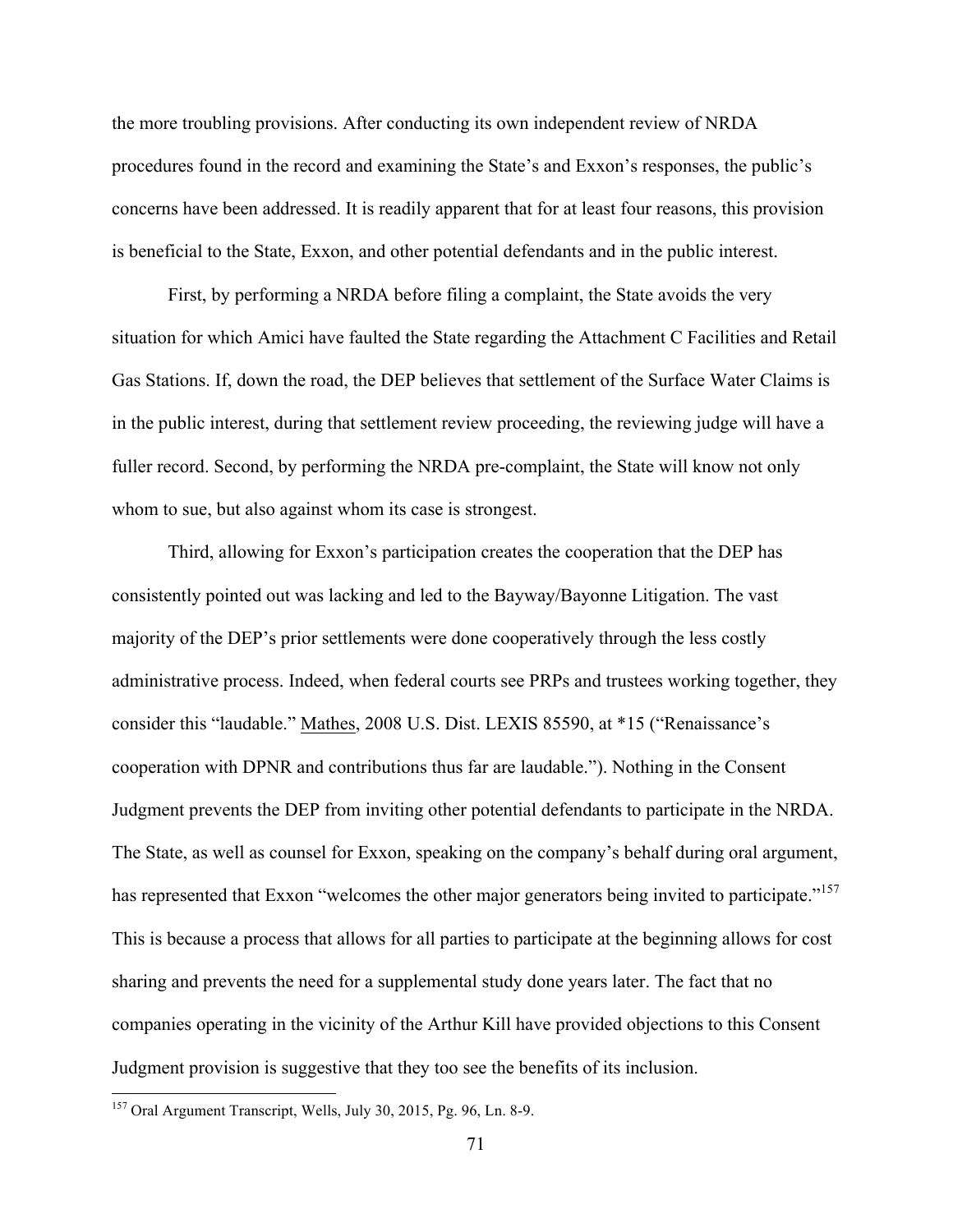the more troubling provisions. After conducting its own independent review of NRDA procedures found in the record and examining the State's and Exxon's responses, the public's concerns have been addressed. It is readily apparent that for at least four reasons, this provision is beneficial to the State, Exxon, and other potential defendants and in the public interest.

First, by performing a NRDA before filing a complaint, the State avoids the very situation for which Amici have faulted the State regarding the Attachment C Facilities and Retail Gas Stations. If, down the road, the DEP believes that settlement of the Surface Water Claims is in the public interest, during that settlement review proceeding, the reviewing judge will have a fuller record. Second, by performing the NRDA pre-complaint, the State will know not only whom to sue, but also against whom its case is strongest.

Third, allowing for Exxon's participation creates the cooperation that the DEP has consistently pointed out was lacking and led to the Bayway/Bayonne Litigation. The vast majority of the DEP's prior settlements were done cooperatively through the less costly administrative process. Indeed, when federal courts see PRPs and trustees working together, they consider this "laudable." Mathes, 2008 U.S. Dist. LEXIS 85590, at *15 ("Renaissance's cooperation with DPNR and contributions thus far are laudable."). Nothing in the Consent Judgment prevents the DEP from inviting other potential defendants to participate in the NRDA. The State, as well as counsel for Exxon, speaking on the company's behalf during oral argument, has represented that Exxon "welcomes the other major generators being invited to participate."[157] This is because a process that allows for all parties to participate at the beginning allows for cost sharing and prevents the need for a supplemental study done years later. The fact that no companies operating in the vicinity of the Arthur Kill have provided objections to this Consent Judgment provision is suggestive that they too see the benefits of its inclusion.

---

[157] Oral Argument Transcript, Wells, July 30, 2015, Pg. 96, Ln. 8-9.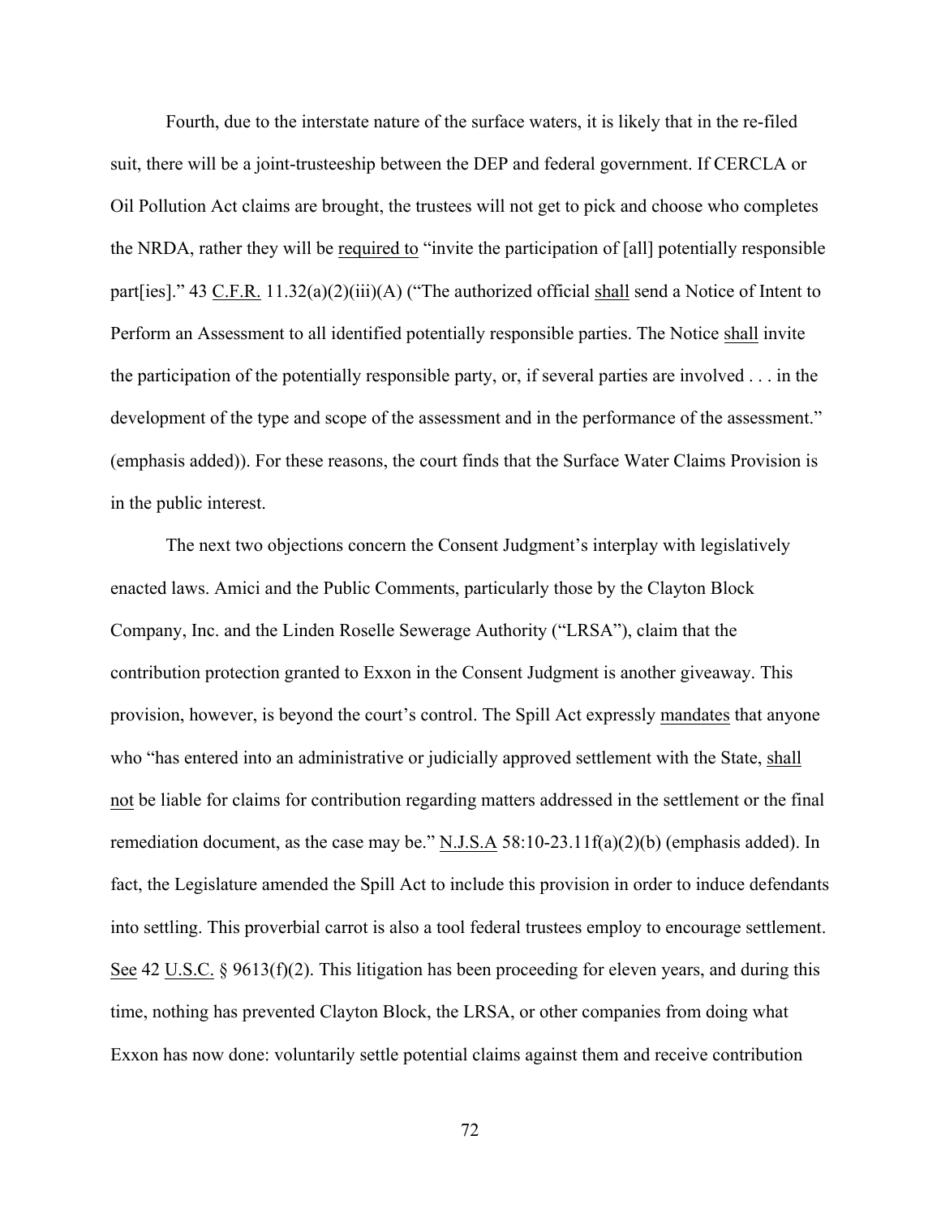Fourth, due to the interstate nature of the surface waters, it is likely that in the re-filed suit, there will be a joint-trusteeship between the DEP and federal government. If CERCLA or Oil Pollution Act claims are brought, the trustees will not get to pick and choose who completes the NRDA, rather they will be <u>required to</u> "invite the participation of [all] potentially responsible part[ies]." 43 <u>C.F.R.</u> 11.32(a)(2)(iii)(A) ("The authorized official <u>shall</u> send a Notice of Intent to Perform an Assessment to all identified potentially responsible parties. The Notice <u>shall</u> invite the participation of the potentially responsible party, or, if several parties are involved . . . in the development of the type and scope of the assessment and in the performance of the assessment." (emphasis added)). For these reasons, the court finds that the Surface Water Claims Provision is in the public interest.

The next two objections concern the Consent Judgment's interplay with legislatively enacted laws. Amici and the Public Comments, particularly those by the Clayton Block Company, Inc. and the Linden Roselle Sewerage Authority ("LRSA"), claim that the contribution protection granted to Exxon in the Consent Judgment is another giveaway. This provision, however, is beyond the court's control. The Spill Act expressly <u>mandates</u> that anyone who "has entered into an administrative or judicially approved settlement with the State, <u>shall not</u> be liable for claims for contribution regarding matters addressed in the settlement or the final remediation document, as the case may be." <u>N.J.S.A</u> 58:10-23.11f(a)(2)(b) (emphasis added). In fact, the Legislature amended the Spill Act to include this provision in order to induce defendants into settling. This proverbial carrot is also a tool federal trustees employ to encourage settlement. <u>See</u> 42 <u>U.S.C.</u> § 9613(f)(2). This litigation has been proceeding for eleven years, and during this time, nothing has prevented Clayton Block, the LRSA, or other companies from doing what Exxon has now done: voluntarily settle potential claims against them and receive contribution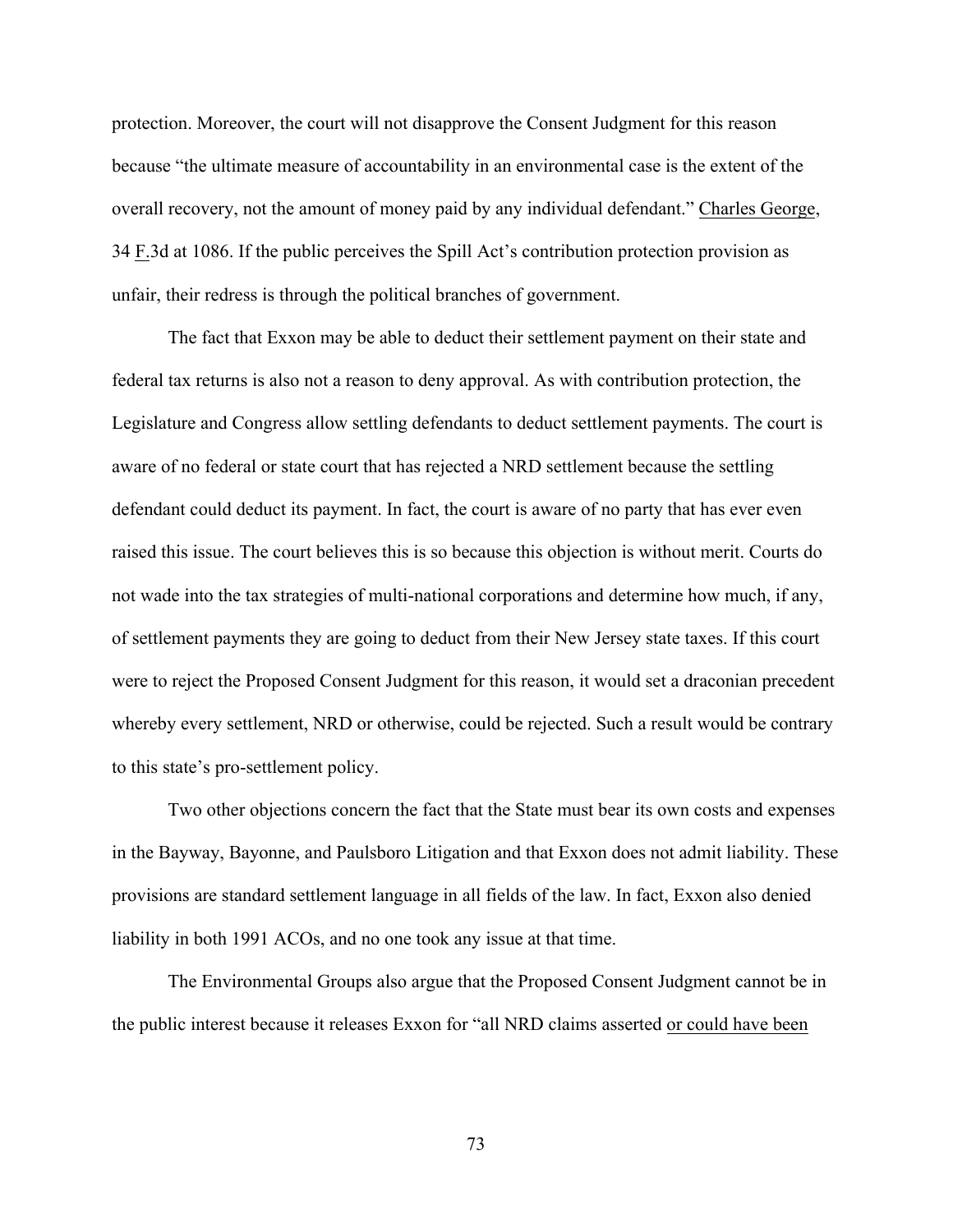protection. Moreover, the court will not disapprove the Consent Judgment for this reason because "the ultimate measure of accountability in an environmental case is the extent of the overall recovery, not the amount of money paid by any individual defendant." Charles George, 34 F.3d at 1086. If the public perceives the Spill Act's contribution protection provision as unfair, their redress is through the political branches of government.

The fact that Exxon may be able to deduct their settlement payment on their state and federal tax returns is also not a reason to deny approval. As with contribution protection, the Legislature and Congress allow settling defendants to deduct settlement payments. The court is aware of no federal or state court that has rejected a NRD settlement because the settling defendant could deduct its payment. In fact, the court is aware of no party that has ever even raised this issue. The court believes this is so because this objection is without merit. Courts do not wade into the tax strategies of multi-national corporations and determine how much, if any, of settlement payments they are going to deduct from their New Jersey state taxes. If this court were to reject the Proposed Consent Judgment for this reason, it would set a draconian precedent whereby every settlement, NRD or otherwise, could be rejected. Such a result would be contrary to this state's pro-settlement policy.

Two other objections concern the fact that the State must bear its own costs and expenses in the Bayway, Bayonne, and Paulsboro Litigation and that Exxon does not admit liability. These provisions are standard settlement language in all fields of the law. In fact, Exxon also denied liability in both 1991 ACOs, and no one took any issue at that time.

The Environmental Groups also argue that the Proposed Consent Judgment cannot be in the public interest because it releases Exxon for "all NRD claims asserted or could have been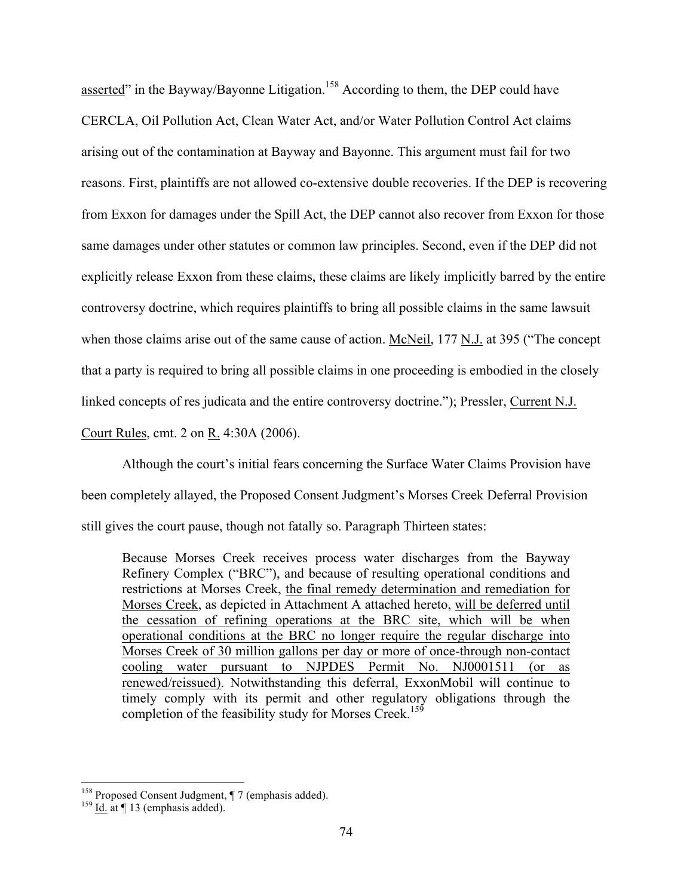asserted" in the Bayway/Bayonne Litigation.[158] According to them, the DEP could have CERCLA, Oil Pollution Act, Clean Water Act, and/or Water Pollution Control Act claims arising out of the contamination at Bayway and Bayonne. This argument must fail for two reasons. First, plaintiffs are not allowed co-extensive double recoveries. If the DEP is recovering from Exxon for damages under the Spill Act, the DEP cannot also recover from Exxon for those same damages under other statutes or common law principles. Second, even if the DEP did not explicitly release Exxon from these claims, these claims are likely implicitly barred by the entire controversy doctrine, which requires plaintiffs to bring all possible claims in the same lawsuit when those claims arise out of the same cause of action. McNeil, 177 N.J. at 395 ("The concept that a party is required to bring all possible claims in one proceeding is embodied in the closely linked concepts of res judicata and the entire controversy doctrine."); Pressler, Current N.J. Court Rules, cmt. 2 on R. 4:30A (2006).

Although the court's initial fears concerning the Surface Water Claims Provision have been completely allayed, the Proposed Consent Judgment's Morses Creek Deferral Provision still gives the court pause, though not fatally so. Paragraph Thirteen states:

> Because Morses Creek receives process water discharges from the Bayway Refinery Complex ("BRC"), and because of resulting operational conditions and restrictions at Morses Creek, the final remedy determination and remediation for Morses Creek, as depicted in Attachment A attached hereto, will be deferred until the cessation of refining operations at the BRC site, which will be when operational conditions at the BRC no longer require the regular discharge into Morses Creek of 30 million gallons per day or more of once-through non-contact cooling water pursuant to NJPDES Permit No. NJ0001511 (or as renewed/reissued). Notwithstanding this deferral, ExxonMobil will continue to timely comply with its permit and other regulatory obligations through the completion of the feasibility study for Morses Creek.[159]

[158] Proposed Consent Judgment, ¶ 7 (emphasis added).
[159] Id. at ¶ 13 (emphasis added).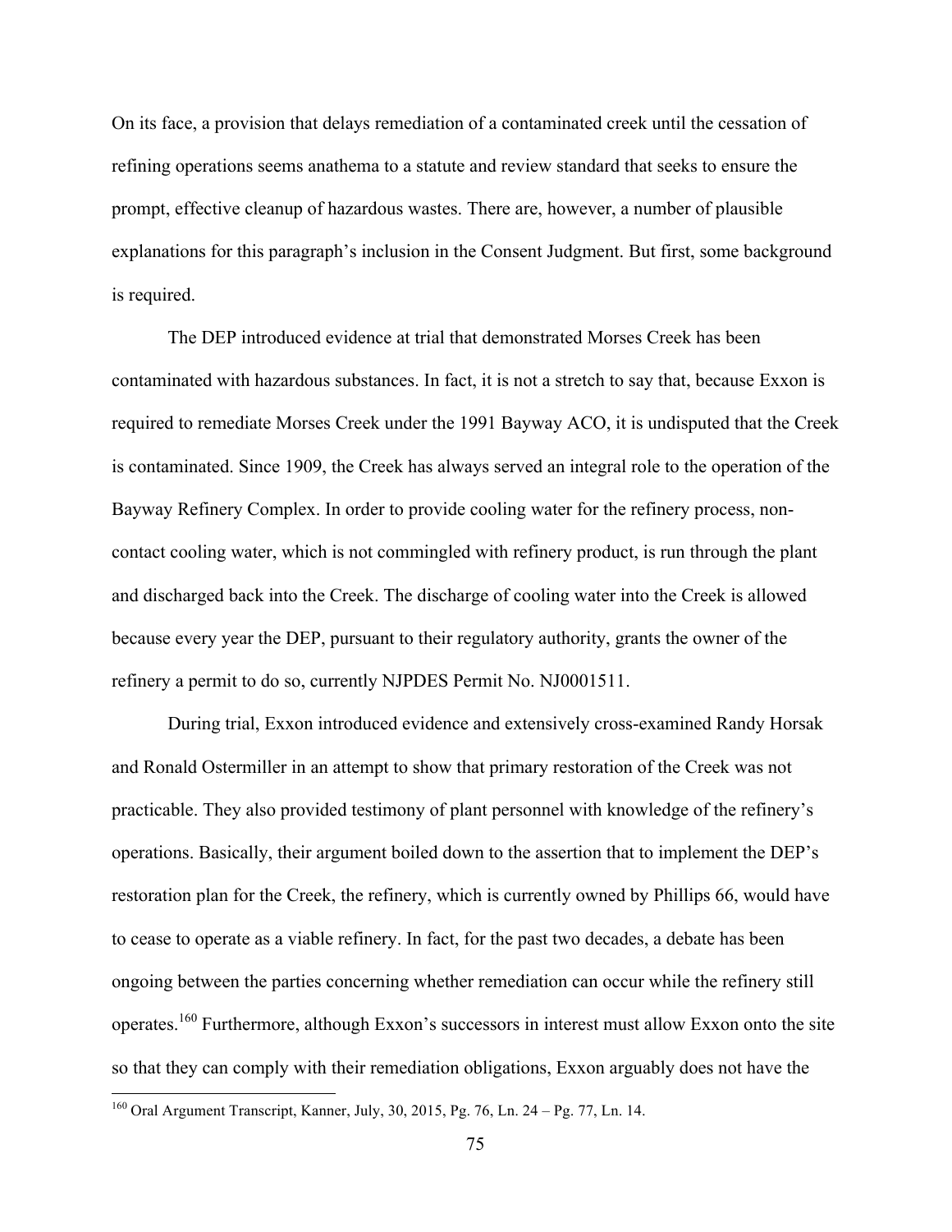On its face, a provision that delays remediation of a contaminated creek until the cessation of refining operations seems anathema to a statute and review standard that seeks to ensure the prompt, effective cleanup of hazardous wastes. There are, however, a number of plausible explanations for this paragraph's inclusion in the Consent Judgment. But first, some background is required.

The DEP introduced evidence at trial that demonstrated Morses Creek has been contaminated with hazardous substances. In fact, it is not a stretch to say that, because Exxon is required to remediate Morses Creek under the 1991 Bayway ACO, it is undisputed that the Creek is contaminated. Since 1909, the Creek has always served an integral role to the operation of the Bayway Refinery Complex. In order to provide cooling water for the refinery process, non-contact cooling water, which is not commingled with refinery product, is run through the plant and discharged back into the Creek. The discharge of cooling water into the Creek is allowed because every year the DEP, pursuant to their regulatory authority, grants the owner of the refinery a permit to do so, currently NJPDES Permit No. NJ0001511.

During trial, Exxon introduced evidence and extensively cross-examined Randy Horsak and Ronald Ostermiller in an attempt to show that primary restoration of the Creek was not practicable. They also provided testimony of plant personnel with knowledge of the refinery's operations. Basically, their argument boiled down to the assertion that to implement the DEP's restoration plan for the Creek, the refinery, which is currently owned by Phillips 66, would have to cease to operate as a viable refinery. In fact, for the past two decades, a debate has been ongoing between the parties concerning whether remediation can occur while the refinery still operates.[160] Furthermore, although Exxon's successors in interest must allow Exxon onto the site so that they can comply with their remediation obligations, Exxon arguably does not have the

[160] Oral Argument Transcript, Kanner, July, 30, 2015, Pg. 76, Ln. 24 – Pg. 77, Ln. 14.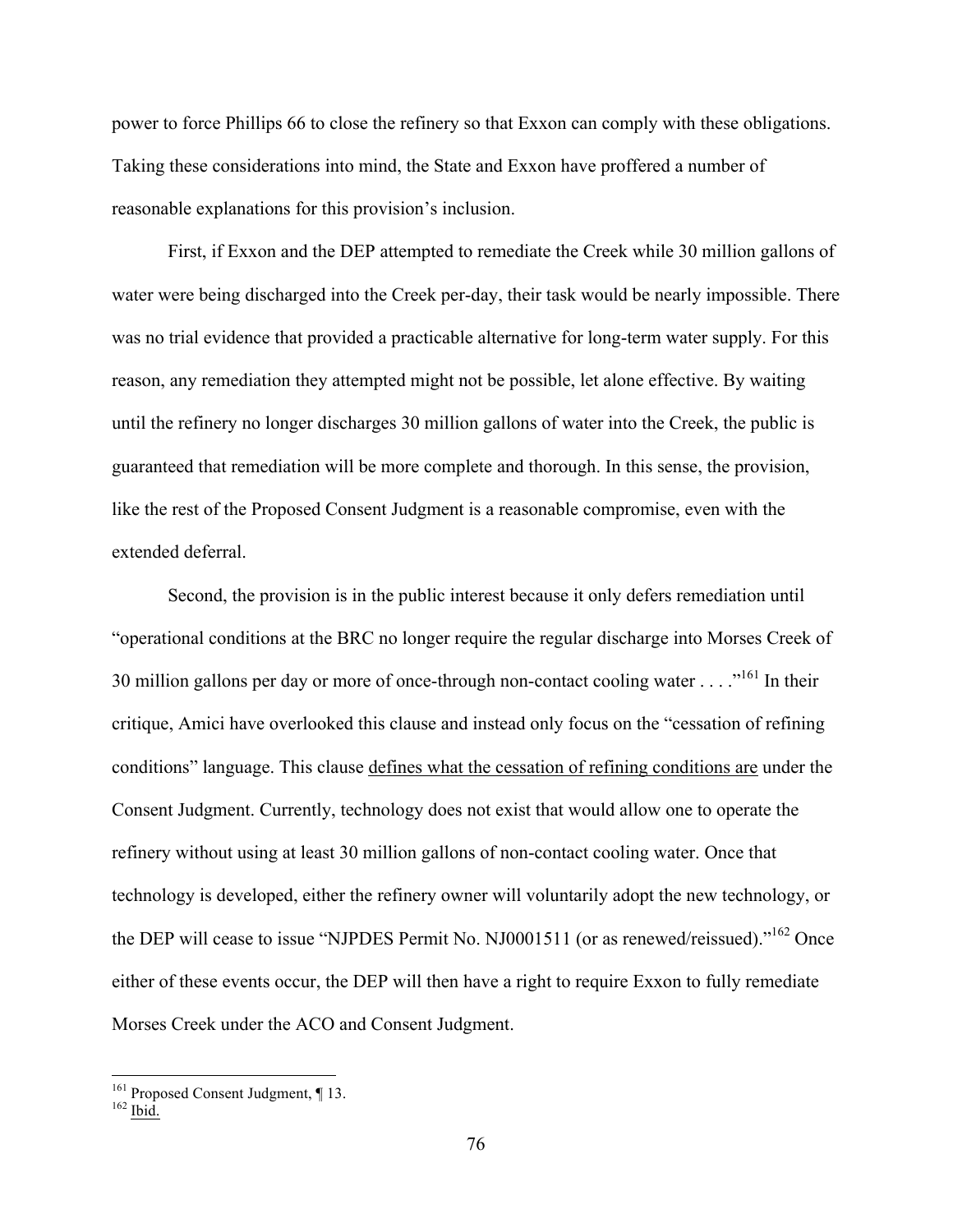power to force Phillips 66 to close the refinery so that Exxon can comply with these obligations. Taking these considerations into mind, the State and Exxon have proffered a number of reasonable explanations for this provision's inclusion.

First, if Exxon and the DEP attempted to remediate the Creek while 30 million gallons of water were being discharged into the Creek per-day, their task would be nearly impossible. There was no trial evidence that provided a practicable alternative for long-term water supply. For this reason, any remediation they attempted might not be possible, let alone effective. By waiting until the refinery no longer discharges 30 million gallons of water into the Creek, the public is guaranteed that remediation will be more complete and thorough. In this sense, the provision, like the rest of the Proposed Consent Judgment is a reasonable compromise, even with the extended deferral.

Second, the provision is in the public interest because it only defers remediation until "operational conditions at the BRC no longer require the regular discharge into Morses Creek of 30 million gallons per day or more of once-through non-contact cooling water . . . ."[161] In their critique, Amici have overlooked this clause and instead only focus on the "cessation of refining conditions" language. This clause <u>defines what the cessation of refining conditions are</u> under the Consent Judgment. Currently, technology does not exist that would allow one to operate the refinery without using at least 30 million gallons of non-contact cooling water. Once that technology is developed, either the refinery owner will voluntarily adopt the new technology, or the DEP will cease to issue "NJPDES Permit No. NJ0001511 (or as renewed/reissued)."[162] Once either of these events occur, the DEP will then have a right to require Exxon to fully remediate Morses Creek under the ACO and Consent Judgment.

---

[161] Proposed Consent Judgment, ¶ 13.
[162] <u>Ibid.</u>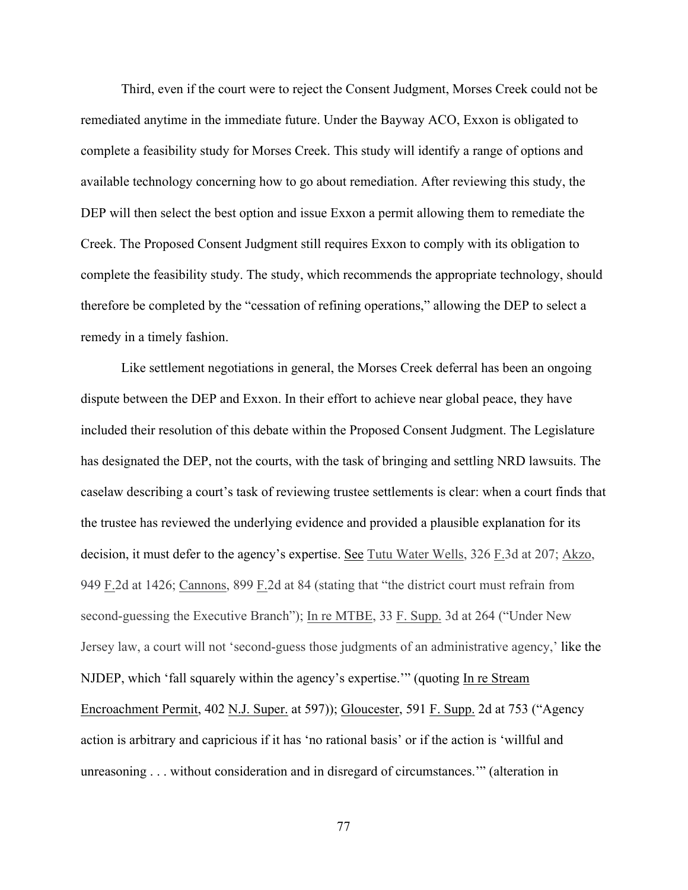Third, even if the court were to reject the Consent Judgment, Morses Creek could not be remediated anytime in the immediate future. Under the Bayway ACO, Exxon is obligated to complete a feasibility study for Morses Creek. This study will identify a range of options and available technology concerning how to go about remediation. After reviewing this study, the DEP will then select the best option and issue Exxon a permit allowing them to remediate the Creek. The Proposed Consent Judgment still requires Exxon to comply with its obligation to complete the feasibility study. The study, which recommends the appropriate technology, should therefore be completed by the "cessation of refining operations," allowing the DEP to select a remedy in a timely fashion.

Like settlement negotiations in general, the Morses Creek deferral has been an ongoing dispute between the DEP and Exxon. In their effort to achieve near global peace, they have included their resolution of this debate within the Proposed Consent Judgment. The Legislature has designated the DEP, not the courts, with the task of bringing and settling NRD lawsuits. The caselaw describing a court's task of reviewing trustee settlements is clear: when a court finds that the trustee has reviewed the underlying evidence and provided a plausible explanation for its decision, it must defer to the agency's expertise. See Tutu Water Wells, 326 F.3d at 207; Akzo, 949 F.2d at 1426; Cannons, 899 F.2d at 84 (stating that "the district court must refrain from second-guessing the Executive Branch"); In re MTBE, 33 F. Supp. 3d at 264 ("Under New Jersey law, a court will not 'second-guess those judgments of an administrative agency,' like the NJDEP, which 'fall squarely within the agency's expertise.'" (quoting In re Stream Encroachment Permit, 402 N.J. Super. at 597)); Gloucester, 591 F. Supp. 2d at 753 ("Agency action is arbitrary and capricious if it has 'no rational basis' or if the action is 'willful and unreasoning . . . without consideration and in disregard of circumstances.'" (alteration in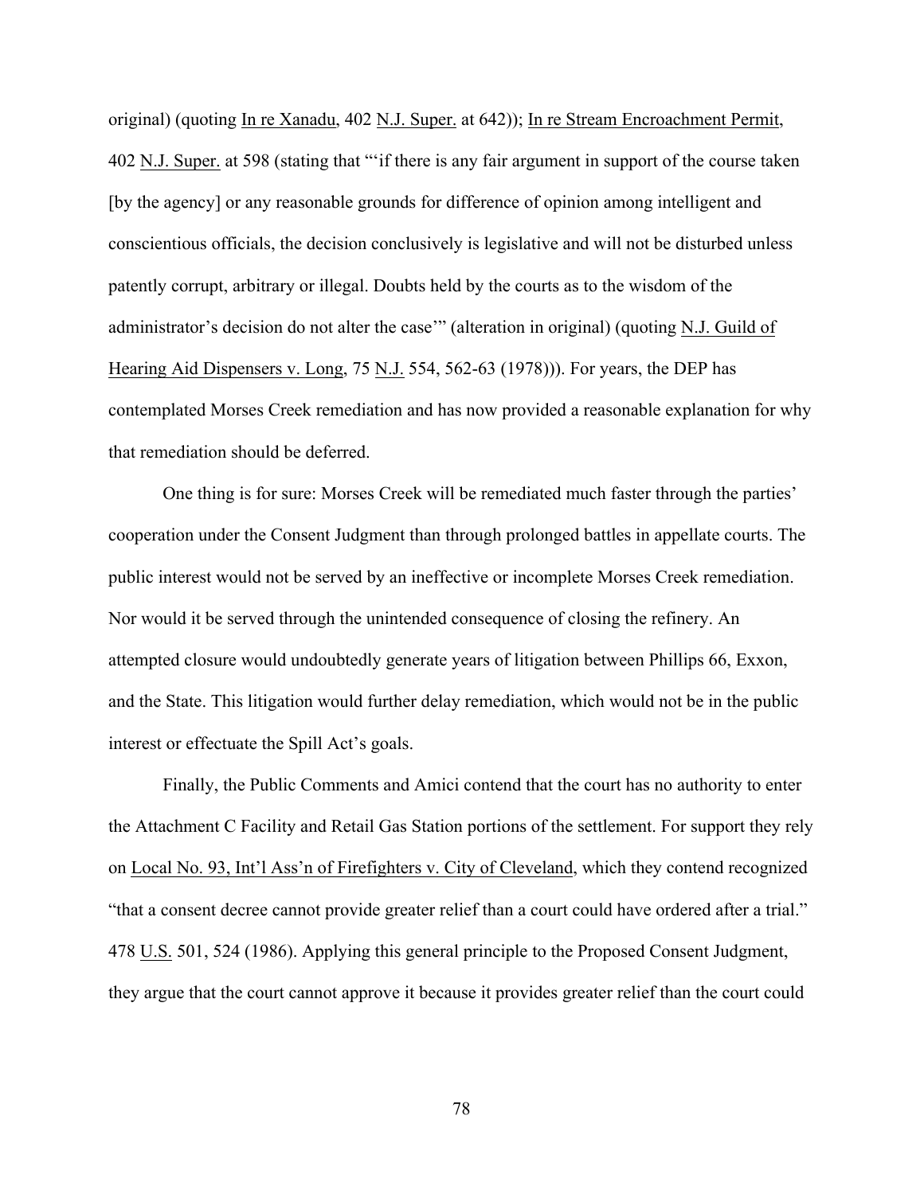original) (quoting In re Xanadu, 402 N.J. Super. at 642)); In re Stream Encroachment Permit, 402 N.J. Super. at 598 (stating that "'if there is any fair argument in support of the course taken [by the agency] or any reasonable grounds for difference of opinion among intelligent and conscientious officials, the decision conclusively is legislative and will not be disturbed unless patently corrupt, arbitrary or illegal. Doubts held by the courts as to the wisdom of the administrator's decision do not alter the case'" (alteration in original) (quoting N.J. Guild of Hearing Aid Dispensers v. Long, 75 N.J. 554, 562-63 (1978))). For years, the DEP has contemplated Morses Creek remediation and has now provided a reasonable explanation for why that remediation should be deferred.

One thing is for sure: Morses Creek will be remediated much faster through the parties' cooperation under the Consent Judgment than through prolonged battles in appellate courts. The public interest would not be served by an ineffective or incomplete Morses Creek remediation. Nor would it be served through the unintended consequence of closing the refinery. An attempted closure would undoubtedly generate years of litigation between Phillips 66, Exxon, and the State. This litigation would further delay remediation, which would not be in the public interest or effectuate the Spill Act's goals.

Finally, the Public Comments and Amici contend that the court has no authority to enter the Attachment C Facility and Retail Gas Station portions of the settlement. For support they rely on Local No. 93, Int'l Ass'n of Firefighters v. City of Cleveland, which they contend recognized "that a consent decree cannot provide greater relief than a court could have ordered after a trial." 478 U.S. 501, 524 (1986). Applying this general principle to the Proposed Consent Judgment, they argue that the court cannot approve it because it provides greater relief than the court could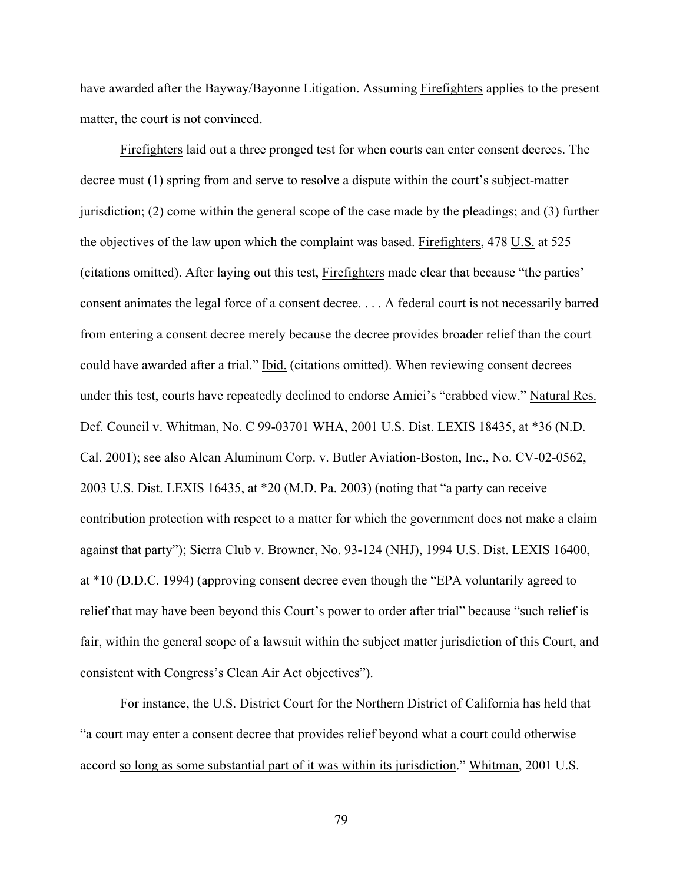have awarded after the Bayway/Bayonne Litigation. Assuming Firefighters applies to the present matter, the court is not convinced.

Firefighters laid out a three pronged test for when courts can enter consent decrees. The decree must (1) spring from and serve to resolve a dispute within the court's subject-matter jurisdiction; (2) come within the general scope of the case made by the pleadings; and (3) further the objectives of the law upon which the complaint was based. Firefighters, 478 U.S. at 525 (citations omitted). After laying out this test, Firefighters made clear that because "the parties' consent animates the legal force of a consent decree. . . . A federal court is not necessarily barred from entering a consent decree merely because the decree provides broader relief than the court could have awarded after a trial." Ibid. (citations omitted). When reviewing consent decrees under this test, courts have repeatedly declined to endorse Amici's "crabbed view." Natural Res. Def. Council v. Whitman, No. C 99-03701 WHA, 2001 U.S. Dist. LEXIS 18435, at *36 (N.D. Cal. 2001); see also Alcan Aluminum Corp. v. Butler Aviation-Boston, Inc., No. CV-02-0562, 2003 U.S. Dist. LEXIS 16435, at *20 (M.D. Pa. 2003) (noting that "a party can receive contribution protection with respect to a matter for which the government does not make a claim against that party"); Sierra Club v. Browner, No. 93-124 (NHJ), 1994 U.S. Dist. LEXIS 16400, at *10 (D.D.C. 1994) (approving consent decree even though the "EPA voluntarily agreed to relief that may have been beyond this Court's power to order after trial" because "such relief is fair, within the general scope of a lawsuit within the subject matter jurisdiction of this Court, and consistent with Congress's Clean Air Act objectives").

For instance, the U.S. District Court for the Northern District of California has held that "a court may enter a consent decree that provides relief beyond what a court could otherwise accord so long as some substantial part of it was within its jurisdiction." Whitman, 2001 U.S.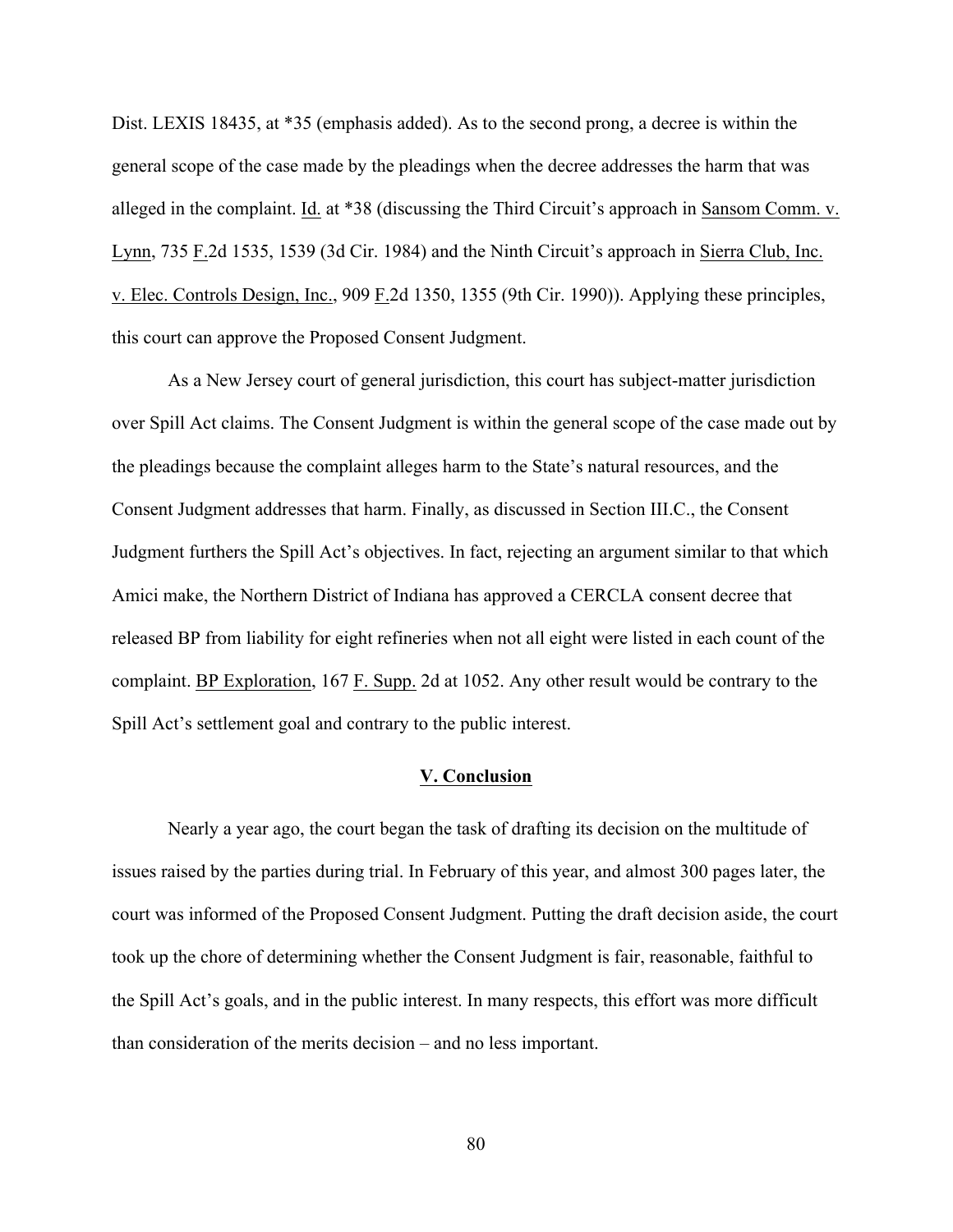Dist. LEXIS 18435, at *35 (emphasis added). As to the second prong, a decree is within the general scope of the case made by the pleadings when the decree addresses the harm that was alleged in the complaint. Id. at *38 (discussing the Third Circuit's approach in Sansom Comm. v. Lynn, 735 F.2d 1535, 1539 (3d Cir. 1984) and the Ninth Circuit's approach in Sierra Club, Inc. v. Elec. Controls Design, Inc., 909 F.2d 1350, 1355 (9th Cir. 1990)). Applying these principles, this court can approve the Proposed Consent Judgment.

As a New Jersey court of general jurisdiction, this court has subject-matter jurisdiction over Spill Act claims. The Consent Judgment is within the general scope of the case made out by the pleadings because the complaint alleges harm to the State's natural resources, and the Consent Judgment addresses that harm. Finally, as discussed in Section III.C., the Consent Judgment furthers the Spill Act's objectives. In fact, rejecting an argument similar to that which Amici make, the Northern District of Indiana has approved a CERCLA consent decree that released BP from liability for eight refineries when not all eight were listed in each count of the complaint. BP Exploration, 167 F. Supp. 2d at 1052. Any other result would be contrary to the Spill Act's settlement goal and contrary to the public interest.

## V. Conclusion

Nearly a year ago, the court began the task of drafting its decision on the multitude of issues raised by the parties during trial. In February of this year, and almost 300 pages later, the court was informed of the Proposed Consent Judgment. Putting the draft decision aside, the court took up the chore of determining whether the Consent Judgment is fair, reasonable, faithful to the Spill Act's goals, and in the public interest. In many respects, this effort was more difficult than consideration of the merits decision – and no less important.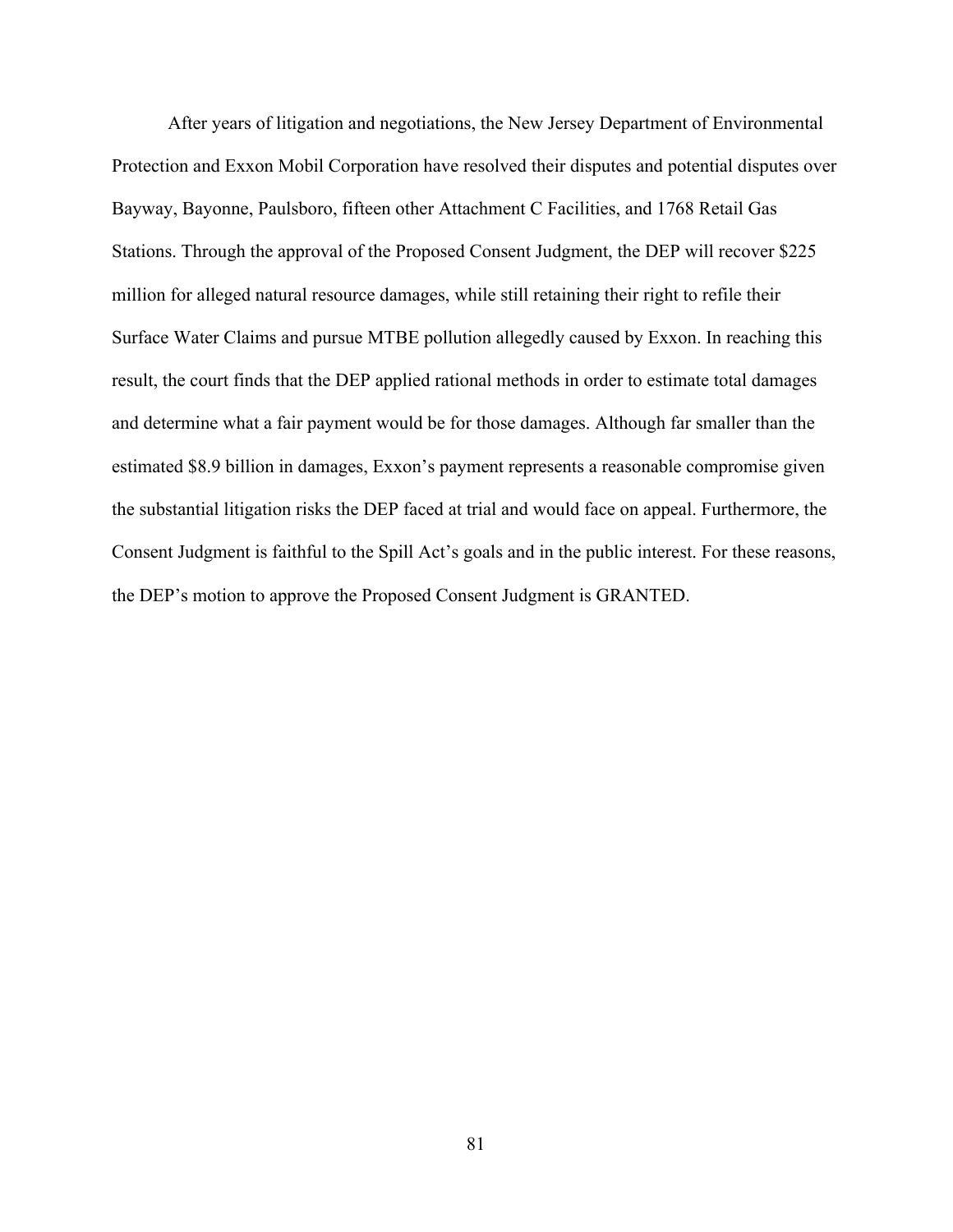After years of litigation and negotiations, the New Jersey Department of Environmental Protection and Exxon Mobil Corporation have resolved their disputes and potential disputes over Bayway, Bayonne, Paulsboro, fifteen other Attachment C Facilities, and 1768 Retail Gas Stations. Through the approval of the Proposed Consent Judgment, the DEP will recover $225 million for alleged natural resource damages, while still retaining their right to refile their Surface Water Claims and pursue MTBE pollution allegedly caused by Exxon. In reaching this result, the court finds that the DEP applied rational methods in order to estimate total damages and determine what a fair payment would be for those damages. Although far smaller than the estimated $8.9 billion in damages, Exxon's payment represents a reasonable compromise given the substantial litigation risks the DEP faced at trial and would face on appeal. Furthermore, the Consent Judgment is faithful to the Spill Act's goals and in the public interest. For these reasons, the DEP's motion to approve the Proposed Consent Judgment is GRANTED.